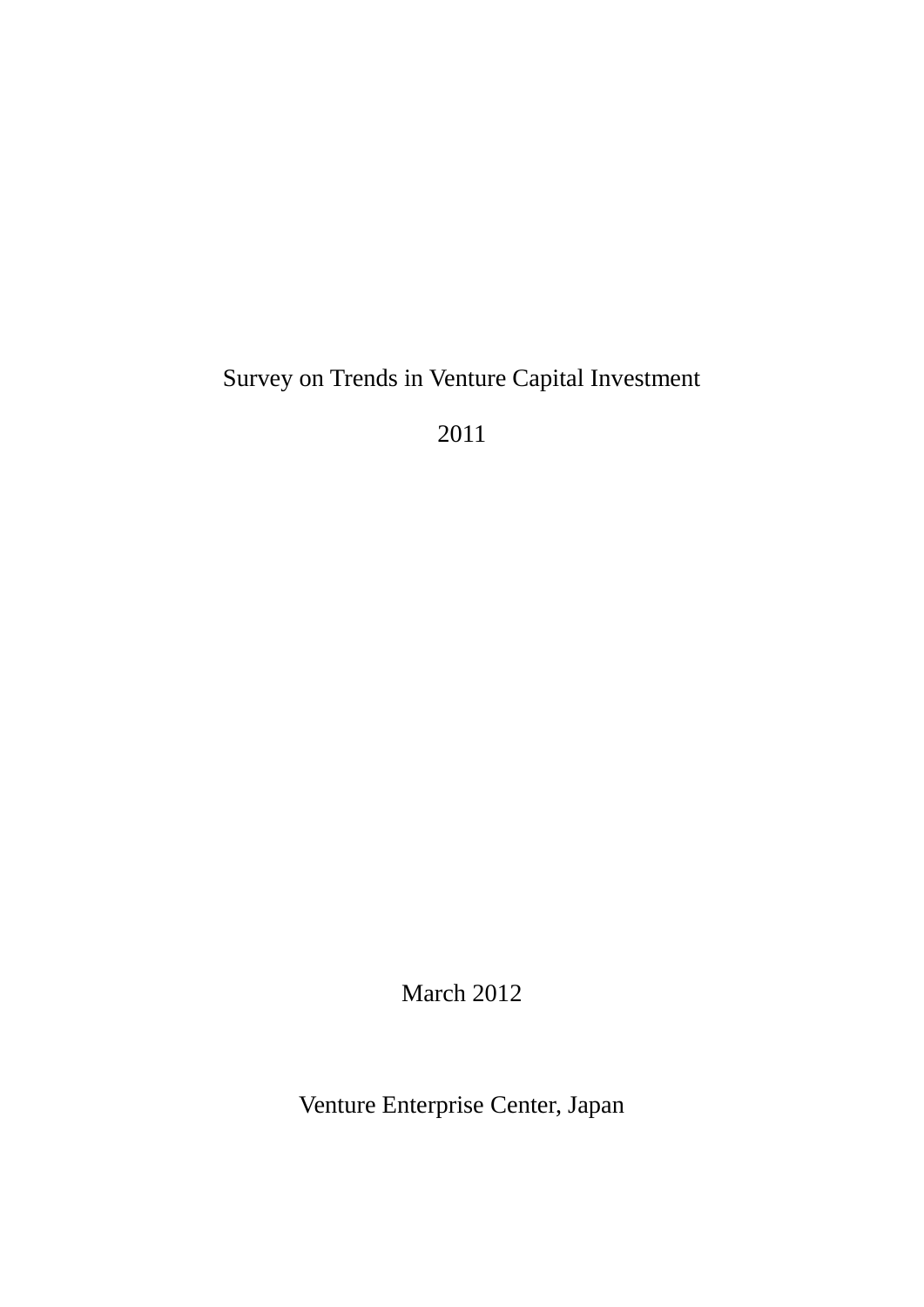# Survey on Trends in Venture Capital Investment

## 2011

March 2012

Venture Enterprise Center, Japan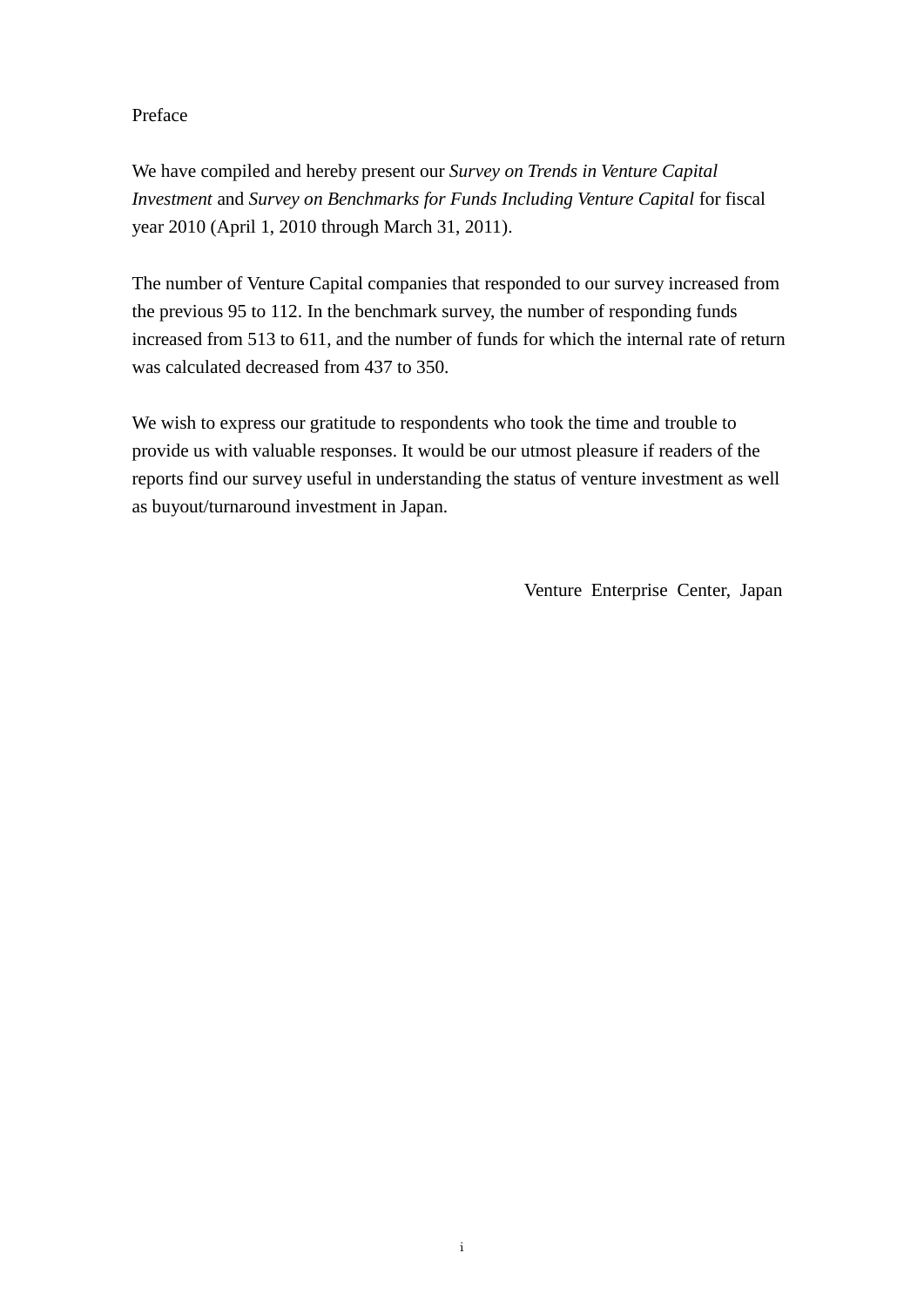# Preface

We have compiled and hereby present our *Survey on Trends in Venture Capital Investment* and *Survey on Benchmarks for Funds Including Venture Capital* for fiscal year 2010 (April 1, 2010 through March 31, 2011).

The number of Venture Capital companies that responded to our survey increased from the previous 95 to 112. In the benchmark survey, the number of responding funds increased from 513 to 611, and the number of funds for which the internal rate of return was calculated decreased from 437 to 350.

We wish to express our gratitude to respondents who took the time and trouble to provide us with valuable responses. It would be our utmost pleasure if readers of the reports find our survey useful in understanding the status of venture investment as well as buyout/turnaround investment in Japan.

Venture Enterprise Center, Japan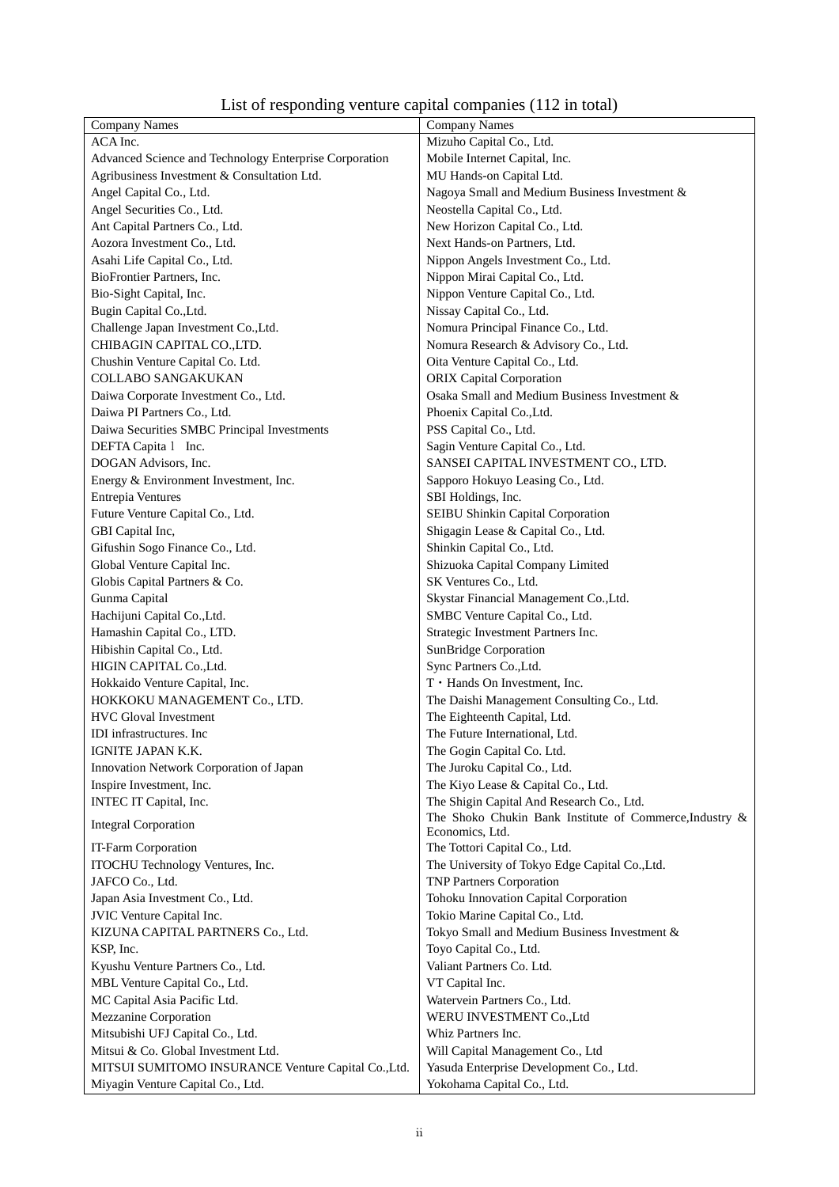List of responding venture capital companies (112 in total)

| Company Names | Company Names |
|---|---|
| ACA Inc. | Mizuho Capital Co., Ltd. |
| Advanced Science and Technology Enterprise Corporation | Mobile Internet Capital, Inc. |
| Agribusiness Investment & Consultation Ltd. | MU Hands-on Capital Ltd. |
| Angel Capital Co., Ltd. | Nagoya Small and Medium Business Investment & |
| Angel Securities Co., Ltd. | Neostella Capital Co., Ltd. |
| Ant Capital Partners Co., Ltd. | New Horizon Capital Co., Ltd. |
| Aozora Investment Co., Ltd. | Next Hands-on Partners, Ltd. |
| Asahi Life Capital Co., Ltd. | Nippon Angels Investment Co., Ltd. |
| BioFrontier Partners, Inc. | Nippon Mirai Capital Co., Ltd. |
| Bio-Sight Capital, Inc. | Nippon Venture Capital Co., Ltd. |
| Bugin Capital Co.,Ltd. | Nissay Capital Co., Ltd. |
| Challenge Japan Investment Co.,Ltd. | Nomura Principal Finance Co., Ltd. |
| CHIBAGIN CAPITAL CO.,LTD. | Nomura Research & Advisory Co., Ltd. |
| Chushin Venture Capital Co. Ltd. | Oita Venture Capital Co., Ltd. |
| COLLABO SANGAKUKAN | ORIX Capital Corporation |
| Daiwa Corporate Investment Co., Ltd. | Osaka Small and Medium Business Investment & |
| Daiwa PI Partners Co., Ltd. | Phoenix Capital Co.,Ltd. |
| Daiwa Securities SMBC Principal Investments | PSS Capital Co., Ltd. |
| DEFTA Capitaｌ Inc. | Sagin Venture Capital Co., Ltd. |
| DOGAN Advisors, Inc. | SANSEI CAPITAL INVESTMENT CO., LTD. |
| Energy & Environment Investment, Inc. | Sapporo Hokuyo Leasing Co., Ltd. |
| Entrepia Ventures | SBI Holdings, Inc. |
| Future Venture Capital Co., Ltd. | SEIBU Shinkin Capital Corporation |
| GBI Capital Inc, | Shigagin Lease & Capital Co., Ltd. |
| Gifushin Sogo Finance Co., Ltd. | Shinkin Capital Co., Ltd. |
| Global Venture Capital Inc. | Shizuoka Capital Company Limited |
| Globis Capital Partners & Co. | SK Ventures Co., Ltd. |
| Gunma Capital | Skystar Financial Management Co.,Ltd. |
| Hachijuni Capital Co.,Ltd. | SMBC Venture Capital Co., Ltd. |
| Hamashin Capital Co., LTD. | Strategic Investment Partners Inc. |
| Hibishin Capital Co., Ltd. | SunBridge Corporation |
| HIGIN CAPITAL Co.,Ltd. | Sync Partners Co.,Ltd. |
| Hokkaido Venture Capital, Inc. | T・Hands On Investment, Inc. |
| HOKKOKU MANAGEMENT Co., LTD. | The Daishi Management Consulting Co., Ltd. |
| HVC Gloval Investment | The Eighteenth Capital, Ltd. |
| IDI infrastructures. Inc | The Future International, Ltd. |
| IGNITE JAPAN K.K. | The Gogin Capital Co. Ltd. |
| Innovation Network Corporation of Japan | The Juroku Capital Co., Ltd. |
| Inspire Investment, Inc. | The Kiyo Lease & Capital Co., Ltd. |
| INTEC IT Capital, Inc. | The Shigin Capital And Research Co., Ltd. |
| Integral Corporation | The Shoko Chukin Bank Institute of Commerce,Industry & Economics, Ltd. |
| IT-Farm Corporation | The Tottori Capital Co., Ltd. |
| ITOCHU Technology Ventures, Inc. | The University of Tokyo Edge Capital Co.,Ltd. |
| JAFCO Co., Ltd. | TNP Partners Corporation |
| Japan Asia Investment Co., Ltd. | Tohoku Innovation Capital Corporation |
| JVIC Venture Capital Inc. | Tokio Marine Capital Co., Ltd. |
| KIZUNA CAPITAL PARTNERS Co., Ltd. | Tokyo Small and Medium Business Investment & |
| KSP, Inc. | Toyo Capital Co., Ltd. |
| Kyushu Venture Partners Co., Ltd. | Valiant Partners Co. Ltd. |
| MBL Venture Capital Co., Ltd. | VT Capital Inc. |
| MC Capital Asia Pacific Ltd. | Watervein Partners Co., Ltd. |
| Mezzanine Corporation | WERU INVESTMENT Co.,Ltd |
| Mitsubishi UFJ Capital Co., Ltd. | Whiz Partners Inc. |
| Mitsui & Co. Global Investment Ltd. | Will Capital Management Co., Ltd |
| MITSUI SUMITOMO INSURANCE Venture Capital Co.,Ltd. | Yasuda Enterprise Development Co., Ltd. |
| Miyagin Venture Capital Co., Ltd. | Yokohama Capital Co., Ltd. |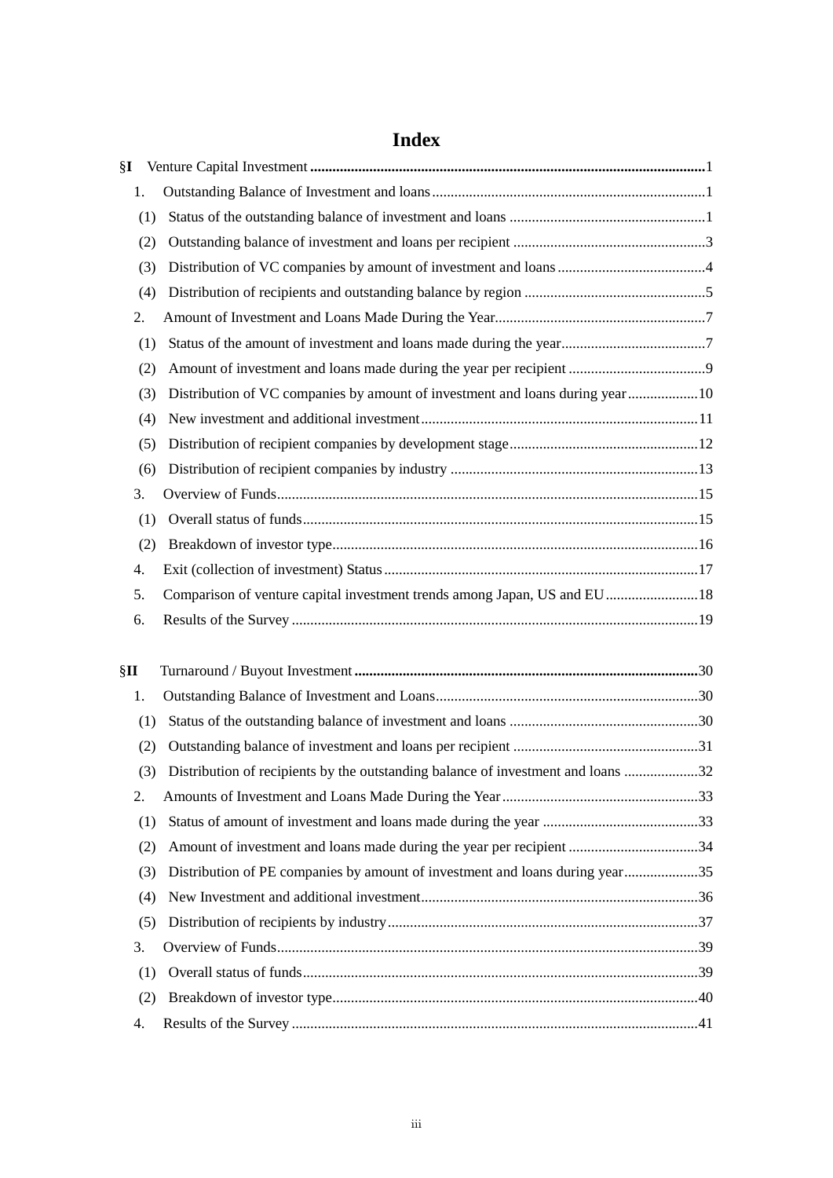# Index

**§I** Venture Capital Investment ........ **1**

1. Outstanding Balance of Investment and loans ........ 1
   - (1) Status of the outstanding balance of investment and loans ........ 1
   - (2) Outstanding balance of investment and loans per recipient ........ 3
   - (3) Distribution of VC companies by amount of investment and loans ........ 4
   - (4) Distribution of recipients and outstanding balance by region ........ 5
2. Amount of Investment and Loans Made During the Year ........ 7
   - (1) Status of the amount of investment and loans made during the year ........ 7
   - (2) Amount of investment and loans made during the year per recipient ........ 9
   - (3) Distribution of VC companies by amount of investment and loans during year ........ 10
   - (4) New investment and additional investment ........ 11
   - (5) Distribution of recipient companies by development stage ........ 12
   - (6) Distribution of recipient companies by industry ........ 13
3. Overview of Funds ........ 15
   - (1) Overall status of funds ........ 15
   - (2) Breakdown of investor type ........ 16
4. Exit (collection of investment) Status ........ 17
5. Comparison of venture capital investment trends among Japan, US and EU ........ 18
6. Results of the Survey ........ 19

**§II** Turnaround / Buyout Investment ........ **30**

1. Outstanding Balance of Investment and Loans ........ 30
   - (1) Status of the outstanding balance of investment and loans ........ 30
   - (2) Outstanding balance of investment and loans per recipient ........ 31
   - (3) Distribution of recipients by the outstanding balance of investment and loans ........ 32
2. Amounts of Investment and Loans Made During the Year ........ 33
   - (1) Status of amount of investment and loans made during the year ........ 33
   - (2) Amount of investment and loans made during the year per recipient ........ 34
   - (3) Distribution of PE companies by amount of investment and loans during year ........ 35
   - (4) New Investment and additional investment ........ 36
   - (5) Distribution of recipients by industry ........ 37
3. Overview of Funds ........ 39
   - (1) Overall status of funds ........ 39
   - (2) Breakdown of investor type ........ 40
4. Results of the Survey ........ 41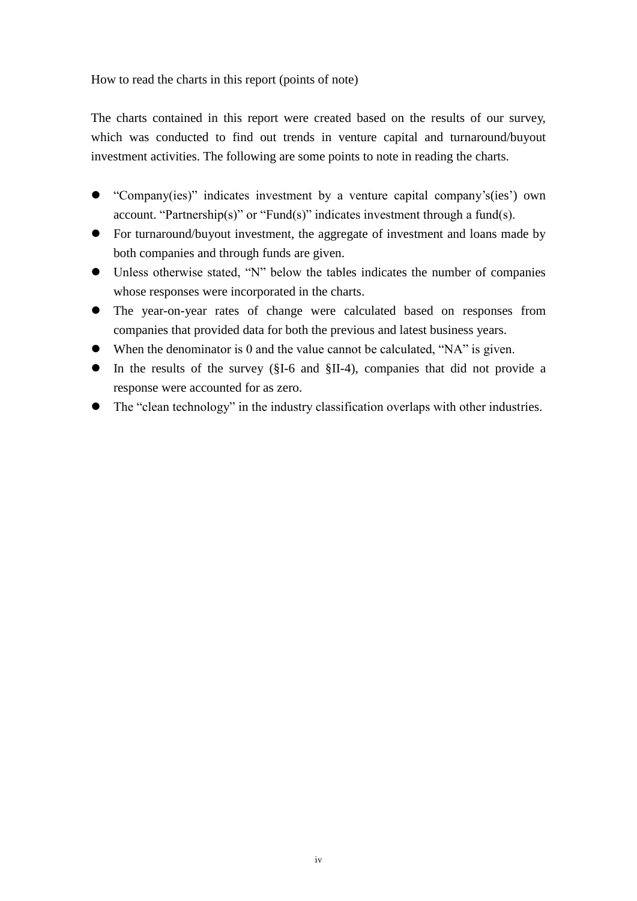How to read the charts in this report (points of note)

The charts contained in this report were created based on the results of our survey, which was conducted to find out trends in venture capital and turnaround/buyout investment activities. The following are some points to note in reading the charts.

- “Company(ies)” indicates investment by a venture capital company’s(ies’) own account. “Partnership(s)” or “Fund(s)” indicates investment through a fund(s).
- For turnaround/buyout investment, the aggregate of investment and loans made by both companies and through funds are given.
- Unless otherwise stated, “N” below the tables indicates the number of companies whose responses were incorporated in the charts.
- The year-on-year rates of change were calculated based on responses from companies that provided data for both the previous and latest business years.
- When the denominator is 0 and the value cannot be calculated, “NA” is given.
- In the results of the survey (§I-6 and §II-4), companies that did not provide a response were accounted for as zero.
- The “clean technology” in the industry classification overlaps with other industries.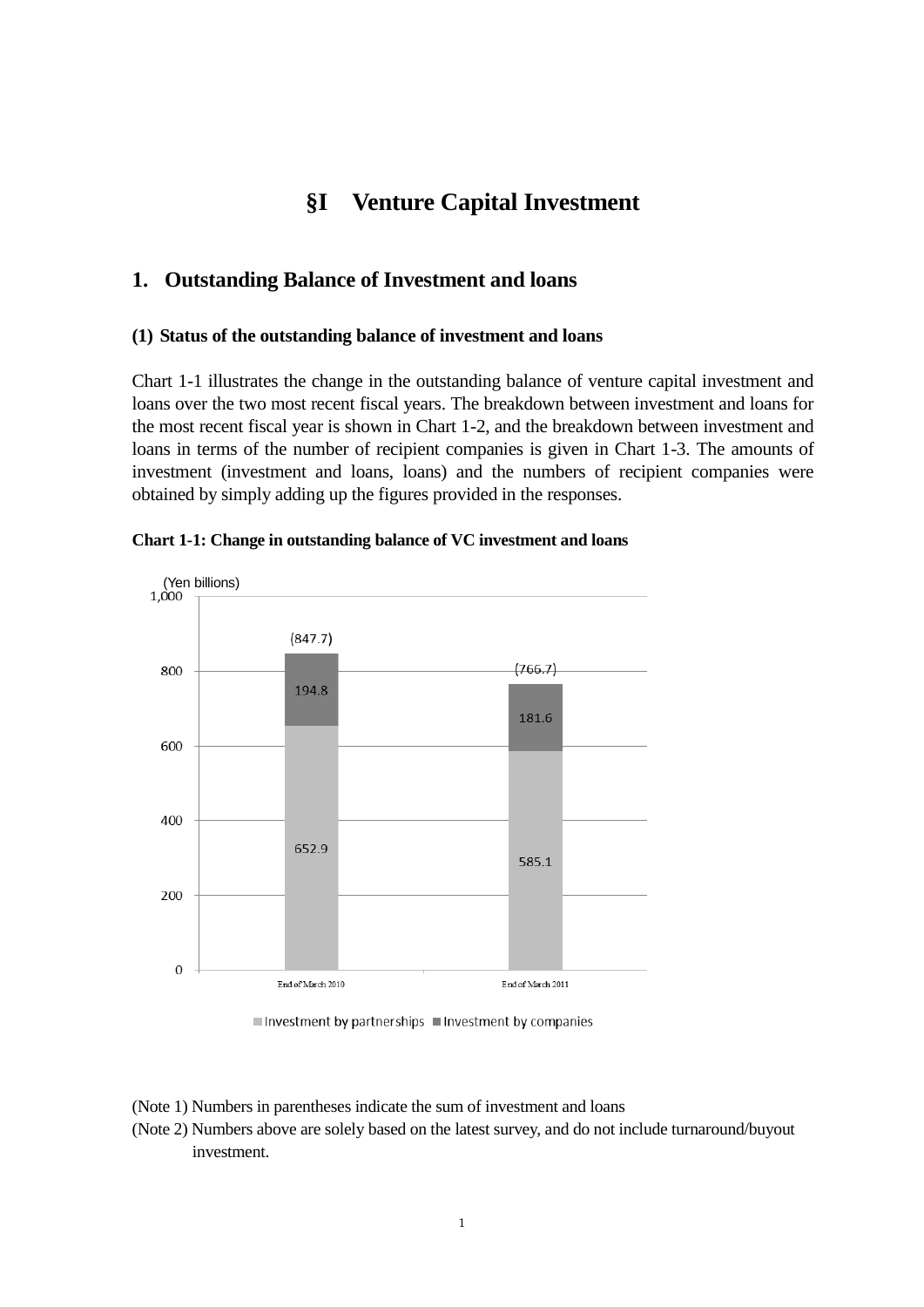# §I Venture Capital Investment

## 1. Outstanding Balance of Investment and loans

### (1) Status of the outstanding balance of investment and loans

Chart 1-1 illustrates the change in the outstanding balance of venture capital investment and loans over the two most recent fiscal years. The breakdown between investment and loans for the most recent fiscal year is shown in Chart 1-2, and the breakdown between investment and loans in terms of the number of recipient companies is given in Chart 1-3. The amounts of investment (investment and loans, loans) and the numbers of recipient companies were obtained by simply adding up the figures provided in the responses.

**Chart 1-1: Change in outstanding balance of VC investment and loans**

(Yen billions)

| | End of March 2010 | End of March 2011 |
|---|---|---|
| Investment by partnerships | 652.9 | 585.1 |
| Investment by companies | 194.8 | 181.6 |
| Total | (847.7) | (766.7) |

(Note 1) Numbers in parentheses indicate the sum of investment and loans

(Note 2) Numbers above are solely based on the latest survey, and do not include turnaround/buyout investment.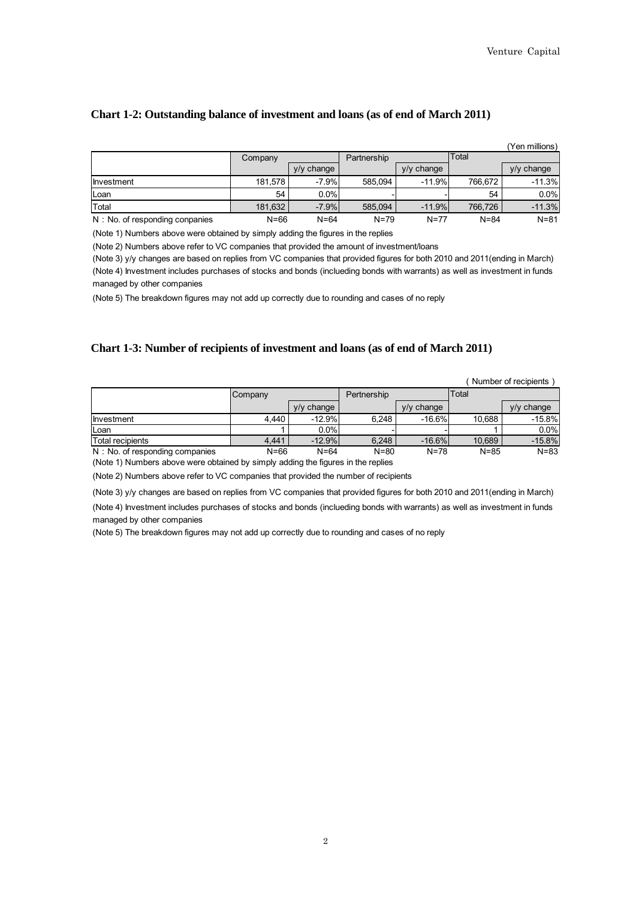## Chart 1-2: Outstanding balance of investment and loans (as of end of March 2011)

(Yen millions)

| | Company | | Partnership | | Total | |
|---|---|---|---|---|---|---|
| | | y/y change | | y/y change | | y/y change |
| Investment | 181,578 | -7.9% | 585,094 | -11.9% | 766,672 | -11.3% |
| Loan | 54 | 0.0% | - | - | 54 | 0.0% |
| Total | 181,632 | -7.9% | 585,094 | -11.9% | 766,726 | -11.3% |
| N：No. of responding conpanies | N=66 | N=64 | N=79 | N=77 | N=84 | N=81 |

(Note 1) Numbers above were obtained by simply adding the figures in the replies

(Note 2) Numbers above refer to VC companies that provided the amount of investment/loans

(Note 3) y/y changes are based on replies from VC companies that provided figures for both 2010 and 2011(ending in March)

(Note 4) Investment includes purchases of stocks and bonds (inclueding bonds with warrants) as well as investment in funds managed by other companies

(Note 5) The breakdown figures may not add up correctly due to rounding and cases of no reply

## Chart 1-3: Number of recipients of investment and loans (as of end of March 2011)

( Number of recipients )

| | Company | | Pertnership | | Total | |
|---|---|---|---|---|---|---|
| | | y/y change | | y/y change | | y/y change |
| Investment | 4,440 | -12.9% | 6,248 | -16.6% | 10,688 | -15.8% |
| Loan | 1 | 0.0% | - | - | 1 | 0.0% |
| Total recipients | 4,441 | -12.9% | 6,248 | -16.6% | 10,689 | -15.8% |
| N：No. of responding companies | N=66 | N=64 | N=80 | N=78 | N=85 | N=83 |

(Note 1) Numbers above were obtained by simply adding the figures in the replies

(Note 2) Numbers above refer to VC companies that provided the number of recipients

(Note 3) y/y changes are based on replies from VC companies that provided figures for both 2010 and 2011(ending in March)

(Note 4) Investment includes purchases of stocks and bonds (inclueding bonds with warrants) as well as investment in funds managed by other companies

(Note 5) The breakdown figures may not add up correctly due to rounding and cases of no reply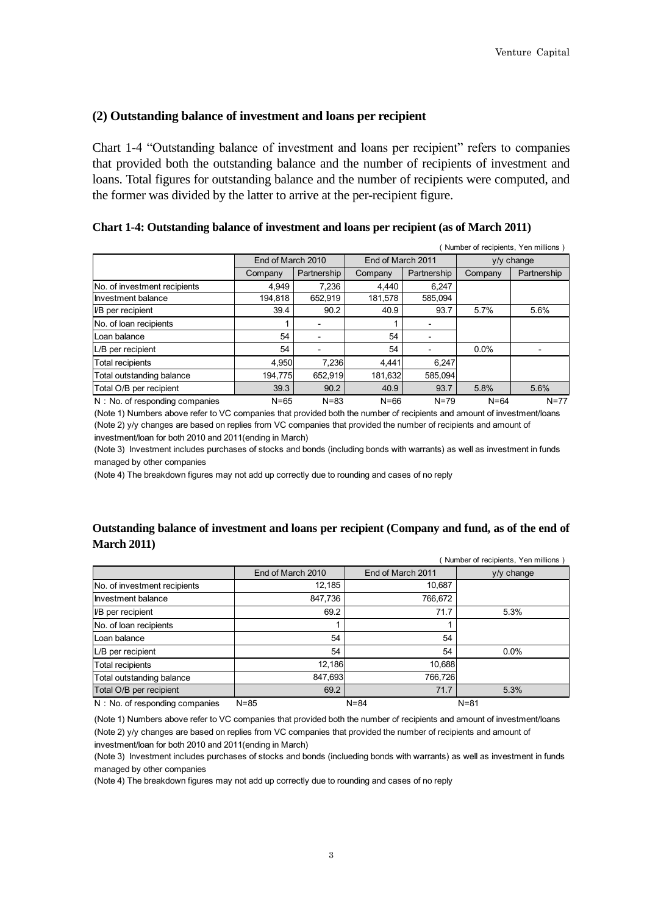## (2) Outstanding balance of investment and loans per recipient

Chart 1-4 "Outstanding balance of investment and loans per recipient" refers to companies that provided both the outstanding balance and the number of recipients of investment and loans. Total figures for outstanding balance and the number of recipients were computed, and the former was divided by the latter to arrive at the per-recipient figure.

**Chart 1-4: Outstanding balance of investment and loans per recipient (as of March 2011)**

( Number of recipients, Yen millions )

| | End of March 2010 | | End of March 2011 | | y/y change | |
|---|---|---|---|---|---|---|
| | Company | Partnership | Company | Partnership | Company | Partnership |
| No. of investment recipients | 4,949 | 7,236 | 4,440 | 6,247 | | |
| Investment balance | 194,818 | 652,919 | 181,578 | 585,094 | | |
| I/B per recipient | 39.4 | 90.2 | 40.9 | 93.7 | 5.7% | 5.6% |
| No. of loan recipients | 1 | - | 1 | - | | |
| Loan balance | 54 | - | 54 | - | | |
| L/B per recipient | 54 | - | 54 | - | 0.0% | - |
| Total recipients | 4,950 | 7,236 | 4,441 | 6,247 | | |
| Total outstanding balance | 194,775 | 652,919 | 181,632 | 585,094 | | |
| Total O/B per recipient | 39.3 | 90.2 | 40.9 | 93.7 | 5.8% | 5.6% |
| N：No. of responding companies | N=65 | N=83 | N=66 | N=79 | N=64 | N=77 |

(Note 1) Numbers above refer to VC companies that provided both the number of recipients and amount of investment/loans
(Note 2) y/y changes are based on replies from VC companies that provided the number of recipients and amount of investment/loan for both 2010 and 2011(ending in March)
(Note 3) Investment includes purchases of stocks and bonds (including bonds with warrants) as well as investment in funds managed by other companies
(Note 4) The breakdown figures may not add up correctly due to rounding and cases of no reply

**Outstanding balance of investment and loans per recipient (Company and fund, as of the end of March 2011)**

( Number of recipients, Yen millions )

| | End of March 2010 | End of March 2011 | y/y change |
|---|---|---|---|
| No. of investment recipients | 12,185 | 10,687 | |
| Investment balance | 847,736 | 766,672 | |
| I/B per recipient | 69.2 | 71.7 | 5.3% |
| No. of loan recipients | 1 | 1 | |
| Loan balance | 54 | 54 | |
| L/B per recipient | 54 | 54 | 0.0% |
| Total recipients | 12,186 | 10,688 | |
| Total outstanding balance | 847,693 | 766,726 | |
| Total O/B per recipient | 69.2 | 71.7 | 5.3% |
| N：No. of responding companies | N=85 | N=84 | N=81 |

(Note 1) Numbers above refer to VC companies that provided both the number of recipients and amount of investment/loans
(Note 2) y/y changes are based on replies from VC companies that provided the number of recipients and amount of investment/loan for both 2010 and 2011(ending in March)
(Note 3) Investment includes purchases of stocks and bonds (inclueding bonds with warrants) as well as investment in funds managed by other companies
(Note 4) The breakdown figures may not add up correctly due to rounding and cases of no reply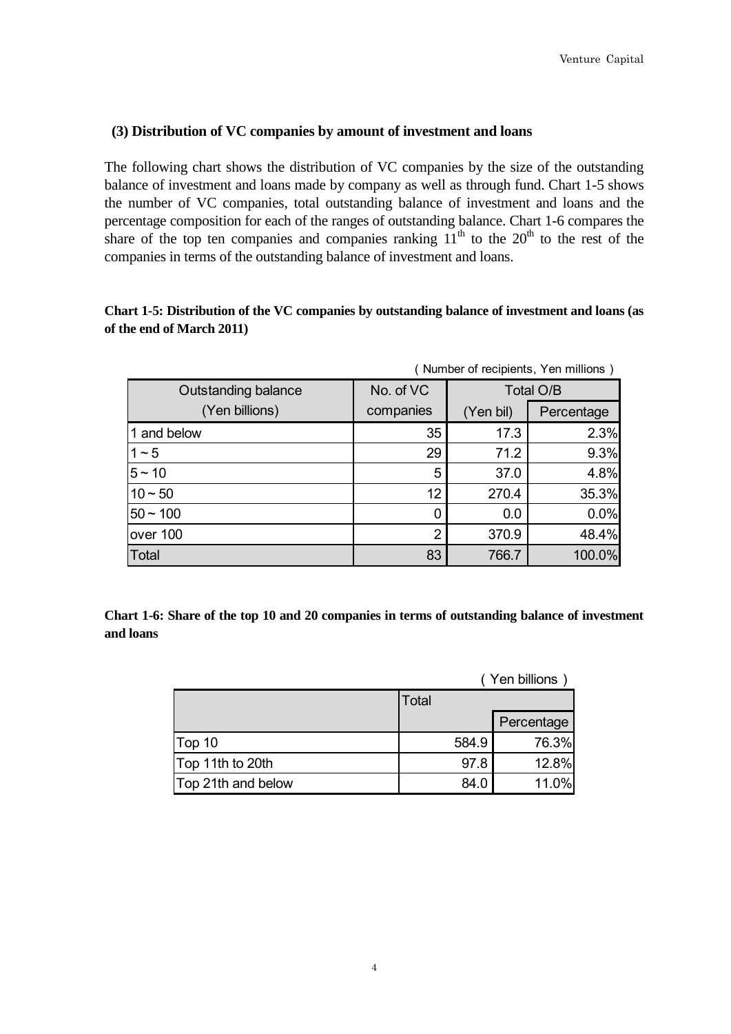### (3) Distribution of VC companies by amount of investment and loans

The following chart shows the distribution of VC companies by the size of the outstanding balance of investment and loans made by company as well as through fund. Chart 1-5 shows the number of VC companies, total outstanding balance of investment and loans and the percentage composition for each of the ranges of outstanding balance. Chart 1-6 compares the share of the top ten companies and companies ranking 11th to the 20th to the rest of the companies in terms of the outstanding balance of investment and loans.

**Chart 1-5: Distribution of the VC companies by outstanding balance of investment and loans (as of the end of March 2011)**

( Number of recipients, Yen millions )

| Outstanding balance (Yen billions) | No. of VC companies | Total O/B | |
|---|---|---|---|
| | | (Yen bil) | Percentage |
| 1 and below | 35 | 17.3 | 2.3% |
| 1 ~ 5 | 29 | 71.2 | 9.3% |
| 5 ~ 10 | 5 | 37.0 | 4.8% |
| 10 ~ 50 | 12 | 270.4 | 35.3% |
| 50 ~ 100 | 0 | 0.0 | 0.0% |
| over 100 | 2 | 370.9 | 48.4% |
| Total | 83 | 766.7 | 100.0% |

**Chart 1-6: Share of the top 10 and 20 companies in terms of outstanding balance of investment and loans**

( Yen billions )

| | Total | |
|---|---|---|
| | | Percentage |
| Top 10 | 584.9 | 76.3% |
| Top 11th to 20th | 97.8 | 12.8% |
| Top 21th and below | 84.0 | 11.0% |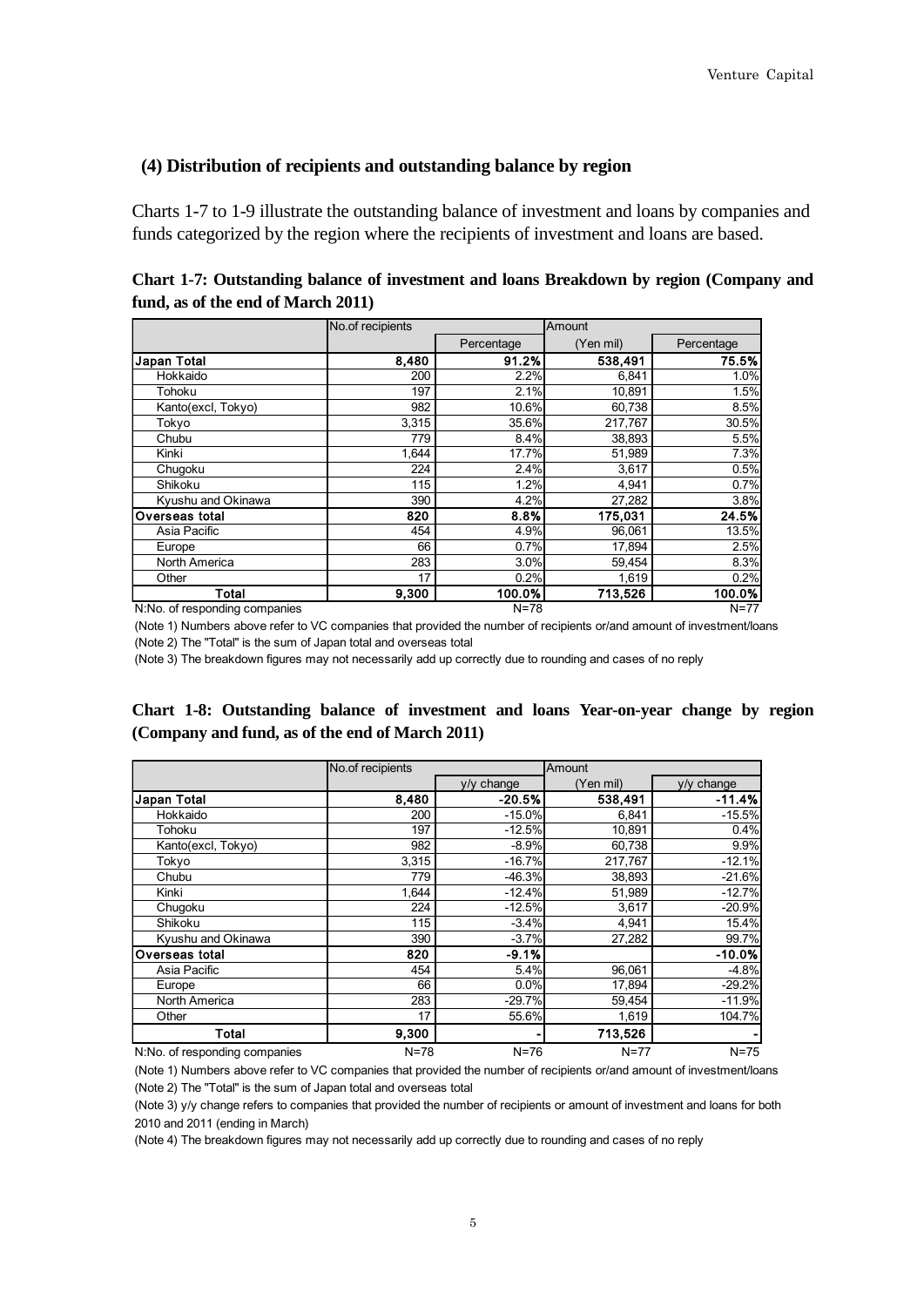### (4) Distribution of recipients and outstanding balance by region

Charts 1-7 to 1-9 illustrate the outstanding balance of investment and loans by companies and funds categorized by the region where the recipients of investment and loans are based.

**Chart 1-7: Outstanding balance of investment and loans Breakdown by region (Company and fund, as of the end of March 2011)**

| | No.of recipients | | Amount | |
|---|---|---|---|---|
| | | Percentage | (Yen mil) | Percentage |
| **Japan Total** | **8,480** | **91.2%** | **538,491** | **75.5%** |
| Hokkaido | 200 | 2.2% | 6,841 | 1.0% |
| Tohoku | 197 | 2.1% | 10,891 | 1.5% |
| Kanto(excl, Tokyo) | 982 | 10.6% | 60,738 | 8.5% |
| Tokyo | 3,315 | 35.6% | 217,767 | 30.5% |
| Chubu | 779 | 8.4% | 38,893 | 5.5% |
| Kinki | 1,644 | 17.7% | 51,989 | 7.3% |
| Chugoku | 224 | 2.4% | 3,617 | 0.5% |
| Shikoku | 115 | 1.2% | 4,941 | 0.7% |
| Kyushu and Okinawa | 390 | 4.2% | 27,282 | 3.8% |
| **Overseas total** | **820** | **8.8%** | **175,031** | **24.5%** |
| Asia Pacific | 454 | 4.9% | 96,061 | 13.5% |
| Europe | 66 | 0.7% | 17,894 | 2.5% |
| North America | 283 | 3.0% | 59,454 | 8.3% |
| Other | 17 | 0.2% | 1,619 | 0.2% |
| **Total** | **9,300** | **100.0%** | **713,526** | **100.0%** |
| N:No. of responding companies | | N=78 | | N=77 |

(Note 1) Numbers above refer to VC companies that provided the number of recipients or/and amount of investment/loans

(Note 2) The "Total" is the sum of Japan total and overseas total

(Note 3) The breakdown figures may not necessarily add up correctly due to rounding and cases of no reply

**Chart 1-8: Outstanding balance of investment and loans Year-on-year change by region (Company and fund, as of the end of March 2011)**

| | No.of recipients | | Amount | |
|---|---|---|---|---|
| | | y/y change | (Yen mil) | y/y change |
| **Japan Total** | **8,480** | **-20.5%** | **538,491** | **-11.4%** |
| Hokkaido | 200 | -15.0% | 6,841 | -15.5% |
| Tohoku | 197 | -12.5% | 10,891 | 0.4% |
| Kanto(excl, Tokyo) | 982 | -8.9% | 60,738 | 9.9% |
| Tokyo | 3,315 | -16.7% | 217,767 | -12.1% |
| Chubu | 779 | -46.3% | 38,893 | -21.6% |
| Kinki | 1,644 | -12.4% | 51,989 | -12.7% |
| Chugoku | 224 | -12.5% | 3,617 | -20.9% |
| Shikoku | 115 | -3.4% | 4,941 | 15.4% |
| Kyushu and Okinawa | 390 | -3.7% | 27,282 | 99.7% |
| **Overseas total** | **820** | **-9.1%** | | **-10.0%** |
| Asia Pacific | 454 | 5.4% | 96,061 | -4.8% |
| Europe | 66 | 0.0% | 17,894 | -29.2% |
| North America | 283 | -29.7% | 59,454 | -11.9% |
| Other | 17 | 55.6% | 1,619 | 104.7% |
| **Total** | **9,300** | - | **713,526** | - |
| N:No. of responding companies | N=78 | N=76 | N=77 | N=75 |

(Note 1) Numbers above refer to VC companies that provided the number of recipients or/and amount of investment/loans

(Note 2) The "Total" is the sum of Japan total and overseas total

(Note 3) y/y change refers to companies that provided the number of recipients or amount of investment and loans for both 2010 and 2011 (ending in March)

(Note 4) The breakdown figures may not necessarily add up correctly due to rounding and cases of no reply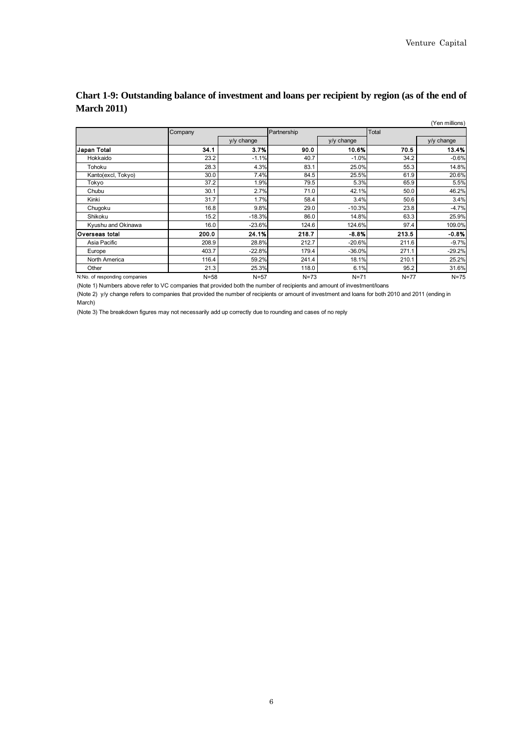## Chart 1-9: Outstanding balance of investment and loans per recipient by region (as of the end of March 2011)

(Yen millions)

| | Company | | Partnership | | Total | |
|---|---|---|---|---|---|---|
| | | y/y change | | y/y change | | y/y change |
| **Japan Total** | **34.1** | **3.7%** | **90.0** | **10.6%** | **70.5** | **13.4%** |
| Hokkaido | 23.2 | -1.1% | 40.7 | -1.0% | 34.2 | -0.6% |
| Tohoku | 28.3 | 4.3% | 83.1 | 25.0% | 55.3 | 14.8% |
| Kanto(excl, Tokyo) | 30.0 | 7.4% | 84.5 | 25.5% | 61.9 | 20.6% |
| Tokyo | 37.2 | 1.9% | 79.5 | 5.3% | 65.9 | 5.5% |
| Chubu | 30.1 | 2.7% | 71.0 | 42.1% | 50.0 | 46.2% |
| Kinki | 31.7 | 1.7% | 58.4 | 3.4% | 50.6 | 3.4% |
| Chugoku | 16.8 | 9.8% | 29.0 | -10.3% | 23.8 | -4.7% |
| Shikoku | 15.2 | -18.3% | 86.0 | 14.8% | 63.3 | 25.9% |
| Kyushu and Okinawa | 16.0 | -23.6% | 124.6 | 124.6% | 97.4 | 109.0% |
| **Overseas total** | **200.0** | **24.1%** | **218.7** | **-8.8%** | **213.5** | **-0.8%** |
| Asia Pacific | 208.9 | 28.8% | 212.7 | -20.6% | 211.6 | -9.7% |
| Europe | 403.7 | -22.8% | 179.4 | -36.0% | 271.1 | -29.2% |
| North America | 116.4 | 59.2% | 241.4 | 18.1% | 210.1 | 25.2% |
| Other | 21.3 | 25.3% | 118.0 | 6.1% | 95.2 | 31.6% |
| N:No. of responding companies | N=58 | N=57 | N=73 | N=71 | N=77 | N=75 |

(Note 1) Numbers above refer to VC companies that provided both the number of recipients and amount of investment/loans

(Note 2) y/y change refers to companies that provided the number of recipients or amount of investment and loans for both 2010 and 2011 (ending in March)

(Note 3) The breakdown figures may not necessarily add up correctly due to rounding and cases of no reply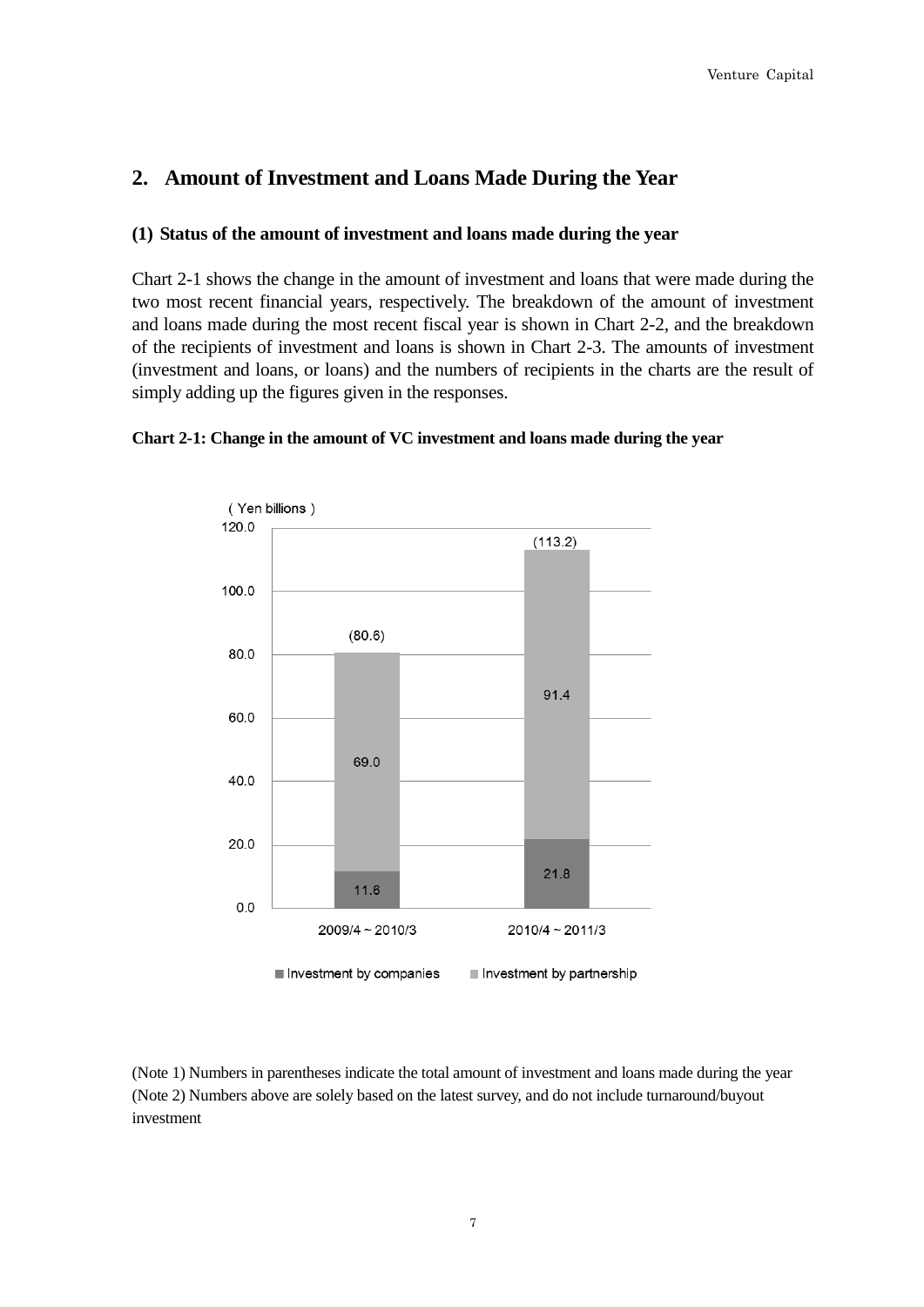## 2. Amount of Investment and Loans Made During the Year

### (1) Status of the amount of investment and loans made during the year

Chart 2-1 shows the change in the amount of investment and loans that were made during the two most recent financial years, respectively. The breakdown of the amount of investment and loans made during the most recent fiscal year is shown in Chart 2-2, and the breakdown of the recipients of investment and loans is shown in Chart 2-3. The amounts of investment (investment and loans, or loans) and the numbers of recipients in the charts are the result of simply adding up the figures given in the responses.

**Chart 2-1: Change in the amount of VC investment and loans made during the year**

(Yen billions)

| | 2009/4 ~ 2010/3 | 2010/4 ~ 2011/3 |
|---|---|---|
| Investment by companies | 11.6 | 21.8 |
| Investment by partnership | 69.0 | 91.4 |
| Total | (80.6) | (113.2) |

(Note 1) Numbers in parentheses indicate the total amount of investment and loans made during the year
(Note 2) Numbers above are solely based on the latest survey, and do not include turnaround/buyout investment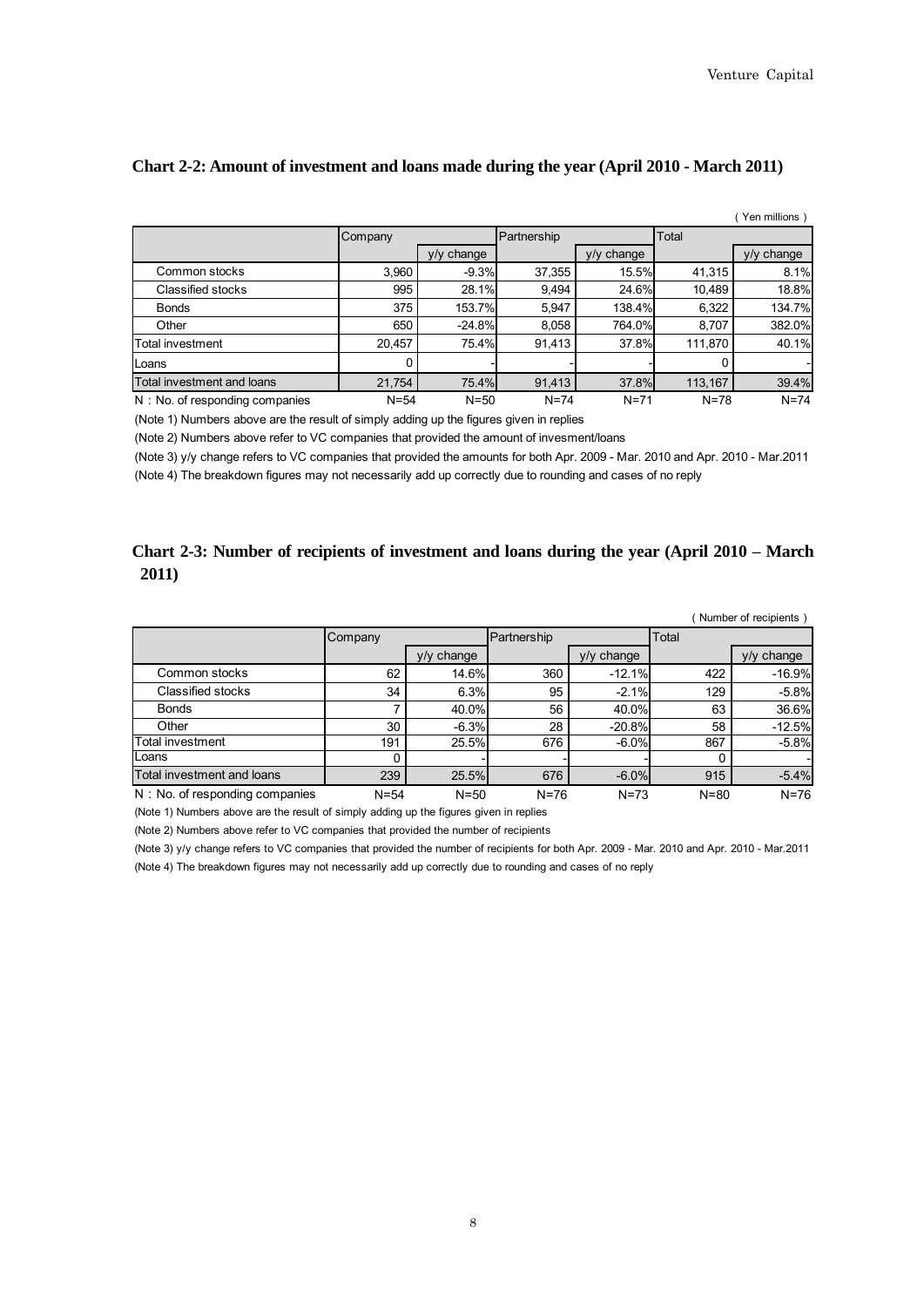## Chart 2-2: Amount of investment and loans made during the year (April 2010 - March 2011)

( Yen millions )

| | Company | | Partnership | | Total | |
|---|---|---|---|---|---|---|
| | | y/y change | | y/y change | | y/y change |
| Common stocks | 3,960 | -9.3% | 37,355 | 15.5% | 41,315 | 8.1% |
| Classified stocks | 995 | 28.1% | 9,494 | 24.6% | 10,489 | 18.8% |
| Bonds | 375 | 153.7% | 5,947 | 138.4% | 6,322 | 134.7% |
| Other | 650 | -24.8% | 8,058 | 764.0% | 8,707 | 382.0% |
| Total investment | 20,457 | 75.4% | 91,413 | 37.8% | 111,870 | 40.1% |
| Loans | 0 | - | - | - | 0 | - |
| Total investment and loans | 21,754 | 75.4% | 91,413 | 37.8% | 113,167 | 39.4% |
| N：No. of responding companies | N=54 | N=50 | N=74 | N=71 | N=78 | N=74 |

(Note 1) Numbers above are the result of simply adding up the figures given in replies

(Note 2) Numbers above refer to VC companies that provided the amount of invesment/loans

(Note 3) y/y change refers to VC companies that provided the amounts for both Apr. 2009 - Mar. 2010 and Apr. 2010 - Mar.2011

(Note 4) The breakdown figures may not necessarily add up correctly due to rounding and cases of no reply

## Chart 2-3: Number of recipients of investment and loans during the year (April 2010 – March 2011)

( Number of recipients )

| | Company | | Partnership | | Total | |
|---|---|---|---|---|---|---|
| | | y/y change | | y/y change | | y/y change |
| Common stocks | 62 | 14.6% | 360 | -12.1% | 422 | -16.9% |
| Classified stocks | 34 | 6.3% | 95 | -2.1% | 129 | -5.8% |
| Bonds | 7 | 40.0% | 56 | 40.0% | 63 | 36.6% |
| Other | 30 | -6.3% | 28 | -20.8% | 58 | -12.5% |
| Total investment | 191 | 25.5% | 676 | -6.0% | 867 | -5.8% |
| Loans | 0 | - | - | - | 0 | - |
| Total investment and loans | 239 | 25.5% | 676 | -6.0% | 915 | -5.4% |
| N：No. of responding companies | N=54 | N=50 | N=76 | N=73 | N=80 | N=76 |

(Note 1) Numbers above are the result of simply adding up the figures given in replies

(Note 2) Numbers above refer to VC companies that provided the number of recipients

(Note 3) y/y change refers to VC companies that provided the number of recipients for both Apr. 2009 - Mar. 2010 and Apr. 2010 - Mar.2011

(Note 4) The breakdown figures may not necessarily add up correctly due to rounding and cases of no reply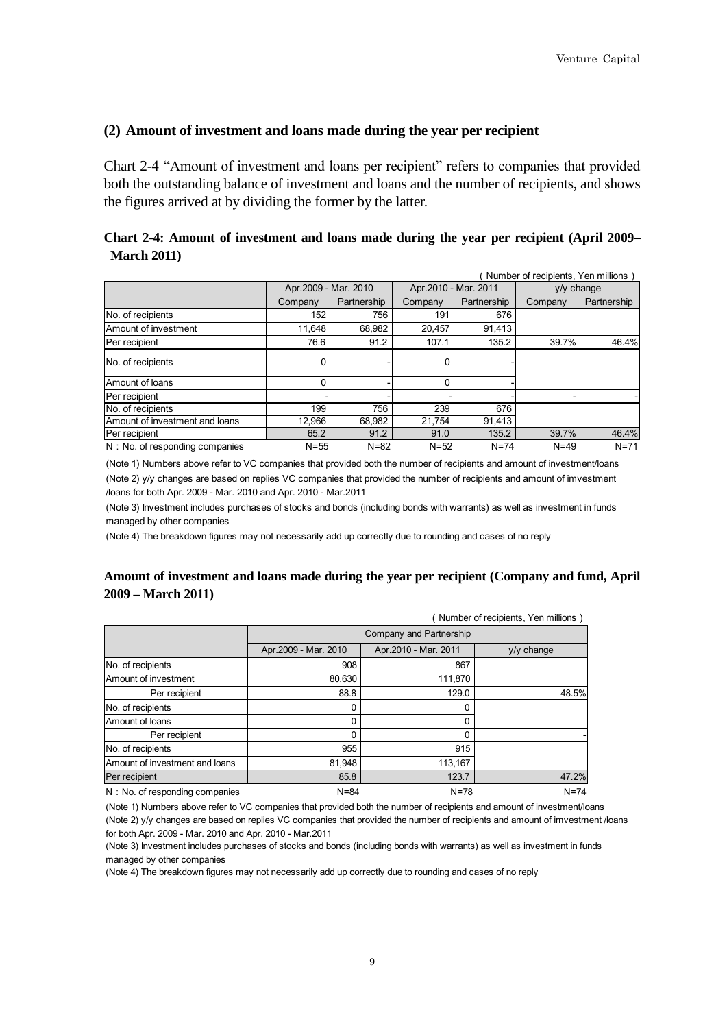## (2) Amount of investment and loans made during the year per recipient

Chart 2-4 "Amount of investment and loans per recipient" refers to companies that provided both the outstanding balance of investment and loans and the number of recipients, and shows the figures arrived at by dividing the former by the latter.

**Chart 2-4: Amount of investment and loans made during the year per recipient (April 2009– March 2011)**

( Number of recipients, Yen millions )

| | Apr.2009 - Mar. 2010 | | Apr.2010 - Mar. 2011 | | y/y change | |
|---|---|---|---|---|---|---|
| | Company | Partnership | Company | Partnership | Company | Partnership |
| No. of recipients | 152 | 756 | 191 | 676 | | |
| Amount of investment | 11,648 | 68,982 | 20,457 | 91,413 | | |
| Per recipient | 76.6 | 91.2 | 107.1 | 135.2 | 39.7% | 46.4% |
| No. of recipients | 0 | - | 0 | - | | |
| Amount of loans | 0 | - | 0 | - | | |
| Per recipient | - | - | - | - | - | - |
| No. of recipients | 199 | 756 | 239 | 676 | | |
| Amount of investment and loans | 12,966 | 68,982 | 21,754 | 91,413 | | |
| Per recipient | 65.2 | 91.2 | 91.0 | 135.2 | 39.7% | 46.4% |
| N : No. of responding companies | N=55 | N=82 | N=52 | N=74 | N=49 | N=71 |

(Note 1) Numbers above refer to VC companies that provided both the number of recipients and amount of investment/loans

(Note 2) y/y changes are based on replies VC companies that provided the number of recipients and amount of imvestment /loans for both Apr. 2009 - Mar. 2010 and Apr. 2010 - Mar.2011

(Note 3) Investment includes purchases of stocks and bonds (including bonds with warrants) as well as investment in funds managed by other companies

(Note 4) The breakdown figures may not necessarily add up correctly due to rounding and cases of no reply

**Amount of investment and loans made during the year per recipient (Company and fund, April 2009 – March 2011)**

( Number of recipients, Yen millions )

| | Company and Partnership | | |
|---|---|---|---|
| | Apr.2009 - Mar. 2010 | Apr.2010 - Mar. 2011 | y/y change |
| No. of recipients | 908 | 867 | |
| Amount of investment | 80,630 | 111,870 | |
| Per recipient | 88.8 | 129.0 | 48.5% |
| No. of recipients | 0 | 0 | |
| Amount of loans | 0 | 0 | |
| Per recipient | 0 | 0 | - |
| No. of recipients | 955 | 915 | |
| Amount of investment and loans | 81,948 | 113,167 | |
| Per recipient | 85.8 | 123.7 | 47.2% |
| N : No. of responding companies | N=84 | N=78 | N=74 |

(Note 1) Numbers above refer to VC companies that provided both the number of recipients and amount of investment/loans

(Note 2) y/y changes are based on replies VC companies that provided the number of recipients and amount of imvestment /loans for both Apr. 2009 - Mar. 2010 and Apr. 2010 - Mar.2011

(Note 3) Investment includes purchases of stocks and bonds (including bonds with warrants) as well as investment in funds managed by other companies

(Note 4) The breakdown figures may not necessarily add up correctly due to rounding and cases of no reply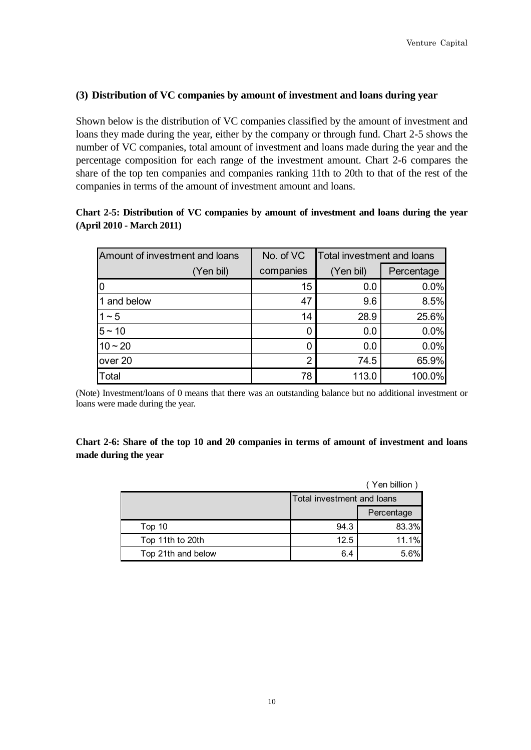### (3) Distribution of VC companies by amount of investment and loans during year

Shown below is the distribution of VC companies classified by the amount of investment and loans they made during the year, either by the company or through fund. Chart 2-5 shows the number of VC companies, total amount of investment and loans made during the year and the percentage composition for each range of the investment amount. Chart 2-6 compares the share of the top ten companies and companies ranking 11th to 20th to that of the rest of the companies in terms of the amount of investment amount and loans.

**Chart 2-5: Distribution of VC companies by amount of investment and loans during the year (April 2010 - March 2011)**

| Amount of investment and loans (Yen bil) | No. of VC companies | Total investment and loans (Yen bil) | Percentage |
|---|---|---|---|
| 0 | 15 | 0.0 | 0.0% |
| 1 and below | 47 | 9.6 | 8.5% |
| 1 ~ 5 | 14 | 28.9 | 25.6% |
| 5 ~ 10 | 0 | 0.0 | 0.0% |
| 10 ~ 20 | 0 | 0.0 | 0.0% |
| over 20 | 2 | 74.5 | 65.9% |
| Total | 78 | 113.0 | 100.0% |

(Note) Investment/loans of 0 means that there was an outstanding balance but no additional investment or loans were made during the year.

**Chart 2-6: Share of the top 10 and 20 companies in terms of amount of investment and loans made during the year**

( Yen billion )

| | Total investment and loans | Percentage |
|---|---|---|
| Top 10 | 94.3 | 83.3% |
| Top 11th to 20th | 12.5 | 11.1% |
| Top 21th and below | 6.4 | 5.6% |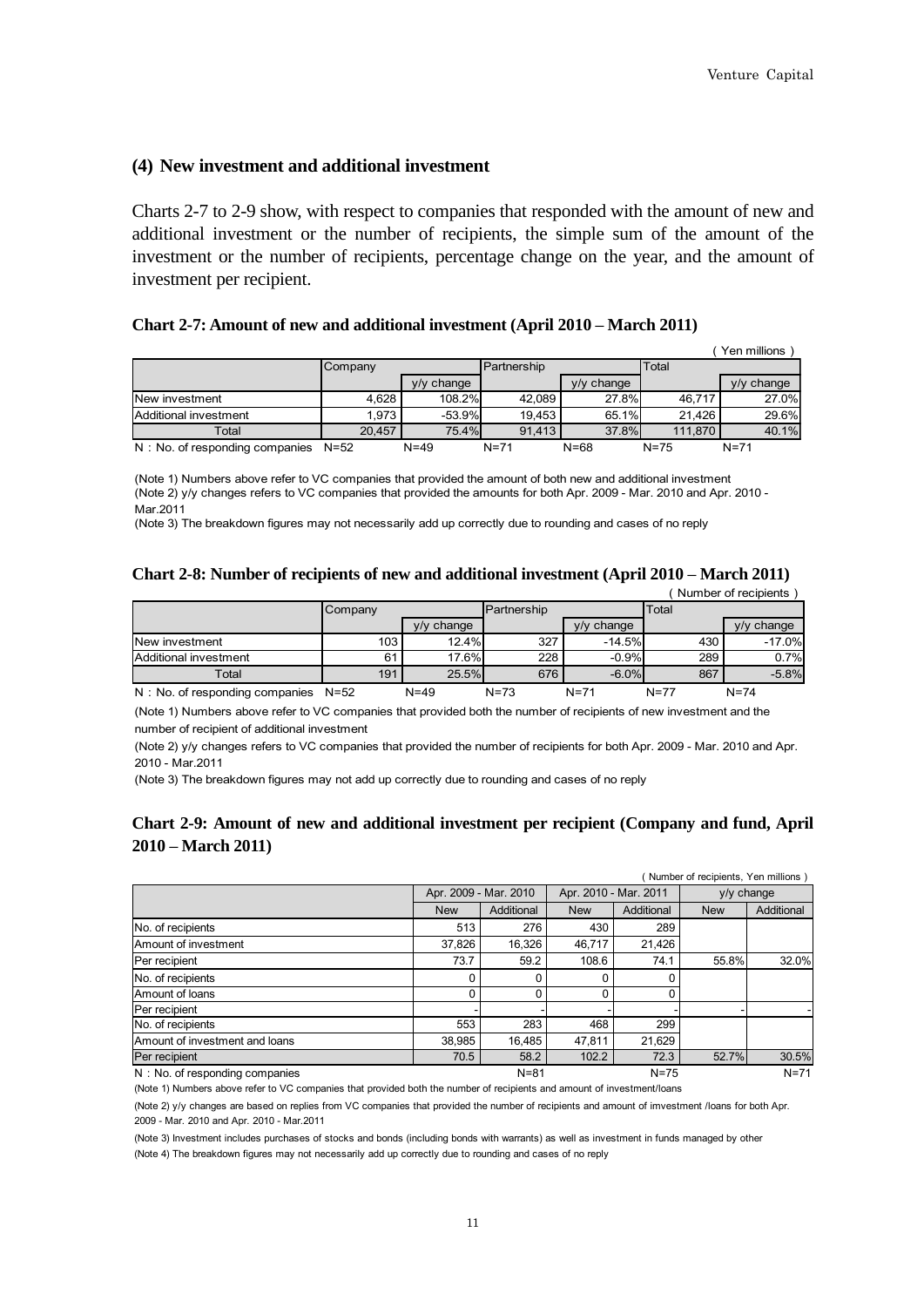### (4) New investment and additional investment

Charts 2-7 to 2-9 show, with respect to companies that responded with the amount of new and additional investment or the number of recipients, the simple sum of the amount of the investment or the number of recipients, percentage change on the year, and the amount of investment per recipient.

**Chart 2-7: Amount of new and additional investment (April 2010 – March 2011)**

( Yen millions )

| | Company | | Partnership | | Total | |
|---|---|---|---|---|---|---|
| | | y/y change | | y/y change | | y/y change |
| New investment | 4,628 | 108.2% | 42,089 | 27.8% | 46,717 | 27.0% |
| Additional investment | 1,973 | -53.9% | 19,453 | 65.1% | 21,426 | 29.6% |
| Total | 20,457 | 75.4% | 91,413 | 37.8% | 111,870 | 40.1% |
| N：No. of responding companies | N=52 | N=49 | N=71 | N=68 | N=75 | N=71 |

(Note 1) Numbers above refer to VC companies that provided the amount of both new and additional investment
(Note 2) y/y changes refers to VC companies that provided the amounts for both Apr. 2009 - Mar. 2010 and Apr. 2010 - Mar.2011
(Note 3) The breakdown figures may not necessarily add up correctly due to rounding and cases of no reply

**Chart 2-8: Number of recipients of new and additional investment (April 2010 – March 2011)**

( Number of recipients )

| | Company | | Partnership | | Total | |
|---|---|---|---|---|---|---|
| | | y/y change | | y/y change | | y/y change |
| New investment | 103 | 12.4% | 327 | -14.5% | 430 | -17.0% |
| Additional investment | 61 | 17.6% | 228 | -0.9% | 289 | 0.7% |
| Total | 191 | 25.5% | 676 | -6.0% | 867 | -5.8% |
| N：No. of responding companies | N=52 | N=49 | N=73 | N=71 | N=77 | N=74 |

(Note 1) Numbers above refer to VC companies that provided both the number of recipients of new investment and the number of recipient of additional investment
(Note 2) y/y changes refers to VC companies that provided the number of recipients for both Apr. 2009 - Mar. 2010 and Apr. 2010 - Mar.2011
(Note 3) The breakdown figures may not add up correctly due to rounding and cases of no reply

**Chart 2-9: Amount of new and additional investment per recipient (Company and fund, April 2010 – March 2011)**

( Number of recipients, Yen millions )

| | Apr. 2009 - Mar. 2010 | | Apr. 2010 - Mar. 2011 | | y/y change | |
|---|---|---|---|---|---|---|
| | New | Additional | New | Additional | New | Additional |
| No. of recipients | 513 | 276 | 430 | 289 | | |
| Amount of investment | 37,826 | 16,326 | 46,717 | 21,426 | | |
| Per recipient | 73.7 | 59.2 | 108.6 | 74.1 | 55.8% | 32.0% |
| No. of recipients | 0 | 0 | 0 | 0 | | |
| Amount of loans | 0 | 0 | 0 | 0 | | |
| Per recipient | - | - | - | - | - | - |
| No. of recipients | 553 | 283 | 468 | 299 | | |
| Amount of investment and loans | 38,985 | 16,485 | 47,811 | 21,629 | | |
| Per recipient | 70.5 | 58.2 | 102.2 | 72.3 | 52.7% | 30.5% |
| N：No. of responding companies | | N=81 | | N=75 | | N=71 |

(Note 1) Numbers above refer to VC companies that provided both the number of recipients and amount of investment/loans
(Note 2) y/y changes are based on replies from VC companies that provided the number of recipients and amount of investment /loans for both Apr. 2009 - Mar. 2010 and Apr. 2010 - Mar.2011
(Note 3) Investment includes purchases of stocks and bonds (including bonds with warrants) as well as investment in funds managed by other
(Note 4) The breakdown figures may not necessarily add up correctly due to rounding and cases of no reply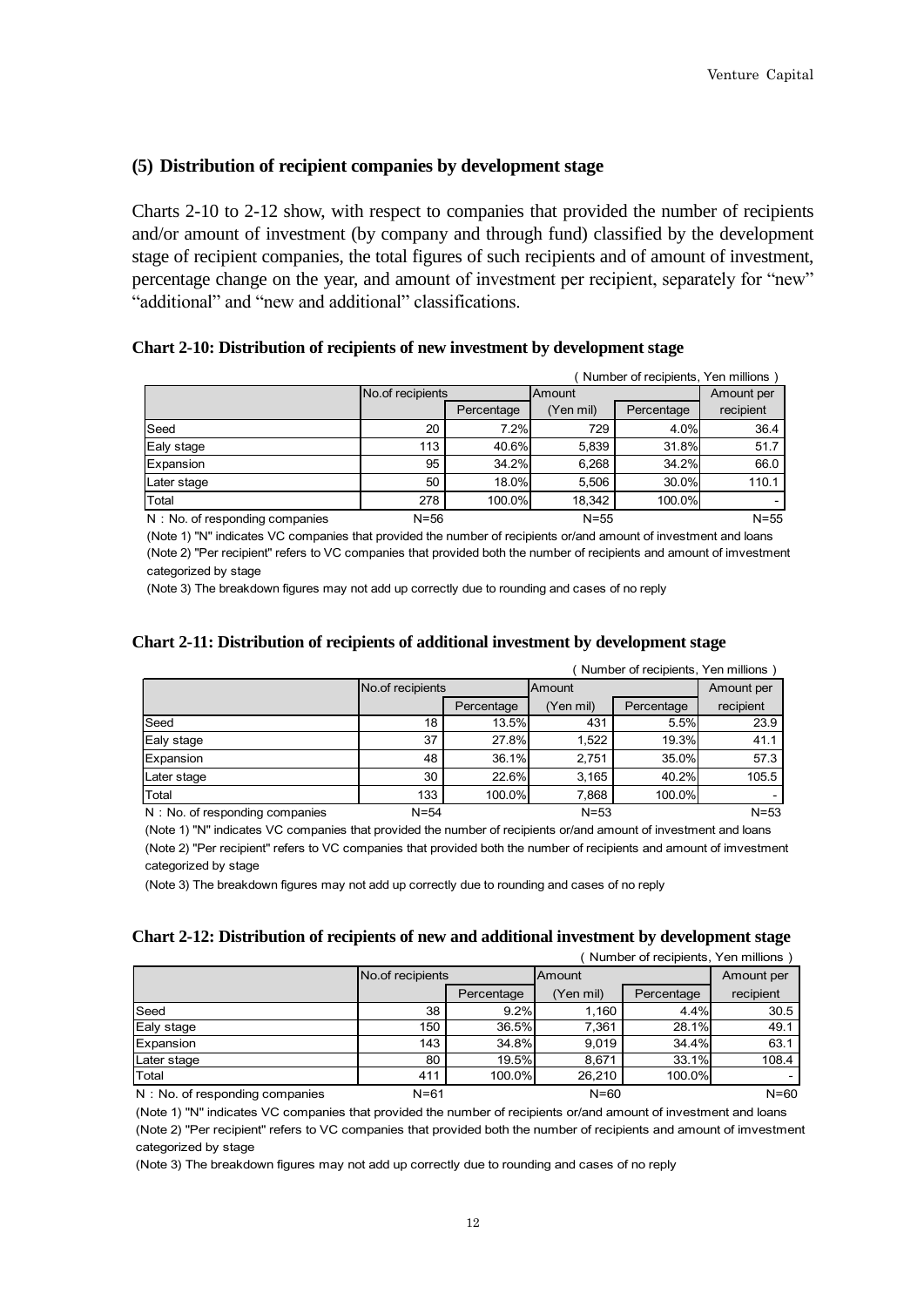### (5) Distribution of recipient companies by development stage

Charts 2-10 to 2-12 show, with respect to companies that provided the number of recipients and/or amount of investment (by company and through fund) classified by the development stage of recipient companies, the total figures of such recipients and of amount of investment, percentage change on the year, and amount of investment per recipient, separately for "new" "additional" and "new and additional" classifications.

**Chart 2-10: Distribution of recipients of new investment by development stage**

( Number of recipients, Yen millions )

| | No.of recipients | | Amount | | Amount per |
|---|---|---|---|---|---|
| | | Percentage | (Yen mil) | Percentage | recipient |
| Seed | 20 | 7.2% | 729 | 4.0% | 36.4 |
| Ealy stage | 113 | 40.6% | 5,839 | 31.8% | 51.7 |
| Expansion | 95 | 34.2% | 6,268 | 34.2% | 66.0 |
| Later stage | 50 | 18.0% | 5,506 | 30.0% | 110.1 |
| Total | 278 | 100.0% | 18,342 | 100.0% | - |
| N：No. of responding companies | N=56 | | N=55 | | N=55 |

(Note 1) "N" indicates VC companies that provided the number of recipients or/and amount of investment and loans

(Note 2) "Per recipient" refers to VC companies that provided both the number of recipients and amount of imvestment categorized by stage

(Note 3) The breakdown figures may not add up correctly due to rounding and cases of no reply

**Chart 2-11: Distribution of recipients of additional investment by development stage**

( Number of recipients, Yen millions )

| | No.of recipients | | Amount | | Amount per |
|---|---|---|---|---|---|
| | | Percentage | (Yen mil) | Percentage | recipient |
| Seed | 18 | 13.5% | 431 | 5.5% | 23.9 |
| Ealy stage | 37 | 27.8% | 1,522 | 19.3% | 41.1 |
| Expansion | 48 | 36.1% | 2,751 | 35.0% | 57.3 |
| Later stage | 30 | 22.6% | 3,165 | 40.2% | 105.5 |
| Total | 133 | 100.0% | 7,868 | 100.0% | - |
| N：No. of responding companies | N=54 | | N=53 | | N=53 |

(Note 1) "N" indicates VC companies that provided the number of recipients or/and amount of investment and loans

(Note 2) "Per recipient" refers to VC companies that provided both the number of recipients and amount of imvestment categorized by stage

(Note 3) The breakdown figures may not add up correctly due to rounding and cases of no reply

**Chart 2-12: Distribution of recipients of new and additional investment by development stage**

( Number of recipients, Yen millions )

| | No.of recipients | | Amount | | Amount per |
|---|---|---|---|---|---|
| | | Percentage | (Yen mil) | Percentage | recipient |
| Seed | 38 | 9.2% | 1,160 | 4.4% | 30.5 |
| Ealy stage | 150 | 36.5% | 7,361 | 28.1% | 49.1 |
| Expansion | 143 | 34.8% | 9,019 | 34.4% | 63.1 |
| Later stage | 80 | 19.5% | 8,671 | 33.1% | 108.4 |
| Total | 411 | 100.0% | 26,210 | 100.0% | - |
| N：No. of responding companies | N=61 | | N=60 | | N=60 |

(Note 1) "N" indicates VC companies that provided the number of recipients or/and amount of investment and loans

(Note 2) "Per recipient" refers to VC companies that provided both the number of recipients and amount of imvestment categorized by stage

(Note 3) The breakdown figures may not add up correctly due to rounding and cases of no reply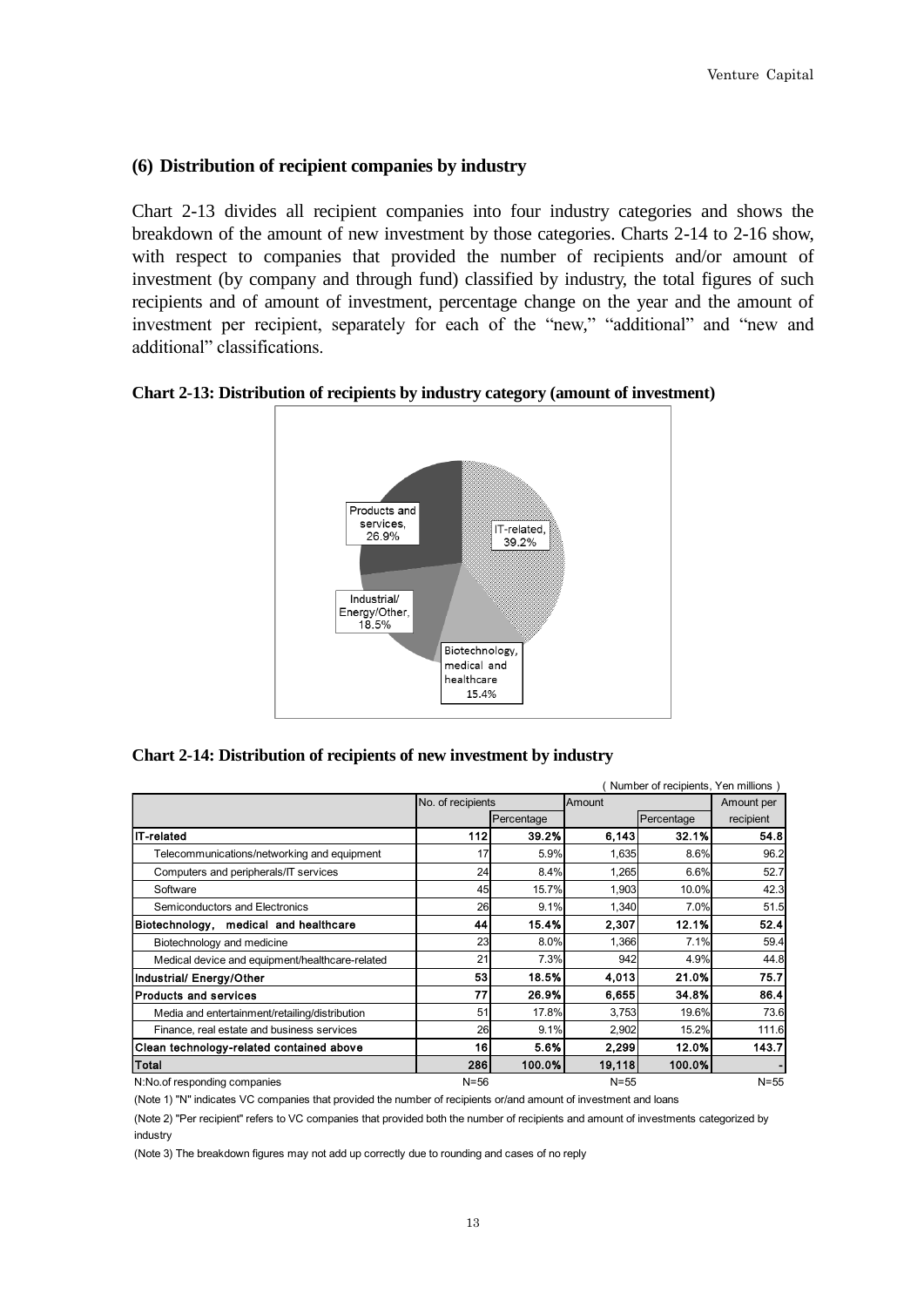### (6) Distribution of recipient companies by industry

Chart 2-13 divides all recipient companies into four industry categories and shows the breakdown of the amount of new investment by those categories. Charts 2-14 to 2-16 show, with respect to companies that provided the number of recipients and/or amount of investment (by company and through fund) classified by industry, the total figures of such recipients and of amount of investment, percentage change on the year and the amount of investment per recipient, separately for each of the "new," "additional" and "new and additional" classifications.

**Chart 2-13: Distribution of recipients by industry category (amount of investment)**

IT-related, 39.2%

Biotechnology, medical and healthcare 15.4%

Industrial/ Energy/Other, 18.5%

Products and services, 26.9%

**Chart 2-14: Distribution of recipients of new investment by industry**

( Number of recipients, Yen millions )

| | No. of recipients | | Amount | | Amount per |
|---|---|---|---|---|---|
| | | Percentage | | Percentage | recipient |
| **IT-related** | **112** | **39.2%** | **6,143** | **32.1%** | **54.8** |
| Telecommunications/networking and equipment | 17 | 5.9% | 1,635 | 8.6% | 96.2 |
| Computers and peripherals/IT services | 24 | 8.4% | 1,265 | 6.6% | 52.7 |
| Software | 45 | 15.7% | 1,903 | 10.0% | 42.3 |
| Semiconductors and Electronics | 26 | 9.1% | 1,340 | 7.0% | 51.5 |
| **Biotechnology, medical and healthcare** | **44** | **15.4%** | **2,307** | **12.1%** | **52.4** |
| Biotechnology and medicine | 23 | 8.0% | 1,366 | 7.1% | 59.4 |
| Medical device and equipment/healthcare-related | 21 | 7.3% | 942 | 4.9% | 44.8 |
| **Industrial/ Energy/Other** | **53** | **18.5%** | **4,013** | **21.0%** | **75.7** |
| **Products and services** | **77** | **26.9%** | **6,655** | **34.8%** | **86.4** |
| Media and entertainment/retailing/distribution | 51 | 17.8% | 3,753 | 19.6% | 73.6 |
| Finance, real estate and business services | 26 | 9.1% | 2,902 | 15.2% | 111.6 |
| **Clean technology-related contained above** | **16** | **5.6%** | **2,299** | **12.0%** | **143.7** |
| **Total** | **286** | **100.0%** | **19,118** | **100.0%** | **-** |
| N:No.of responding companies | N=56 | | N=55 | | N=55 |

(Note 1) "N" indicates VC companies that provided the number of recipients or/and amount of investment and loans

(Note 2) "Per recipient" refers to VC companies that provided both the number of recipients and amount of investments categorized by industry

(Note 3) The breakdown figures may not add up correctly due to rounding and cases of no reply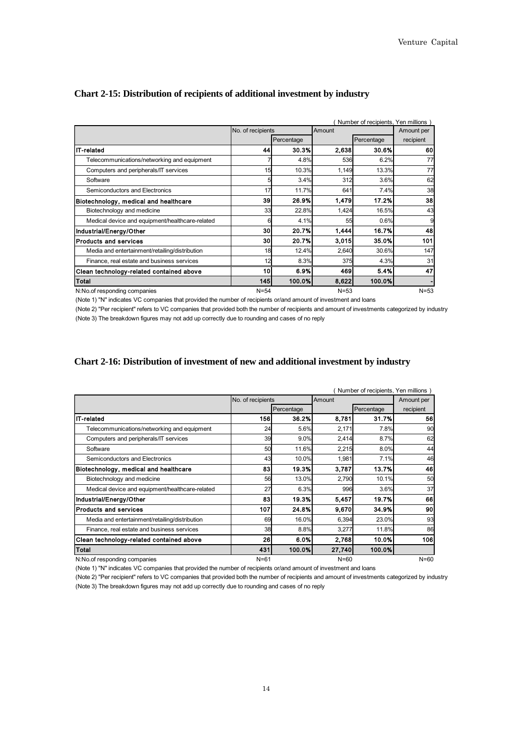## Chart 2-15: Distribution of recipients of additional investment by industry

( Number of recipients, Yen millions )

| | No. of recipients | | Amount | | Amount per |
|---|---|---|---|---|---|
| | | Percentage | | Percentage | recipient |
| **IT-related** | **44** | **30.3%** | **2,638** | **30.6%** | **60** |
| Telecommunications/networking and equipment | 7 | 4.8% | 536 | 6.2% | 77 |
| Computers and peripherals/IT services | 15 | 10.3% | 1,149 | 13.3% | 77 |
| Software | 5 | 3.4% | 312 | 3.6% | 62 |
| Semiconductors and Electronics | 17 | 11.7% | 641 | 7.4% | 38 |
| **Biotechnology, medical and healthcare** | **39** | **26.9%** | **1,479** | **17.2%** | **38** |
| Biotechnology and medicine | 33 | 22.8% | 1,424 | 16.5% | 43 |
| Medical device and equipment/healthcare-related | 6 | 4.1% | 55 | 0.6% | 9 |
| **Industrial/Energy/Other** | **30** | **20.7%** | **1,444** | **16.7%** | **48** |
| **Products and services** | **30** | **20.7%** | **3,015** | **35.0%** | **101** |
| Media and entertainment/retailing/distribution | 18 | 12.4% | 2,640 | 30.6% | 147 |
| Finance, real estate and business services | 12 | 8.3% | 375 | 4.3% | 31 |
| **Clean technology-related contained above** | **10** | **6.9%** | **469** | **5.4%** | **47** |
| **Total** | **145** | **100.0%** | **8,622** | **100.0%** | - |
| N:No.of responding companies | N=54 | | N=53 | | N=53 |

(Note 1) "N" indicates VC companies that provided the number of recipients or/and amount of investment and loans

(Note 2) "Per recipient" refers to VC companies that provided both the number of recipients and amount of investments categorized by industry

(Note 3) The breakdown figures may not add up correctly due to rounding and cases of no reply

## Chart 2-16: Distribution of investment of new and additional investment by industry

( Number of recipients, Yen millions )

| | No. of recipients | | Amount | | Amount per |
|---|---|---|---|---|---|
| | | Percentage | | Percentage | recipient |
| **IT-related** | **156** | **36.2%** | **8,781** | **31.7%** | **56** |
| Telecommunications/networking and equipment | 24 | 5.6% | 2,171 | 7.8% | 90 |
| Computers and peripherals/IT services | 39 | 9.0% | 2,414 | 8.7% | 62 |
| Software | 50 | 11.6% | 2,215 | 8.0% | 44 |
| Semiconductors and Electronics | 43 | 10.0% | 1,981 | 7.1% | 46 |
| **Biotechnology, medical and healthcare** | **83** | **19.3%** | **3,787** | **13.7%** | **46** |
| Biotechnology and medicine | 56 | 13.0% | 2,790 | 10.1% | 50 |
| Medical device and equipment/healthcare-related | 27 | 6.3% | 996 | 3.6% | 37 |
| **Industrial/Energy/Other** | **83** | **19.3%** | **5,457** | **19.7%** | **66** |
| **Products and services** | **107** | **24.8%** | **9,670** | **34.9%** | **90** |
| Media and entertainment/retailing/distribution | 69 | 16.0% | 6,394 | 23.0% | 93 |
| Finance, real estate and business services | 38 | 8.8% | 3,277 | 11.8% | 86 |
| **Clean technology-related contained above** | **26** | **6.0%** | **2,768** | **10.0%** | **106** |
| **Total** | **431** | **100.0%** | **27,740** | **100.0%** | |
| N:No.of responding companies | N=61 | | N=60 | | N=60 |

(Note 1) "N" indicates VC companies that provided the number of recipients or/and amount of investment and loans

(Note 2) "Per recipient" refers to VC companies that provided both the number of recipients and amount of investments categorized by industry

(Note 3) The breakdown figures may not add up correctly due to rounding and cases of no reply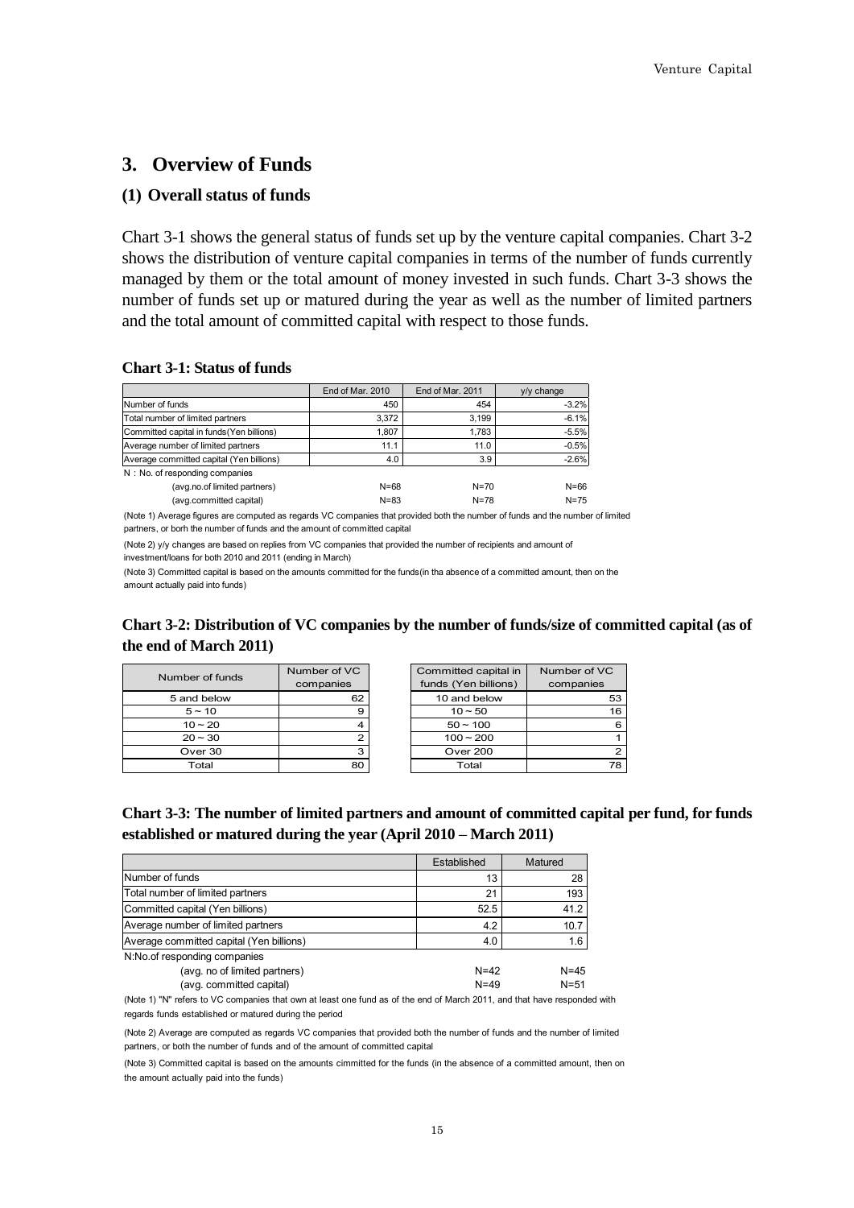## 3. Overview of Funds

### (1) Overall status of funds

Chart 3-1 shows the general status of funds set up by the venture capital companies. Chart 3-2 shows the distribution of venture capital companies in terms of the number of funds currently managed by them or the total amount of money invested in such funds. Chart 3-3 shows the number of funds set up or matured during the year as well as the number of limited partners and the total amount of committed capital with respect to those funds.

**Chart 3-1: Status of funds**

| | End of Mar. 2010 | End of Mar. 2011 | y/y change |
|---|---|---|---|
| Number of funds | 450 | 454 | -3.2% |
| Total number of limited partners | 3,372 | 3,199 | -6.1% |
| Committed capital in funds(Yen billions) | 1,807 | 1,783 | -5.5% |
| Average number of limited partners | 11.1 | 11.0 | -0.5% |
| Average committed capital (Yen billions) | 4.0 | 3.9 | -2.6% |
| N : No. of responding companies | | | |
| (avg.no.of limited partners) | N=68 | N=70 | N=66 |
| (avg.committed capital) | N=83 | N=78 | N=75 |

(Note 1) Average figures are computed as regards VC companies that provided both the number of funds and the number of limited partners, or borh the number of funds and the amount of committed capital

(Note 2) y/y changes are based on replies from VC companies that provided the number of recipients and amount of investment/loans for both 2010 and 2011 (ending in March)

(Note 3) Committed capital is based on the amounts committed for the funds(in tha absence of a committed amount, then on the amount actually paid into funds)

**Chart 3-2: Distribution of VC companies by the number of funds/size of committed capital (as of the end of March 2011)**

| Number of funds | Number of VC companies |
|---|---|
| 5 and below | 62 |
| 5 ~ 10 | 9 |
| 10 ~ 20 | 4 |
| 20 ~ 30 | 2 |
| Over 30 | 3 |
| Total | 80 |

| Committed capital in funds (Yen billions) | Number of VC companies |
|---|---|
| 10 and below | 53 |
| 10 ~ 50 | 16 |
| 50 ~ 100 | 6 |
| 100 ~ 200 | 1 |
| Over 200 | 2 |
| Total | 78 |

**Chart 3-3: The number of limited partners and amount of committed capital per fund, for funds established or matured during the year (April 2010 – March 2011)**

| | Established | Matured |
|---|---|---|
| Number of funds | 13 | 28 |
| Total number of limited partners | 21 | 193 |
| Committed capital (Yen billions) | 52.5 | 41.2 |
| Average number of limited partners | 4.2 | 10.7 |
| Average committed capital (Yen billions) | 4.0 | 1.6 |
| N:No.of responding companies | | |
| (avg. no of limited partners) | N=42 | N=45 |
| (avg. committed capital) | N=49 | N=51 |

(Note 1) "N" refers to VC companies that own at least one fund as of the end of March 2011, and that have responded with regards funds established or matured during the period

(Note 2) Average are computed as regards VC companies that provided both the number of funds and the number of limited partners, or both the number of funds and of the amount of committed capital

(Note 3) Committed capital is based on the amounts cimmitted for the funds (in the absence of a committed amount, then on the amount actually paid into the funds)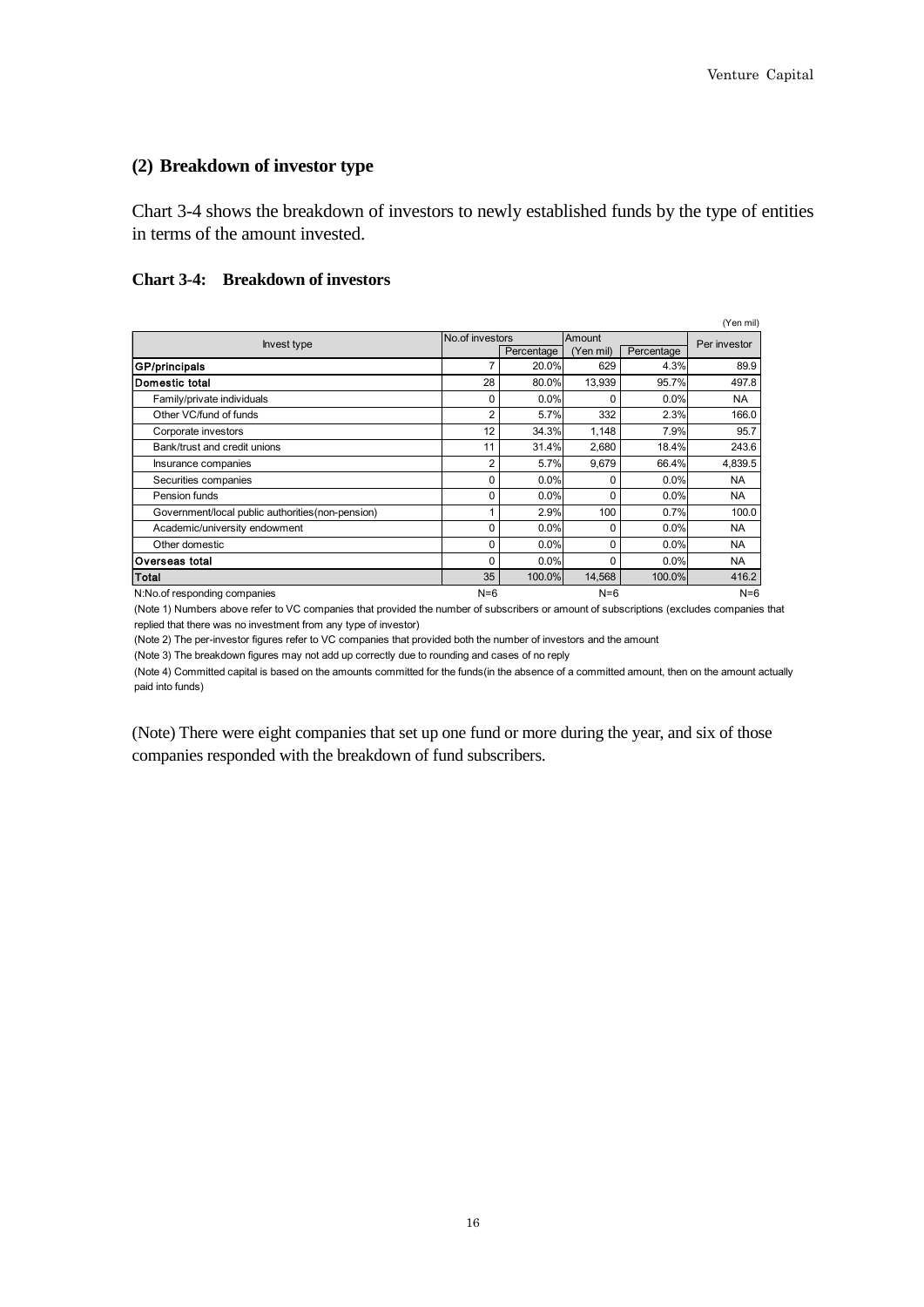## (2) Breakdown of investor type

Chart 3-4 shows the breakdown of investors to newly established funds by the type of entities in terms of the amount invested.

**Chart 3-4: Breakdown of investors**

(Yen mil)

| Invest type | No.of investors | | Amount | | Per investor |
|---|---|---|---|---|---|
| | | Percentage | (Yen mil) | Percentage | |
| **GP/principals** | 7 | 20.0% | 629 | 4.3% | 89.9 |
| **Domestic total** | 28 | 80.0% | 13,939 | 95.7% | 497.8 |
| Family/private individuals | 0 | 0.0% | 0 | 0.0% | NA |
| Other VC/fund of funds | 2 | 5.7% | 332 | 2.3% | 166.0 |
| Corporate investors | 12 | 34.3% | 1,148 | 7.9% | 95.7 |
| Bank/trust and credit unions | 11 | 31.4% | 2,680 | 18.4% | 243.6 |
| Insurance companies | 2 | 5.7% | 9,679 | 66.4% | 4,839.5 |
| Securities companies | 0 | 0.0% | 0 | 0.0% | NA |
| Pension funds | 0 | 0.0% | 0 | 0.0% | NA |
| Government/local public authorities(non-pension) | 1 | 2.9% | 100 | 0.7% | 100.0 |
| Academic/university endowment | 0 | 0.0% | 0 | 0.0% | NA |
| Other domestic | 0 | 0.0% | 0 | 0.0% | NA |
| **Overseas total** | 0 | 0.0% | 0 | 0.0% | NA |
| **Total** | 35 | 100.0% | 14,568 | 100.0% | 416.2 |
| N:No.of responding companies | N=6 | | N=6 | | N=6 |

(Note 1) Numbers above refer to VC companies that provided the number of subscribers or amount of subscriptions (excludes companies that replied that there was no investment from any type of investor)

(Note 2) The per-investor figures refer to VC companies that provided both the number of investors and the amount

(Note 3) The breakdown figures may not add up correctly due to rounding and cases of no reply

(Note 4) Committed capital is based on the amounts committed for the funds(in the absence of a committed amount, then on the amount actually paid into funds)

(Note) There were eight companies that set up one fund or more during the year, and six of those companies responded with the breakdown of fund subscribers.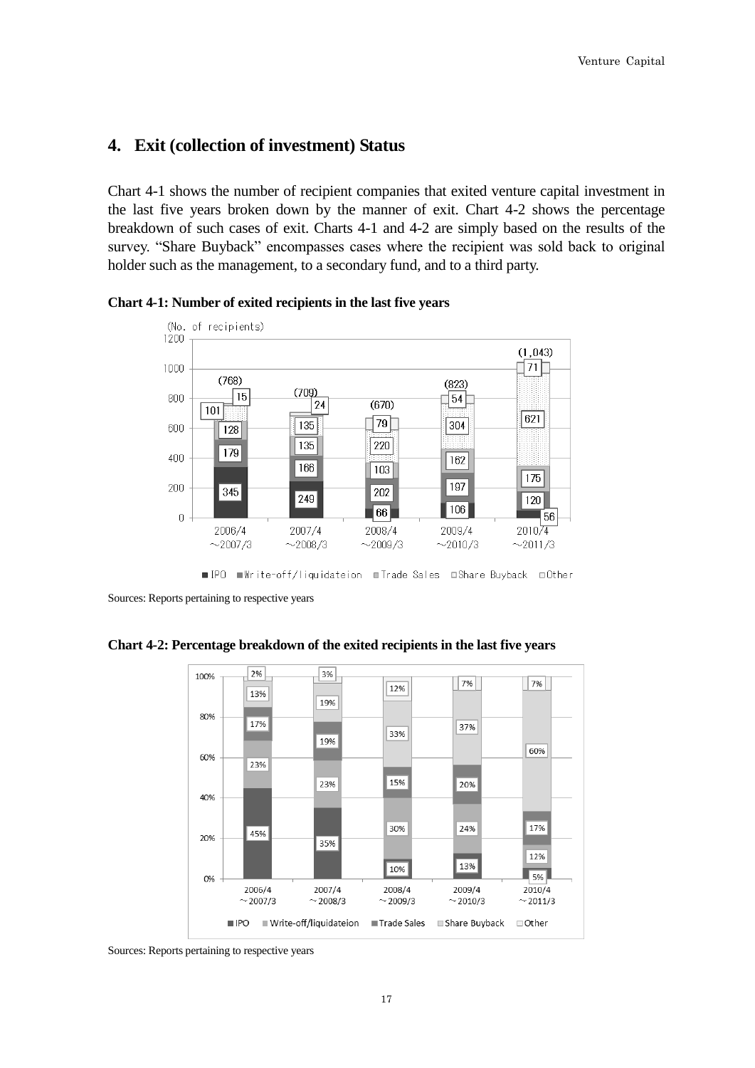## 4. Exit (collection of investment) Status

Chart 4-1 shows the number of recipient companies that exited venture capital investment in the last five years broken down by the manner of exit. Chart 4-2 shows the percentage breakdown of such cases of exit. Charts 4-1 and 4-2 are simply based on the results of the survey. "Share Buyback" encompasses cases where the recipient was sold back to original holder such as the management, to a secondary fund, and to a third party.

**Chart 4-1: Number of exited recipients in the last five years**

(No. of recipients)

| | 2006/4 ~2007/3 | 2007/4 ~2008/3 | 2008/4 ~2009/3 | 2009/4 ~2010/3 | 2010/4 ~2011/3 |
|---|---|---|---|---|---|
| IPO | 345 | 249 | 66 | 106 | 56 |
| Write-off/liquidateion | 179 | 166 | 202 | 197 | 120 |
| Trade Sales | 128 | 135 | 103 | 162 | 175 |
| Share Buyback | 101 | 135 | 220 | 304 | 621 |
| Other | 15 | 24 | 79 | 54 | 71 |
| Total | (768) | (709) | (670) | (823) | (1,043) |

Sources: Reports pertaining to respective years

**Chart 4-2: Percentage breakdown of the exited recipients in the last five years**

| | 2006/4 ~2007/3 | 2007/4 ~2008/3 | 2008/4 ~2009/3 | 2009/4 ~2010/3 | 2010/4 ~2011/3 |
|---|---|---|---|---|---|
| IPO | 45% | 35% | 10% | 13% | 5% |
| Write-off/liquidateion | 23% | 23% | 30% | 24% | 12% |
| Trade Sales | 17% | 19% | 15% | 20% | 17% |
| Share Buyback | 13% | 19% | 33% | 37% | 60% |
| Other | 2% | 3% | 12% | 7% | 7% |

Sources: Reports pertaining to respective years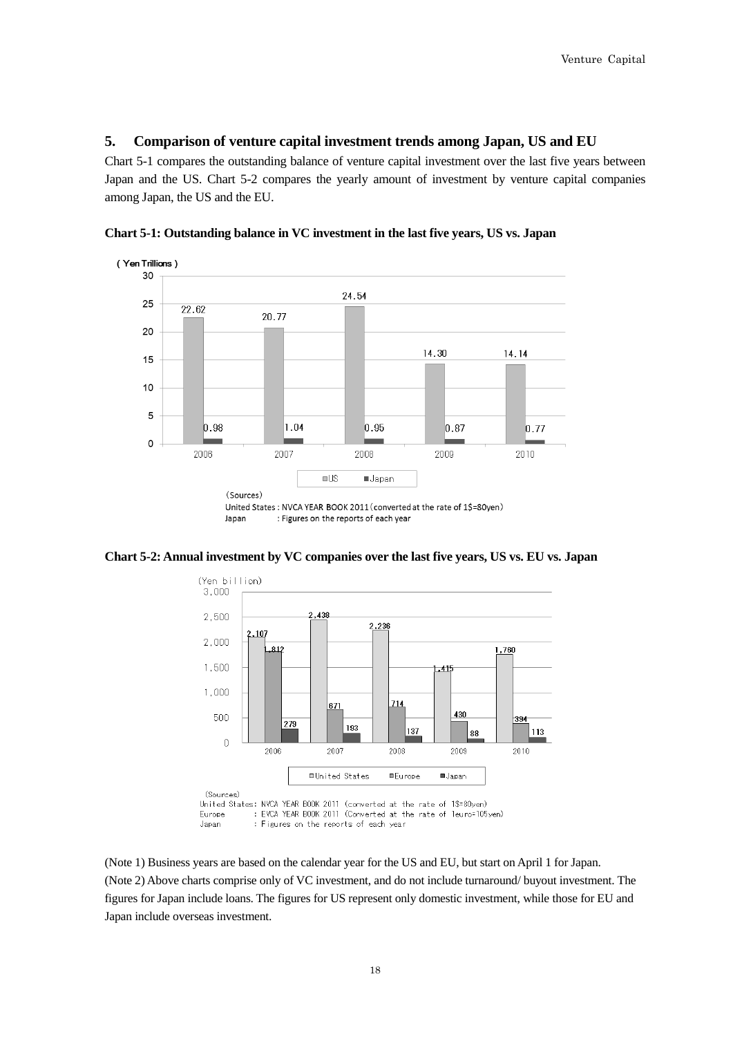## 5. Comparison of venture capital investment trends among Japan, US and EU

Chart 5-1 compares the outstanding balance of venture capital investment over the last five years between Japan and the US. Chart 5-2 compares the yearly amount of investment by venture capital companies among Japan, the US and the EU.

**Chart 5-1: Outstanding balance in VC investment in the last five years, US vs. Japan**

(Yen Trillions)

| | 2006 | 2007 | 2008 | 2009 | 2010 |
|---|---|---|---|---|---|
| US | 22.62 | 20.77 | 24.54 | 14.30 | 14.14 |
| Japan | 0.98 | 1.04 | 0.95 | 0.87 | 0.77 |

(Sources)
United States : NVCA YEAR BOOK 2011 (converted at the rate of 1$=80yen)
Japan : Figures on the reports of each year

**Chart 5-2: Annual investment by VC companies over the last five years, US vs. EU vs. Japan**

(Yen billion)

| | 2006 | 2007 | 2008 | 2009 | 2010 |
|---|---|---|---|---|---|
| United States | 2,107 | 2,438 | 2,236 | 1,415 | 1,760 |
| Europe | 1,812 | 671 | 714 | 430 | 394 |
| Japan | 279 | 193 | 137 | 88 | 113 |

(Sources)
United States: NVCA YEAR BOOK 2011 (converted at the rate of 1$=80yen)
Europe : EVCA YEAR BOOK 2011 (Converted at the rate of 1euro=105yen)
Japan : Figures on the reports of each year

(Note 1) Business years are based on the calendar year for the US and EU, but start on April 1 for Japan.
(Note 2) Above charts comprise only of VC investment, and do not include turnaround/ buyout investment. The figures for Japan include loans. The figures for US represent only domestic investment, while those for EU and Japan include overseas investment.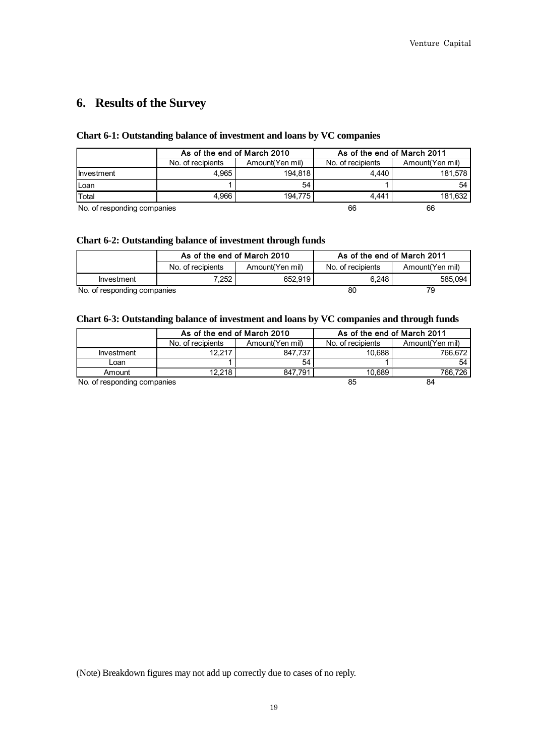# 6. Results of the Survey

### Chart 6-1: Outstanding balance of investment and loans by VC companies

| | As of the end of March 2010 | | As of the end of March 2011 | |
|---|---|---|---|---|
| | No. of recipients | Amount(Yen mil) | No. of recipients | Amount(Yen mil) |
| Investment | 4,965 | 194,818 | 4,440 | 181,578 |
| Loan | 1 | 54 | 1 | 54 |
| Total | 4,966 | 194,775 | 4,441 | 181,632 |
| No. of responding companies | | | 66 | 66 |

### Chart 6-2: Outstanding balance of investment through funds

| | As of the end of March 2010 | | As of the end of March 2011 | |
|---|---|---|---|---|
| | No. of recipients | Amount(Yen mil) | No. of recipients | Amount(Yen mil) |
| Investment | 7,252 | 652,919 | 6,248 | 585,094 |
| No. of responding companies | | | 80 | 79 |

### Chart 6-3: Outstanding balance of investment and loans by VC companies and through funds

| | As of the end of March 2010 | | As of the end of March 2011 | |
|---|---|---|---|---|
| | No. of recipients | Amount(Yen mil) | No. of recipients | Amount(Yen mil) |
| Investment | 12,217 | 847,737 | 10,688 | 766,672 |
| Loan | 1 | 54 | 1 | 54 |
| Amount | 12,218 | 847,791 | 10,689 | 766,726 |
| No. of responding companies | | | 85 | 84 |

(Note) Breakdown figures may not add up correctly due to cases of no reply.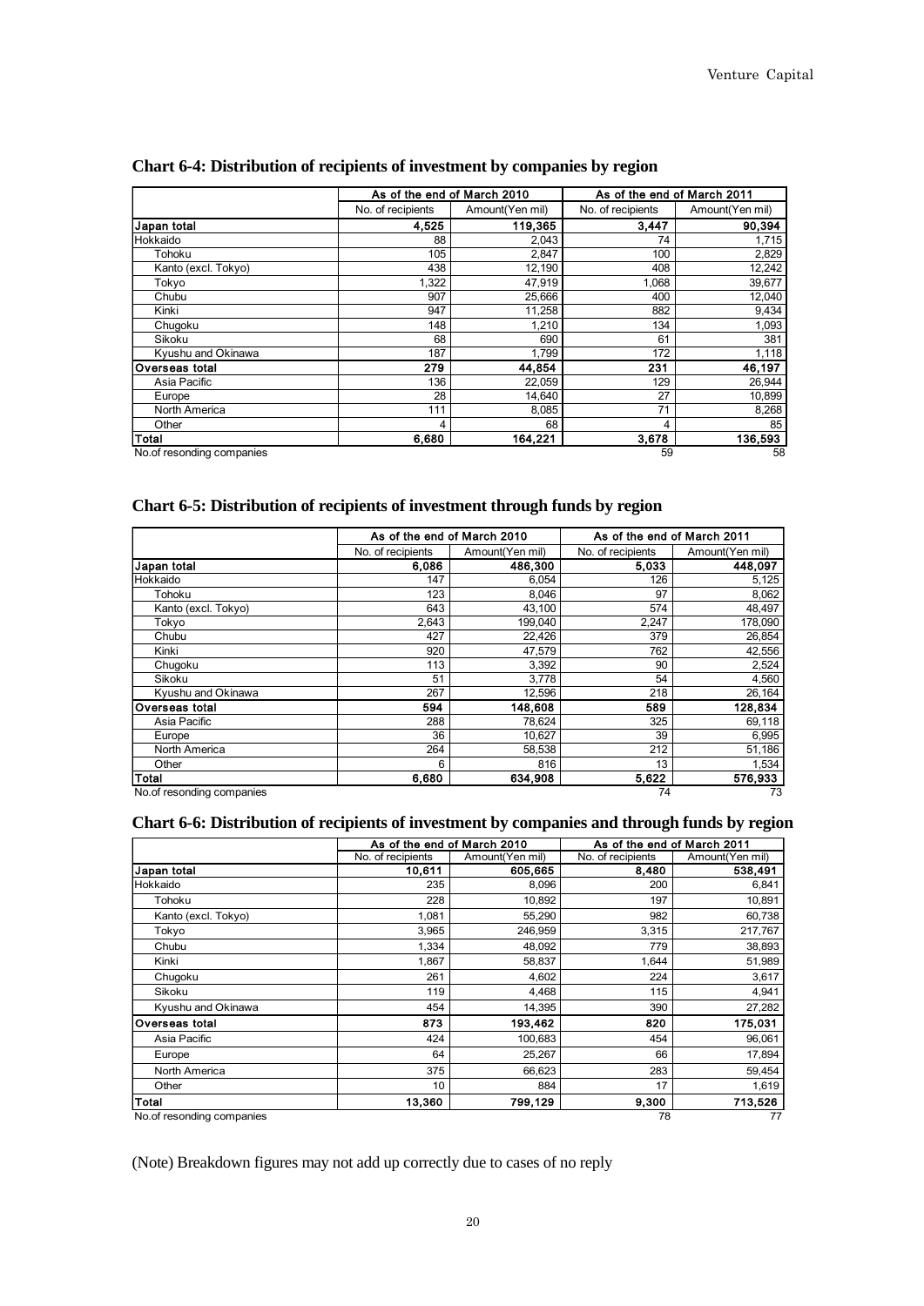## Chart 6-4: Distribution of recipients of investment by companies by region

| | As of the end of March 2010 | | As of the end of March 2011 | |
|---|---|---|---|---|
| | No. of recipients | Amount(Yen mil) | No. of recipients | Amount(Yen mil) |
| **Japan total** | **4,525** | **119,365** | **3,447** | **90,394** |
| Hokkaido | 88 | 2,043 | 74 | 1,715 |
| Tohoku | 105 | 2,847 | 100 | 2,829 |
| Kanto (excl. Tokyo) | 438 | 12,190 | 408 | 12,242 |
| Tokyo | 1,322 | 47,919 | 1,068 | 39,677 |
| Chubu | 907 | 25,666 | 400 | 12,040 |
| Kinki | 947 | 11,258 | 882 | 9,434 |
| Chugoku | 148 | 1,210 | 134 | 1,093 |
| Sikoku | 68 | 690 | 61 | 381 |
| Kyushu and Okinawa | 187 | 1,799 | 172 | 1,118 |
| **Overseas total** | **279** | **44,854** | **231** | **46,197** |
| Asia Pacific | 136 | 22,059 | 129 | 26,944 |
| Europe | 28 | 14,640 | 27 | 10,899 |
| North America | 111 | 8,085 | 71 | 8,268 |
| Other | 4 | 68 | 4 | 85 |
| **Total** | **6,680** | **164,221** | **3,678** | **136,593** |
| No.of resonding companies | | | 59 | 58 |

## Chart 6-5: Distribution of recipients of investment through funds by region

| | As of the end of March 2010 | | As of the end of March 2011 | |
|---|---|---|---|---|
| | No. of recipients | Amount(Yen mil) | No. of recipients | Amount(Yen mil) |
| **Japan total** | **6,086** | **486,300** | **5,033** | **448,097** |
| Hokkaido | 147 | 6,054 | 126 | 5,125 |
| Tohoku | 123 | 8,046 | 97 | 8,062 |
| Kanto (excl. Tokyo) | 643 | 43,100 | 574 | 48,497 |
| Tokyo | 2,643 | 199,040 | 2,247 | 178,090 |
| Chubu | 427 | 22,426 | 379 | 26,854 |
| Kinki | 920 | 47,579 | 762 | 42,556 |
| Chugoku | 113 | 3,392 | 90 | 2,524 |
| Sikoku | 51 | 3,778 | 54 | 4,560 |
| Kyushu and Okinawa | 267 | 12,596 | 218 | 26,164 |
| **Overseas total** | **594** | **148,608** | **589** | **128,834** |
| Asia Pacific | 288 | 78,624 | 325 | 69,118 |
| Europe | 36 | 10,627 | 39 | 6,995 |
| North America | 264 | 58,538 | 212 | 51,186 |
| Other | 6 | 816 | 13 | 1,534 |
| **Total** | **6,680** | **634,908** | **5,622** | **576,933** |
| No.of resonding companies | | | 74 | 73 |

## Chart 6-6: Distribution of recipients of investment by companies and through funds by region

| | As of the end of March 2010 | | As of the end of March 2011 | |
|---|---|---|---|---|
| | No. of recipients | Amount(Yen mil) | No. of recipients | Amount(Yen mil) |
| **Japan total** | **10,611** | **605,665** | **8,480** | **538,491** |
| Hokkaido | 235 | 8,096 | 200 | 6,841 |
| Tohoku | 228 | 10,892 | 197 | 10,891 |
| Kanto (excl. Tokyo) | 1,081 | 55,290 | 982 | 60,738 |
| Tokyo | 3,965 | 246,959 | 3,315 | 217,767 |
| Chubu | 1,334 | 48,092 | 779 | 38,893 |
| Kinki | 1,867 | 58,837 | 1,644 | 51,989 |
| Chugoku | 261 | 4,602 | 224 | 3,617 |
| Sikoku | 119 | 4,468 | 115 | 4,941 |
| Kyushu and Okinawa | 454 | 14,395 | 390 | 27,282 |
| **Overseas total** | **873** | **193,462** | **820** | **175,031** |
| Asia Pacific | 424 | 100,683 | 454 | 96,061 |
| Europe | 64 | 25,267 | 66 | 17,894 |
| North America | 375 | 66,623 | 283 | 59,454 |
| Other | 10 | 884 | 17 | 1,619 |
| **Total** | **13,360** | **799,129** | **9,300** | **713,526** |
| No.of resonding companies | | | 78 | 77 |

(Note) Breakdown figures may not add up correctly due to cases of no reply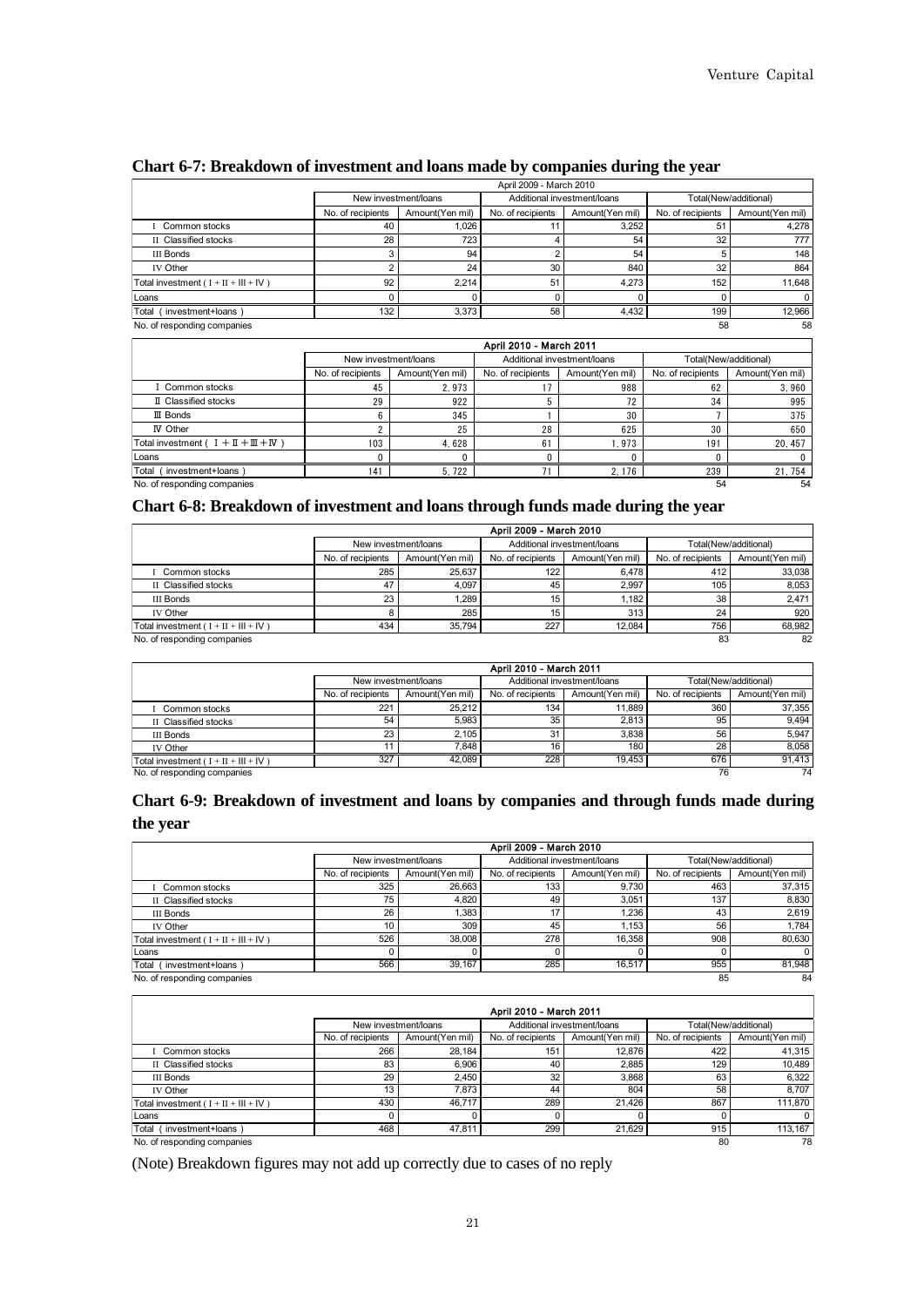## Chart 6-7: Breakdown of investment and loans made by companies during the year

| | April 2009 - March 2010 | | | | | |
|---|---|---|---|---|---|---|
| | New investment/loans | | Additional investment/loans | | Total(New/additional) | |
| | No. of recipients | Amount(Yen mil) | No. of recipients | Amount(Yen mil) | No. of recipients | Amount(Yen mil) |
| I Common stocks | 40 | 1,026 | 11 | 3,252 | 51 | 4,278 |
| II Classified stocks | 28 | 723 | 4 | 54 | 32 | 777 |
| III Bonds | 3 | 94 | 2 | 54 | 5 | 148 |
| IV Other | 2 | 24 | 30 | 840 | 32 | 864 |
| Total investment ( I + II + III + IV ) | 92 | 2,214 | 51 | 4,273 | 152 | 11,648 |
| Loans | 0 | 0 | 0 | 0 | 0 | 0 |
| Total ( investment+loans ) | 132 | 3,373 | 58 | 4,432 | 199 | 12,966 |
| No. of responding companies | | | | | 58 | 58 |

| | April 2010 - March 2011 | | | | | |
|---|---|---|---|---|---|---|
| | New investment/loans | | Additional investment/loans | | Total(New/additional) | |
| | No. of recipients | Amount(Yen mil) | No. of recipients | Amount(Yen mil) | No. of recipients | Amount(Yen mil) |
| I Common stocks | 45 | 2,973 | 17 | 988 | 62 | 3,960 |
| II Classified stocks | 29 | 922 | 5 | 72 | 34 | 995 |
| III Bonds | 6 | 345 | 1 | 30 | 7 | 375 |
| IV Other | 2 | 25 | 28 | 625 | 30 | 650 |
| Total investment ( I + II + III + IV ) | 103 | 4,628 | 61 | 1,973 | 191 | 20,457 |
| Loans | 0 | 0 | 0 | 0 | 0 | 0 |
| Total ( investment+loans ) | 141 | 5,722 | 71 | 2,176 | 239 | 21,754 |
| No. of responding companies | | | | | 54 | 54 |

## Chart 6-8: Breakdown of investment and loans through funds made during the year

| | April 2009 - March 2010 | | | | | |
|---|---|---|---|---|---|---|
| | New investment/loans | | Additional investment/loans | | Total(New/additional) | |
| | No. of recipients | Amount(Yen mil) | No. of recipients | Amount(Yen mil) | No. of recipients | Amount(Yen mil) |
| I Common stocks | 285 | 25,637 | 122 | 6,478 | 412 | 33,038 |
| II Classified stocks | 47 | 4,097 | 45 | 2,997 | 105 | 8,053 |
| III Bonds | 23 | 1,289 | 15 | 1,182 | 38 | 2,471 |
| IV Other | 8 | 285 | 15 | 313 | 24 | 920 |
| Total investment ( I + II + III + IV ) | 434 | 35,794 | 227 | 12,084 | 756 | 68,982 |
| No. of responding companies | | | | | 83 | 82 |

| | April 2010 - March 2011 | | | | | |
|---|---|---|---|---|---|---|
| | New investment/loans | | Additional investment/loans | | Total(New/additional) | |
| | No. of recipients | Amount(Yen mil) | No. of recipients | Amount(Yen mil) | No. of recipients | Amount(Yen mil) |
| I Common stocks | 221 | 25,212 | 134 | 11,889 | 360 | 37,355 |
| II Classified stocks | 54 | 5,983 | 35 | 2,813 | 95 | 9,494 |
| III Bonds | 23 | 2,105 | 31 | 3,838 | 56 | 5,947 |
| IV Other | 11 | 7,848 | 16 | 180 | 28 | 8,058 |
| Total investment ( I + II + III + IV ) | 327 | 42,089 | 228 | 19,453 | 676 | 91,413 |
| No. of responding companies | | | | | 76 | 74 |

## Chart 6-9: Breakdown of investment and loans by companies and through funds made during the year

| | April 2009 - March 2010 | | | | | |
|---|---|---|---|---|---|---|
| | New investment/loans | | Additional investment/loans | | Total(New/additional) | |
| | No. of recipients | Amount(Yen mil) | No. of recipients | Amount(Yen mil) | No. of recipients | Amount(Yen mil) |
| I Common stocks | 325 | 26,663 | 133 | 9,730 | 463 | 37,315 |
| II Classified stocks | 75 | 4,820 | 49 | 3,051 | 137 | 8,830 |
| III Bonds | 26 | 1,383 | 17 | 1,236 | 43 | 2,619 |
| IV Other | 10 | 309 | 45 | 1,153 | 56 | 1,784 |
| Total investment ( I + II + III + IV ) | 526 | 38,008 | 278 | 16,358 | 908 | 80,630 |
| Loans | 0 | 0 | 0 | 0 | 0 | 0 |
| Total ( investment+loans ) | 566 | 39,167 | 285 | 16,517 | 955 | 81,948 |
| No. of responding companies | | | | | 85 | 84 |

| | April 2010 - March 2011 | | | | | |
|---|---|---|---|---|---|---|
| | New investment/loans | | Additional investment/loans | | Total(New/additional) | |
| | No. of recipients | Amount(Yen mil) | No. of recipients | Amount(Yen mil) | No. of recipients | Amount(Yen mil) |
| I Common stocks | 266 | 28,184 | 151 | 12,876 | 422 | 41,315 |
| II Classified stocks | 83 | 6,906 | 40 | 2,885 | 129 | 10,489 |
| III Bonds | 29 | 2,450 | 32 | 3,868 | 63 | 6,322 |
| IV Other | 13 | 7,873 | 44 | 804 | 58 | 8,707 |
| Total investment ( I + II + III + IV ) | 430 | 46,717 | 289 | 21,426 | 867 | 111,870 |
| Loans | 0 | 0 | 0 | 0 | 0 | 0 |
| Total ( investment+loans ) | 468 | 47,811 | 299 | 21,629 | 915 | 113,167 |
| No. of responding companies | | | | | 80 | 78 |

(Note) Breakdown figures may not add up correctly due to cases of no reply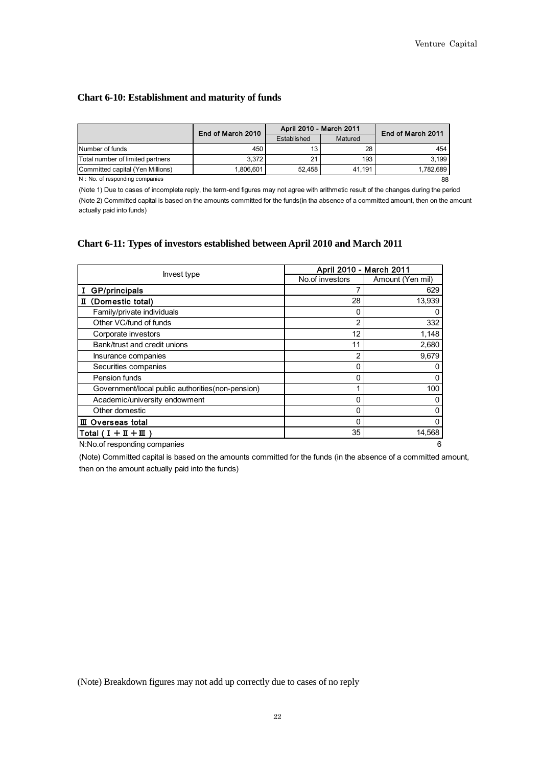### Chart 6-10: Establishment and maturity of funds

| | End of March 2010 | April 2010 - March 2011 | | End of March 2011 |
|---|---|---|---|---|
| | | Established | Matured | |
| Number of funds | 450 | 13 | 28 | 454 |
| Total number of limited partners | 3,372 | 21 | 193 | 3,199 |
| Committed capital (Yen Millions) | 1,806,601 | 52,458 | 41,191 | 1,782,689 |

N : No. of responding companies 88

(Note 1) Due to cases of incomplete reply, the term-end figures may not agree with arithmetic result of the changes during the period

(Note 2) Committed capital is based on the amounts committed for the funds(in tha absence of a committed amount, then on the amount actually paid into funds)

### Chart 6-11: Types of investors established between April 2010 and March 2011

| Invest type | April 2010 - March 2011 | |
|---|---|---|
| | No.of investors | Amount (Yen mil) |
| **Ⅰ GP/principals** | 7 | 629 |
| **Ⅱ (Domestic total)** | 28 | 13,939 |
| Family/private individuals | 0 | 0 |
| Other VC/fund of funds | 2 | 332 |
| Corporate investors | 12 | 1,148 |
| Bank/trust and credit unions | 11 | 2,680 |
| Insurance companies | 2 | 9,679 |
| Securities companies | 0 | 0 |
| Pension funds | 0 | 0 |
| Government/local public authorities(non-pension) | 1 | 100 |
| Academic/university endowment | 0 | 0 |
| Other domestic | 0 | 0 |
| **Ⅲ Overseas total** | 0 | 0 |
| **Total ( Ⅰ + Ⅱ + Ⅲ )** | 35 | 14,568 |

N:No.of responding companies 6

(Note) Committed capital is based on the amounts committed for the funds (in the absence of a committed amount, then on the amount actually paid into the funds)

(Note) Breakdown figures may not add up correctly due to cases of no reply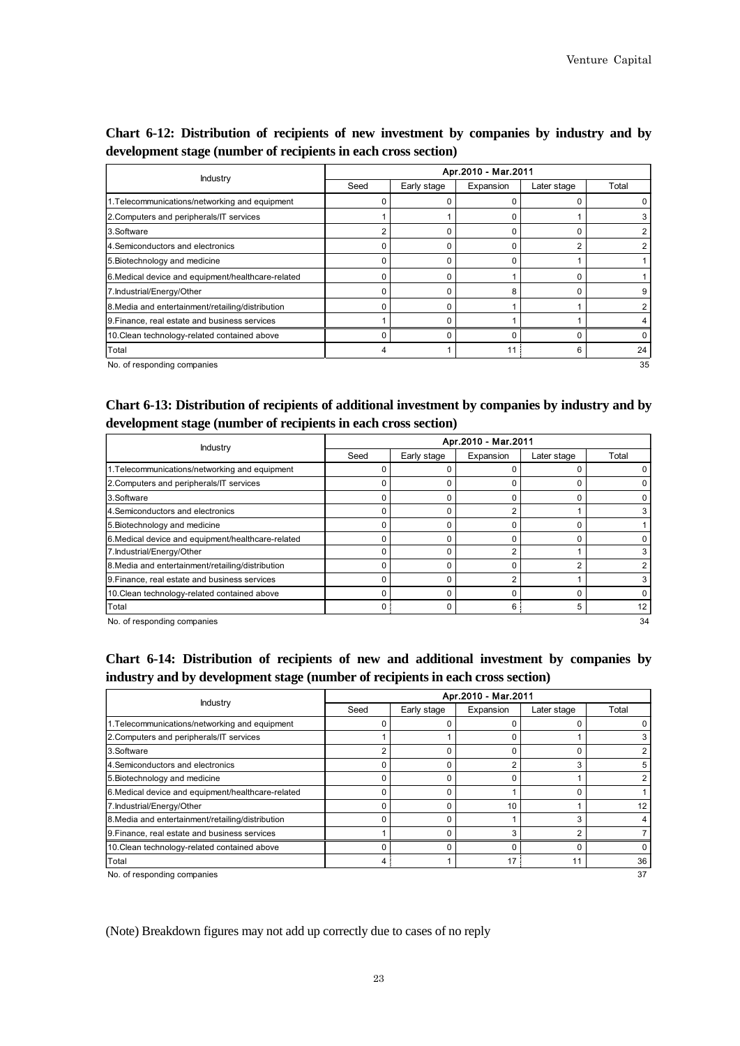**Chart 6-12: Distribution of recipients of new investment by companies by industry and by development stage (number of recipients in each cross section)**

| Industry | Apr.2010 - Mar.2011 | | | | |
|---|---|---|---|---|---|
| | Seed | Early stage | Expansion | Later stage | Total |
| 1.Telecommunications/networking and equipment | 0 | 0 | 0 | 0 | 0 |
| 2.Computers and peripherals/IT services | 1 | 1 | 0 | 1 | 3 |
| 3.Software | 2 | 0 | 0 | 0 | 2 |
| 4.Semiconductors and electronics | 0 | 0 | 0 | 2 | 2 |
| 5.Biotechnology and medicine | 0 | 0 | 0 | 1 | 1 |
| 6.Medical device and equipment/healthcare-related | 0 | 0 | 1 | 0 | 1 |
| 7.Industrial/Energy/Other | 0 | 0 | 8 | 0 | 9 |
| 8.Media and entertainment/retailing/distribution | 0 | 0 | 1 | 1 | 2 |
| 9.Finance, real estate and business services | 1 | 0 | 1 | 1 | 4 |
| 10.Clean technology-related contained above | 0 | 0 | 0 | 0 | 0 |
| Total | 4 | 1 | 11 | 6 | 24 |
| No. of responding companies | | | | | 35 |

**Chart 6-13: Distribution of recipients of additional investment by companies by industry and by development stage (number of recipients in each cross section)**

| Industry | Apr.2010 - Mar.2011 | | | | |
|---|---|---|---|---|---|
| | Seed | Early stage | Expansion | Later stage | Total |
| 1.Telecommunications/networking and equipment | 0 | 0 | 0 | 0 | 0 |
| 2.Computers and peripherals/IT services | 0 | 0 | 0 | 0 | 0 |
| 3.Software | 0 | 0 | 0 | 0 | 0 |
| 4.Semiconductors and electronics | 0 | 0 | 2 | 1 | 3 |
| 5.Biotechnology and medicine | 0 | 0 | 0 | 0 | 1 |
| 6.Medical device and equipment/healthcare-related | 0 | 0 | 0 | 0 | 0 |
| 7.Industrial/Energy/Other | 0 | 0 | 2 | 1 | 3 |
| 8.Media and entertainment/retailing/distribution | 0 | 0 | 0 | 2 | 2 |
| 9.Finance, real estate and business services | 0 | 0 | 2 | 1 | 3 |
| 10.Clean technology-related contained above | 0 | 0 | 0 | 0 | 0 |
| Total | 0 | 0 | 6 | 5 | 12 |
| No. of responding companies | | | | | 34 |

**Chart 6-14: Distribution of recipients of new and additional investment by companies by industry and by development stage (number of recipients in each cross section)**

| Industry | Apr.2010 - Mar.2011 | | | | |
|---|---|---|---|---|---|
| | Seed | Early stage | Expansion | Later stage | Total |
| 1.Telecommunications/networking and equipment | 0 | 0 | 0 | 0 | 0 |
| 2.Computers and peripherals/IT services | 1 | 1 | 0 | 1 | 3 |
| 3.Software | 2 | 0 | 0 | 0 | 2 |
| 4.Semiconductors and electronics | 0 | 0 | 2 | 3 | 5 |
| 5.Biotechnology and medicine | 0 | 0 | 0 | 1 | 2 |
| 6.Medical device and equipment/healthcare-related | 0 | 0 | 1 | 0 | 1 |
| 7.Industrial/Energy/Other | 0 | 0 | 10 | 1 | 12 |
| 8.Media and entertainment/retailing/distribution | 0 | 0 | 1 | 3 | 4 |
| 9.Finance, real estate and business services | 1 | 0 | 3 | 2 | 7 |
| 10.Clean technology-related contained above | 0 | 0 | 0 | 0 | 0 |
| Total | 4 | 1 | 17 | 11 | 36 |
| No. of responding companies | | | | | 37 |

(Note) Breakdown figures may not add up correctly due to cases of no reply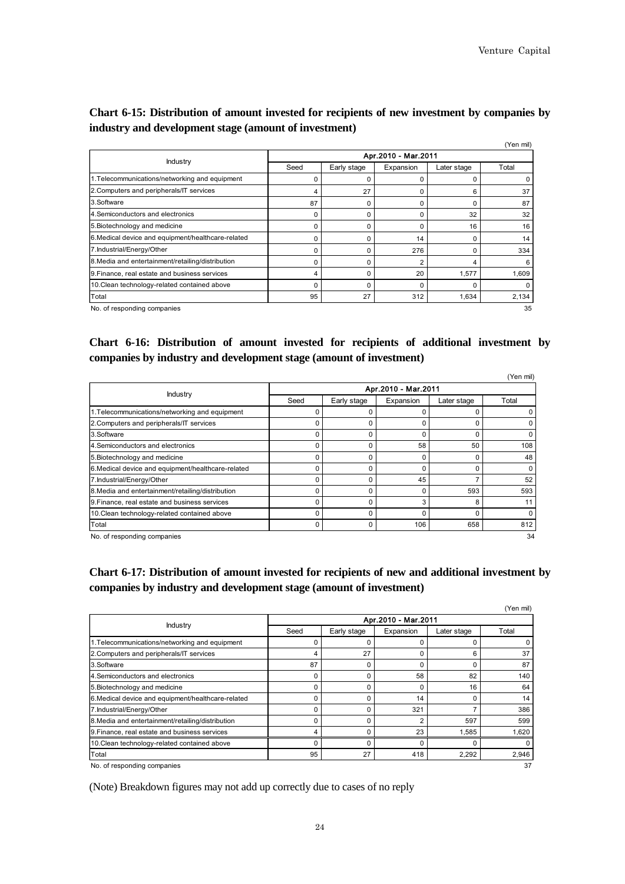## Chart 6-15: Distribution of amount invested for recipients of new investment by companies by industry and development stage (amount of investment)

(Yen mil)

| Industry | Apr.2010 - Mar.2011 | | | | |
|---|---|---|---|---|---|
| | Seed | Early stage | Expansion | Later stage | Total |
| 1.Telecommunications/networking and equipment | 0 | 0 | 0 | 0 | 0 |
| 2.Computers and peripherals/IT services | 4 | 27 | 0 | 6 | 37 |
| 3.Software | 87 | 0 | 0 | 0 | 87 |
| 4.Semiconductors and electronics | 0 | 0 | 0 | 32 | 32 |
| 5.Biotechnology and medicine | 0 | 0 | 0 | 16 | 16 |
| 6.Medical device and equipment/healthcare-related | 0 | 0 | 14 | 0 | 14 |
| 7.Industrial/Energy/Other | 0 | 0 | 276 | 0 | 334 |
| 8.Media and entertainment/retailing/distribution | 0 | 0 | 2 | 4 | 6 |
| 9.Finance, real estate and business services | 4 | 0 | 20 | 1,577 | 1,609 |
| 10.Clean technology-related contained above | 0 | 0 | 0 | 0 | 0 |
| Total | 95 | 27 | 312 | 1,634 | 2,134 |
| No. of responding companies | | | | | 35 |

## Chart 6-16: Distribution of amount invested for recipients of additional investment by companies by industry and development stage (amount of investment)

(Yen mil)

| Industry | Apr.2010 - Mar.2011 | | | | |
|---|---|---|---|---|---|
| | Seed | Early stage | Expansion | Later stage | Total |
| 1.Telecommunications/networking and equipment | 0 | 0 | 0 | 0 | 0 |
| 2.Computers and peripherals/IT services | 0 | 0 | 0 | 0 | 0 |
| 3.Software | 0 | 0 | 0 | 0 | 0 |
| 4.Semiconductors and electronics | 0 | 0 | 58 | 50 | 108 |
| 5.Biotechnology and medicine | 0 | 0 | 0 | 0 | 48 |
| 6.Medical device and equipment/healthcare-related | 0 | 0 | 0 | 0 | 0 |
| 7.Industrial/Energy/Other | 0 | 0 | 45 | 7 | 52 |
| 8.Media and entertainment/retailing/distribution | 0 | 0 | 0 | 593 | 593 |
| 9.Finance, real estate and business services | 0 | 0 | 3 | 8 | 11 |
| 10.Clean technology-related contained above | 0 | 0 | 0 | 0 | 0 |
| Total | 0 | 0 | 106 | 658 | 812 |
| No. of responding companies | | | | | 34 |

## Chart 6-17: Distribution of amount invested for recipients of new and additional investment by companies by industry and development stage (amount of investment)

(Yen mil)

| Industry | Apr.2010 - Mar.2011 | | | | |
|---|---|---|---|---|---|
| | Seed | Early stage | Expansion | Later stage | Total |
| 1.Telecommunications/networking and equipment | 0 | 0 | 0 | 0 | 0 |
| 2.Computers and peripherals/IT services | 4 | 27 | 0 | 6 | 37 |
| 3.Software | 87 | 0 | 0 | 0 | 87 |
| 4.Semiconductors and electronics | 0 | 0 | 58 | 82 | 140 |
| 5.Biotechnology and medicine | 0 | 0 | 0 | 16 | 64 |
| 6.Medical device and equipment/healthcare-related | 0 | 0 | 14 | 0 | 14 |
| 7.Industrial/Energy/Other | 0 | 0 | 321 | 7 | 386 |
| 8.Media and entertainment/retailing/distribution | 0 | 0 | 2 | 597 | 599 |
| 9.Finance, real estate and business services | 4 | 0 | 23 | 1,585 | 1,620 |
| 10.Clean technology-related contained above | 0 | 0 | 0 | 0 | 0 |
| Total | 95 | 27 | 418 | 2,292 | 2,946 |
| No. of responding companies | | | | | 37 |

(Note) Breakdown figures may not add up correctly due to cases of no reply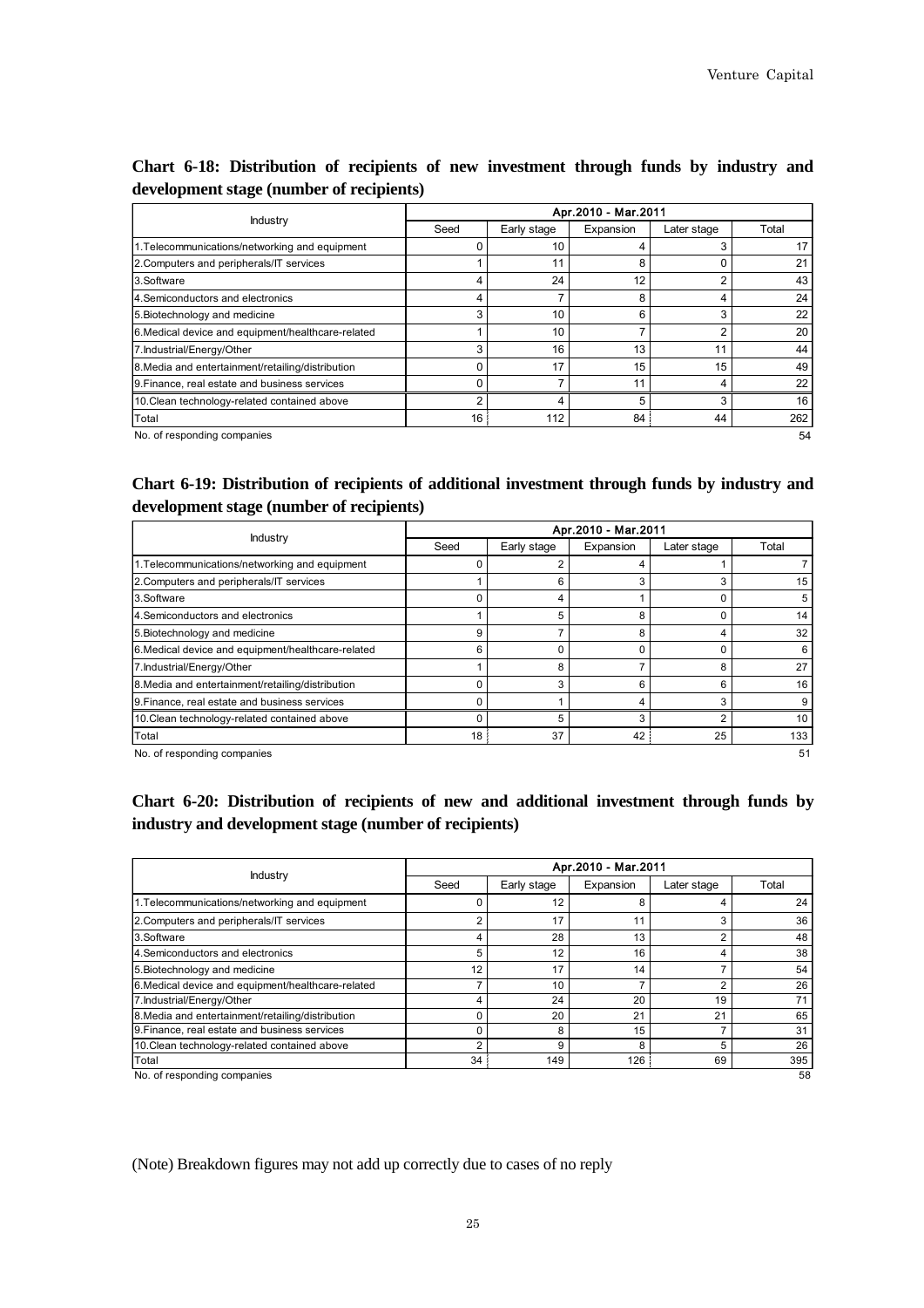## Chart 6-18: Distribution of recipients of new investment through funds by industry and development stage (number of recipients)

| Industry | Apr.2010 - Mar.2011 | | | | |
|---|---|---|---|---|---|
| | Seed | Early stage | Expansion | Later stage | Total |
| 1.Telecommunications/networking and equipment | 0 | 10 | 4 | 3 | 17 |
| 2.Computers and peripherals/IT services | 1 | 11 | 8 | 0 | 21 |
| 3.Software | 4 | 24 | 12 | 2 | 43 |
| 4.Semiconductors and electronics | 4 | 7 | 8 | 4 | 24 |
| 5.Biotechnology and medicine | 3 | 10 | 6 | 3 | 22 |
| 6.Medical device and equipment/healthcare-related | 1 | 10 | 7 | 2 | 20 |
| 7.Industrial/Energy/Other | 3 | 16 | 13 | 11 | 44 |
| 8.Media and entertainment/retailing/distribution | 0 | 17 | 15 | 15 | 49 |
| 9.Finance, real estate and business services | 0 | 7 | 11 | 4 | 22 |
| 10.Clean technology-related contained above | 2 | 4 | 5 | 3 | 16 |
| Total | 16 | 112 | 84 | 44 | 262 |
| No. of responding companies | | | | | 54 |

## Chart 6-19: Distribution of recipients of additional investment through funds by industry and development stage (number of recipients)

| Industry | Apr.2010 - Mar.2011 | | | | |
|---|---|---|---|---|---|
| | Seed | Early stage | Expansion | Later stage | Total |
| 1.Telecommunications/networking and equipment | 0 | 2 | 4 | 1 | 7 |
| 2.Computers and peripherals/IT services | 1 | 6 | 3 | 3 | 15 |
| 3.Software | 0 | 4 | 1 | 0 | 5 |
| 4.Semiconductors and electronics | 1 | 5 | 8 | 0 | 14 |
| 5.Biotechnology and medicine | 9 | 7 | 8 | 4 | 32 |
| 6.Medical device and equipment/healthcare-related | 6 | 0 | 0 | 0 | 6 |
| 7.Industrial/Energy/Other | 1 | 8 | 7 | 8 | 27 |
| 8.Media and entertainment/retailing/distribution | 0 | 3 | 6 | 6 | 16 |
| 9.Finance, real estate and business services | 0 | 1 | 4 | 3 | 9 |
| 10.Clean technology-related contained above | 0 | 5 | 3 | 2 | 10 |
| Total | 18 | 37 | 42 | 25 | 133 |
| No. of responding companies | | | | | 51 |

## Chart 6-20: Distribution of recipients of new and additional investment through funds by industry and development stage (number of recipients)

| Industry | Apr.2010 - Mar.2011 | | | | |
|---|---|---|---|---|---|
| | Seed | Early stage | Expansion | Later stage | Total |
| 1.Telecommunications/networking and equipment | 0 | 12 | 8 | 4 | 24 |
| 2.Computers and peripherals/IT services | 2 | 17 | 11 | 3 | 36 |
| 3.Software | 4 | 28 | 13 | 2 | 48 |
| 4.Semiconductors and electronics | 5 | 12 | 16 | 4 | 38 |
| 5.Biotechnology and medicine | 12 | 17 | 14 | 7 | 54 |
| 6.Medical device and equipment/healthcare-related | 7 | 10 | 7 | 2 | 26 |
| 7.Industrial/Energy/Other | 4 | 24 | 20 | 19 | 71 |
| 8.Media and entertainment/retailing/distribution | 0 | 20 | 21 | 21 | 65 |
| 9.Finance, real estate and business services | 0 | 8 | 15 | 7 | 31 |
| 10.Clean technology-related contained above | 2 | 9 | 8 | 5 | 26 |
| Total | 34 | 149 | 126 | 69 | 395 |
| No. of responding companies | | | | | 58 |

(Note) Breakdown figures may not add up correctly due to cases of no reply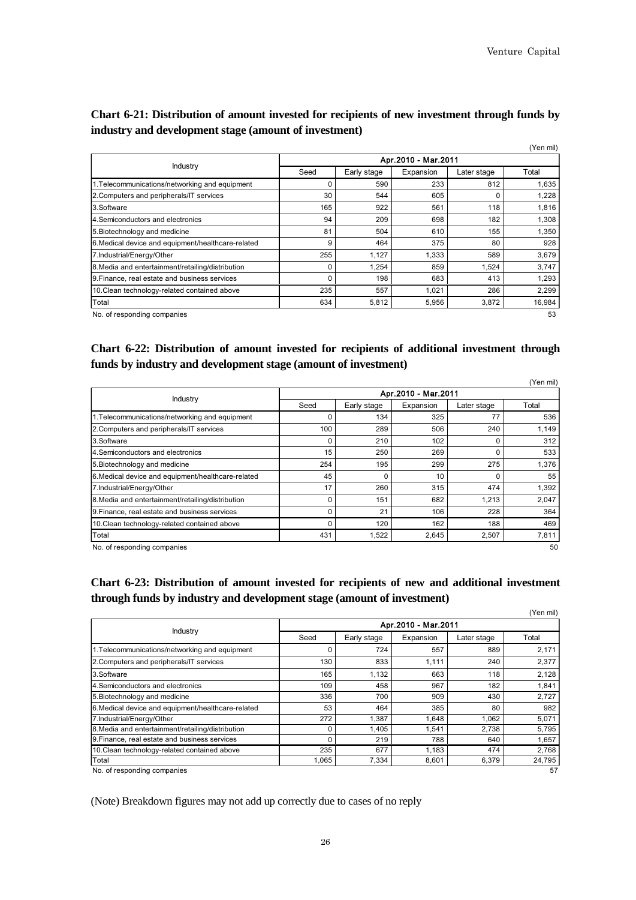## Chart 6-21: Distribution of amount invested for recipients of new investment through funds by industry and development stage (amount of investment)

(Yen mil)

| Industry | Apr.2010 - Mar.2011 | | | | |
|---|---|---|---|---|---|
| | Seed | Early stage | Expansion | Later stage | Total |
| 1.Telecommunications/networking and equipment | 0 | 590 | 233 | 812 | 1,635 |
| 2.Computers and peripherals/IT services | 30 | 544 | 605 | 0 | 1,228 |
| 3.Software | 165 | 922 | 561 | 118 | 1,816 |
| 4.Semiconductors and electronics | 94 | 209 | 698 | 182 | 1,308 |
| 5.Biotechnology and medicine | 81 | 504 | 610 | 155 | 1,350 |
| 6.Medical device and equipment/healthcare-related | 9 | 464 | 375 | 80 | 928 |
| 7.Industrial/Energy/Other | 255 | 1,127 | 1,333 | 589 | 3,679 |
| 8.Media and entertainment/retailing/distribution | 0 | 1,254 | 859 | 1,524 | 3,747 |
| 9.Finance, real estate and business services | 0 | 198 | 683 | 413 | 1,293 |
| 10.Clean technology-related contained above | 235 | 557 | 1,021 | 286 | 2,299 |
| Total | 634 | 5,812 | 5,956 | 3,872 | 16,984 |
| No. of responding companies | | | | | 53 |

## Chart 6-22: Distribution of amount invested for recipients of additional investment through funds by industry and development stage (amount of investment)

(Yen mil)

| Industry | Apr.2010 - Mar.2011 | | | | |
|---|---|---|---|---|---|
| | Seed | Early stage | Expansion | Later stage | Total |
| 1.Telecommunications/networking and equipment | 0 | 134 | 325 | 77 | 536 |
| 2.Computers and peripherals/IT services | 100 | 289 | 506 | 240 | 1,149 |
| 3.Software | 0 | 210 | 102 | 0 | 312 |
| 4.Semiconductors and electronics | 15 | 250 | 269 | 0 | 533 |
| 5.Biotechnology and medicine | 254 | 195 | 299 | 275 | 1,376 |
| 6.Medical device and equipment/healthcare-related | 45 | 0 | 10 | 0 | 55 |
| 7.Industrial/Energy/Other | 17 | 260 | 315 | 474 | 1,392 |
| 8.Media and entertainment/retailing/distribution | 0 | 151 | 682 | 1,213 | 2,047 |
| 9.Finance, real estate and business services | 0 | 21 | 106 | 228 | 364 |
| 10.Clean technology-related contained above | 0 | 120 | 162 | 188 | 469 |
| Total | 431 | 1,522 | 2,645 | 2,507 | 7,811 |
| No. of responding companies | | | | | 50 |

## Chart 6-23: Distribution of amount invested for recipients of new and additional investment through funds by industry and development stage (amount of investment)

(Yen mil)

| Industry | Apr.2010 - Mar.2011 | | | | |
|---|---|---|---|---|---|
| | Seed | Early stage | Expansion | Later stage | Total |
| 1.Telecommunications/networking and equipment | 0 | 724 | 557 | 889 | 2,171 |
| 2.Computers and peripherals/IT services | 130 | 833 | 1,111 | 240 | 2,377 |
| 3.Software | 165 | 1,132 | 663 | 118 | 2,128 |
| 4.Semiconductors and electronics | 109 | 458 | 967 | 182 | 1,841 |
| 5.Biotechnology and medicine | 336 | 700 | 909 | 430 | 2,727 |
| 6.Medical device and equipment/healthcare-related | 53 | 464 | 385 | 80 | 982 |
| 7.Industrial/Energy/Other | 272 | 1,387 | 1,648 | 1,062 | 5,071 |
| 8.Media and entertainment/retailing/distribution | 0 | 1,405 | 1,541 | 2,738 | 5,795 |
| 9.Finance, real estate and business services | 0 | 219 | 788 | 640 | 1,657 |
| 10.Clean technology-related contained above | 235 | 677 | 1,183 | 474 | 2,768 |
| Total | 1,065 | 7,334 | 8,601 | 6,379 | 24,795 |
| No. of responding companies | | | | | 57 |

(Note) Breakdown figures may not add up correctly due to cases of no reply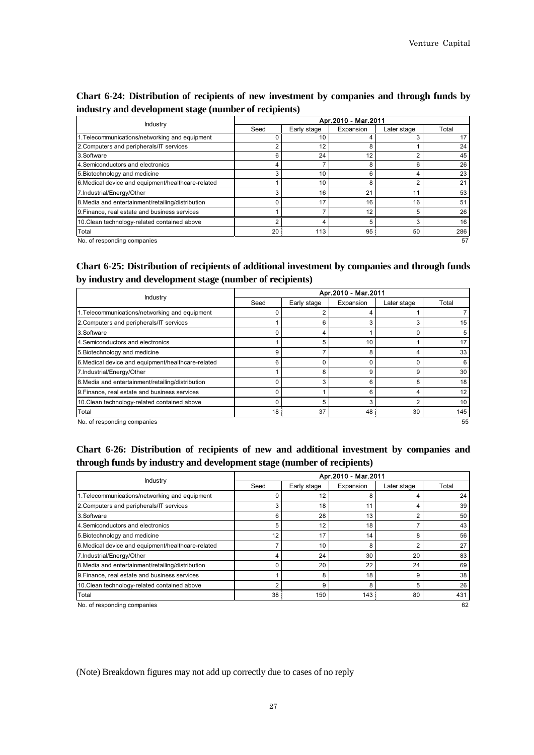### Chart 6-24: Distribution of recipients of new investment by companies and through funds by industry and development stage (number of recipients)

| Industry | Apr.2010 - Mar.2011 | | | | |
|---|---|---|---|---|---|
| | Seed | Early stage | Expansion | Later stage | Total |
| 1.Telecommunications/networking and equipment | 0 | 10 | 4 | 3 | 17 |
| 2.Computers and peripherals/IT services | 2 | 12 | 8 | 1 | 24 |
| 3.Software | 6 | 24 | 12 | 2 | 45 |
| 4.Semiconductors and electronics | 4 | 7 | 8 | 6 | 26 |
| 5.Biotechnology and medicine | 3 | 10 | 6 | 4 | 23 |
| 6.Medical device and equipment/healthcare-related | 1 | 10 | 8 | 2 | 21 |
| 7.Industrial/Energy/Other | 3 | 16 | 21 | 11 | 53 |
| 8.Media and entertainment/retailing/distribution | 0 | 17 | 16 | 16 | 51 |
| 9.Finance, real estate and business services | 1 | 7 | 12 | 5 | 26 |
| 10.Clean technology-related contained above | 2 | 4 | 5 | 3 | 16 |
| Total | 20 | 113 | 95 | 50 | 286 |
| No. of responding companies | | | | | 57 |

### Chart 6-25: Distribution of recipients of additional investment by companies and through funds by industry and development stage (number of recipients)

| Industry | Apr.2010 - Mar.2011 | | | | |
|---|---|---|---|---|---|
| | Seed | Early stage | Expansion | Later stage | Total |
| 1.Telecommunications/networking and equipment | 0 | 2 | 4 | 1 | 7 |
| 2.Computers and peripherals/IT services | 1 | 6 | 3 | 3 | 15 |
| 3.Software | 0 | 4 | 1 | 0 | 5 |
| 4.Semiconductors and electronics | 1 | 5 | 10 | 1 | 17 |
| 5.Biotechnology and medicine | 9 | 7 | 8 | 4 | 33 |
| 6.Medical device and equipment/healthcare-related | 6 | 0 | 0 | 0 | 6 |
| 7.Industrial/Energy/Other | 1 | 8 | 9 | 9 | 30 |
| 8.Media and entertainment/retailing/distribution | 0 | 3 | 6 | 8 | 18 |
| 9.Finance, real estate and business services | 0 | 1 | 6 | 4 | 12 |
| 10.Clean technology-related contained above | 0 | 5 | 3 | 2 | 10 |
| Total | 18 | 37 | 48 | 30 | 145 |
| No. of responding companies | | | | | 55 |

### Chart 6-26: Distribution of recipients of new and additional investment by companies and through funds by industry and development stage (number of recipients)

| Industry | Apr.2010 - Mar.2011 | | | | |
|---|---|---|---|---|---|
| | Seed | Early stage | Expansion | Later stage | Total |
| 1.Telecommunications/networking and equipment | 0 | 12 | 8 | 4 | 24 |
| 2.Computers and peripherals/IT services | 3 | 18 | 11 | 4 | 39 |
| 3.Software | 6 | 28 | 13 | 2 | 50 |
| 4.Semiconductors and electronics | 5 | 12 | 18 | 7 | 43 |
| 5.Biotechnology and medicine | 12 | 17 | 14 | 8 | 56 |
| 6.Medical device and equipment/healthcare-related | 7 | 10 | 8 | 2 | 27 |
| 7.Industrial/Energy/Other | 4 | 24 | 30 | 20 | 83 |
| 8.Media and entertainment/retailing/distribution | 0 | 20 | 22 | 24 | 69 |
| 9.Finance, real estate and business services | 1 | 8 | 18 | 9 | 38 |
| 10.Clean technology-related contained above | 2 | 9 | 8 | 5 | 26 |
| Total | 38 | 150 | 143 | 80 | 431 |
| No. of responding companies | | | | | 62 |

(Note) Breakdown figures may not add up correctly due to cases of no reply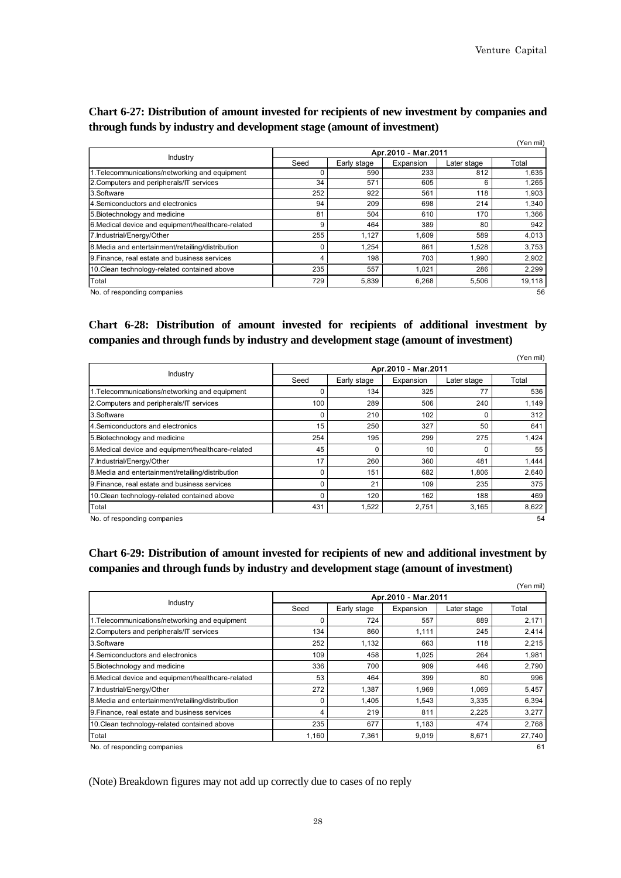## Chart 6-27: Distribution of amount invested for recipients of new investment by companies and through funds by industry and development stage (amount of investment)

(Yen mil)

| Industry | Apr.2010 - Mar.2011 | | | | |
|---|---|---|---|---|---|
| | Seed | Early stage | Expansion | Later stage | Total |
| 1.Telecommunications/networking and equipment | 0 | 590 | 233 | 812 | 1,635 |
| 2.Computers and peripherals/IT services | 34 | 571 | 605 | 6 | 1,265 |
| 3.Software | 252 | 922 | 561 | 118 | 1,903 |
| 4.Semiconductors and electronics | 94 | 209 | 698 | 214 | 1,340 |
| 5.Biotechnology and medicine | 81 | 504 | 610 | 170 | 1,366 |
| 6.Medical device and equipment/healthcare-related | 9 | 464 | 389 | 80 | 942 |
| 7.Industrial/Energy/Other | 255 | 1,127 | 1,609 | 589 | 4,013 |
| 8.Media and entertainment/retailing/distribution | 0 | 1,254 | 861 | 1,528 | 3,753 |
| 9.Finance, real estate and business services | 4 | 198 | 703 | 1,990 | 2,902 |
| 10.Clean technology-related contained above | 235 | 557 | 1,021 | 286 | 2,299 |
| Total | 729 | 5,839 | 6,268 | 5,506 | 19,118 |
| No. of responding companies | | | | | 56 |

## Chart 6-28: Distribution of amount invested for recipients of additional investment by companies and through funds by industry and development stage (amount of investment)

(Yen mil)

| Industry | Apr.2010 - Mar.2011 | | | | |
|---|---|---|---|---|---|
| | Seed | Early stage | Expansion | Later stage | Total |
| 1.Telecommunications/networking and equipment | 0 | 134 | 325 | 77 | 536 |
| 2.Computers and peripherals/IT services | 100 | 289 | 506 | 240 | 1,149 |
| 3.Software | 0 | 210 | 102 | 0 | 312 |
| 4.Semiconductors and electronics | 15 | 250 | 327 | 50 | 641 |
| 5.Biotechnology and medicine | 254 | 195 | 299 | 275 | 1,424 |
| 6.Medical device and equipment/healthcare-related | 45 | 0 | 10 | 0 | 55 |
| 7.Industrial/Energy/Other | 17 | 260 | 360 | 481 | 1,444 |
| 8.Media and entertainment/retailing/distribution | 0 | 151 | 682 | 1,806 | 2,640 |
| 9.Finance, real estate and business services | 0 | 21 | 109 | 235 | 375 |
| 10.Clean technology-related contained above | 0 | 120 | 162 | 188 | 469 |
| Total | 431 | 1,522 | 2,751 | 3,165 | 8,622 |
| No. of responding companies | | | | | 54 |

## Chart 6-29: Distribution of amount invested for recipients of new and additional investment by companies and through funds by industry and development stage (amount of investment)

(Yen mil)

| Industry | Apr.2010 - Mar.2011 | | | | |
|---|---|---|---|---|---|
| | Seed | Early stage | Expansion | Later stage | Total |
| 1.Telecommunications/networking and equipment | 0 | 724 | 557 | 889 | 2,171 |
| 2.Computers and peripherals/IT services | 134 | 860 | 1,111 | 245 | 2,414 |
| 3.Software | 252 | 1,132 | 663 | 118 | 2,215 |
| 4.Semiconductors and electronics | 109 | 458 | 1,025 | 264 | 1,981 |
| 5.Biotechnology and medicine | 336 | 700 | 909 | 446 | 2,790 |
| 6.Medical device and equipment/healthcare-related | 53 | 464 | 399 | 80 | 996 |
| 7.Industrial/Energy/Other | 272 | 1,387 | 1,969 | 1,069 | 5,457 |
| 8.Media and entertainment/retailing/distribution | 0 | 1,405 | 1,543 | 3,335 | 6,394 |
| 9.Finance, real estate and business services | 4 | 219 | 811 | 2,225 | 3,277 |
| 10.Clean technology-related contained above | 235 | 677 | 1,183 | 474 | 2,768 |
| Total | 1,160 | 7,361 | 9,019 | 8,671 | 27,740 |
| No. of responding companies | | | | | 61 |

(Note) Breakdown figures may not add up correctly due to cases of no reply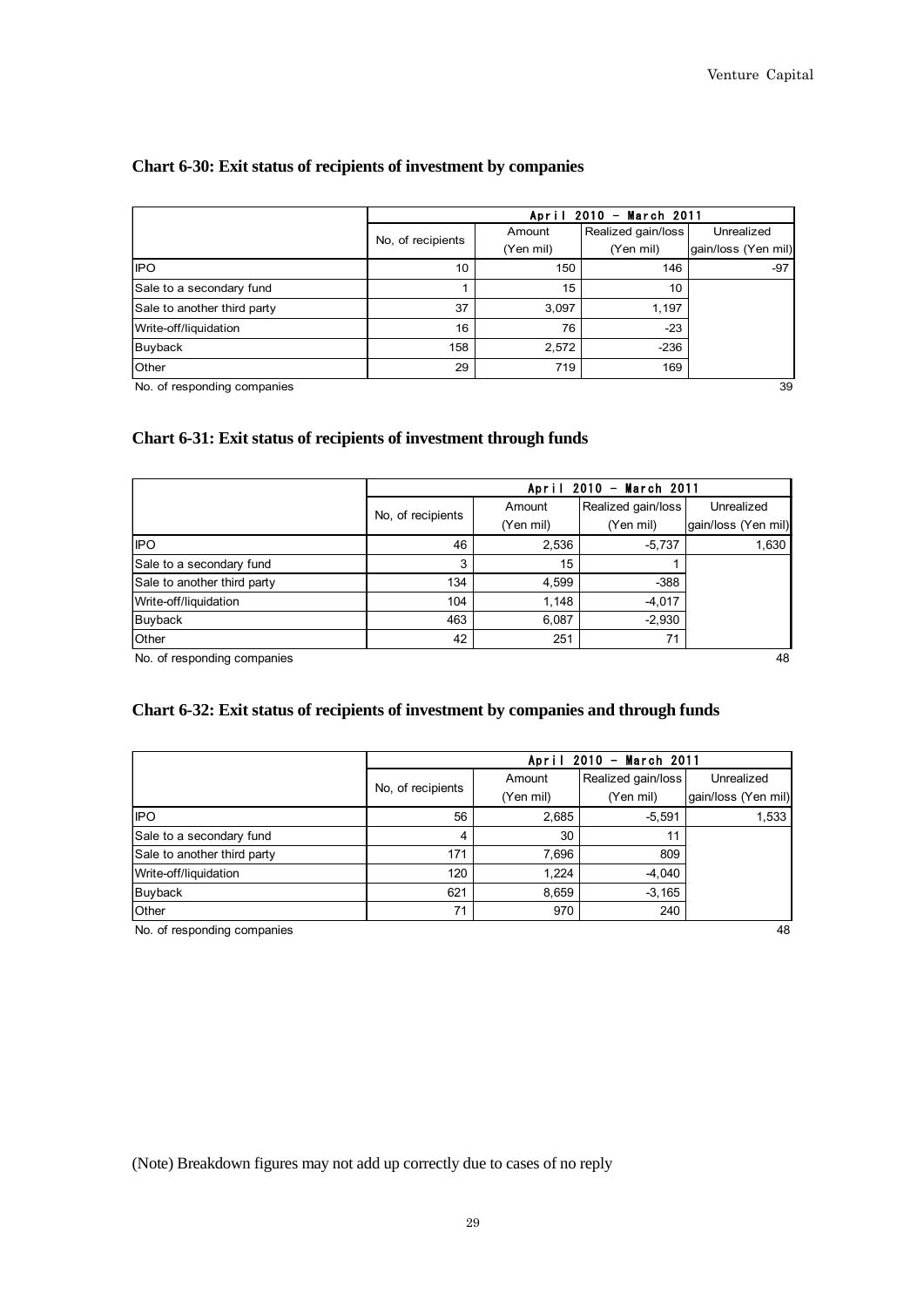## Chart 6-30: Exit status of recipients of investment by companies

| | April 2010 – March 2011 | | | |
|---|---|---|---|---|
| | No, of recipients | Amount (Yen mil) | Realized gain/loss (Yen mil) | Unrealized gain/loss (Yen mil) |
| IPO | 10 | 150 | 146 | -97 |
| Sale to a secondary fund | 1 | 15 | 10 | |
| Sale to another third party | 37 | 3,097 | 1,197 | |
| Write-off/liquidation | 16 | 76 | -23 | |
| Buyback | 158 | 2,572 | -236 | |
| Other | 29 | 719 | 169 | |

No. of responding companies 39

## Chart 6-31: Exit status of recipients of investment through funds

| | April 2010 – March 2011 | | | |
|---|---|---|---|---|
| | No, of recipients | Amount (Yen mil) | Realized gain/loss (Yen mil) | Unrealized gain/loss (Yen mil) |
| IPO | 46 | 2,536 | -5,737 | 1,630 |
| Sale to a secondary fund | 3 | 15 | 1 | |
| Sale to another third party | 134 | 4,599 | -388 | |
| Write-off/liquidation | 104 | 1,148 | -4,017 | |
| Buyback | 463 | 6,087 | -2,930 | |
| Other | 42 | 251 | 71 | |

No. of responding companies 48

## Chart 6-32: Exit status of recipients of investment by companies and through funds

| | April 2010 – March 2011 | | | |
|---|---|---|---|---|
| | No, of recipients | Amount (Yen mil) | Realized gain/loss (Yen mil) | Unrealized gain/loss (Yen mil) |
| IPO | 56 | 2,685 | -5,591 | 1,533 |
| Sale to a secondary fund | 4 | 30 | 11 | |
| Sale to another third party | 171 | 7,696 | 809 | |
| Write-off/liquidation | 120 | 1,224 | -4,040 | |
| Buyback | 621 | 8,659 | -3,165 | |
| Other | 71 | 970 | 240 | |

No. of responding companies 48

(Note) Breakdown figures may not add up correctly due to cases of no reply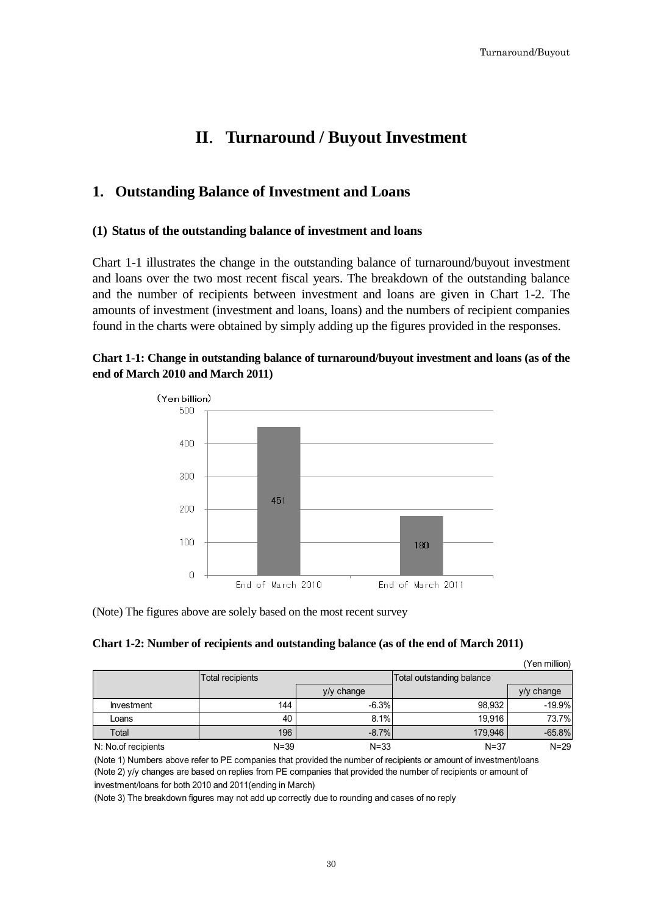# II. Turnaround / Buyout Investment

## 1. Outstanding Balance of Investment and Loans

### (1) Status of the outstanding balance of investment and loans

Chart 1-1 illustrates the change in the outstanding balance of turnaround/buyout investment and loans over the two most recent fiscal years. The breakdown of the outstanding balance and the number of recipients between investment and loans are given in Chart 1-2. The amounts of investment (investment and loans, loans) and the numbers of recipient companies found in the charts were obtained by simply adding up the figures provided in the responses.

**Chart 1-1: Change in outstanding balance of turnaround/buyout investment and loans (as of the end of March 2010 and March 2011)**

(Yen billion)

| | End of March 2010 | End of March 2011 |
|---|---|---|
| Outstanding balance | 451 | 180 |

(Note) The figures above are solely based on the most recent survey

**Chart 1-2: Number of recipients and outstanding balance (as of the end of March 2011)**

(Yen million)

| | Total recipients | | Total outstanding balance | |
|---|---|---|---|---|
| | | y/y change | | y/y change |
| Investment | 144 | -6.3% | 98,932 | -19.9% |
| Loans | 40 | 8.1% | 19,916 | 73.7% |
| Total | 196 | -8.7% | 179,946 | -65.8% |
| N: No.of recipients | N=39 | N=33 | N=37 | N=29 |

(Note 1) Numbers above refer to PE companies that provided the number of recipients or amount of investment/loans

(Note 2) y/y changes are based on replies from PE companies that provided the number of recipients or amount of investment/loans for both 2010 and 2011(ending in March)

(Note 3) The breakdown figures may not add up correctly due to rounding and cases of no reply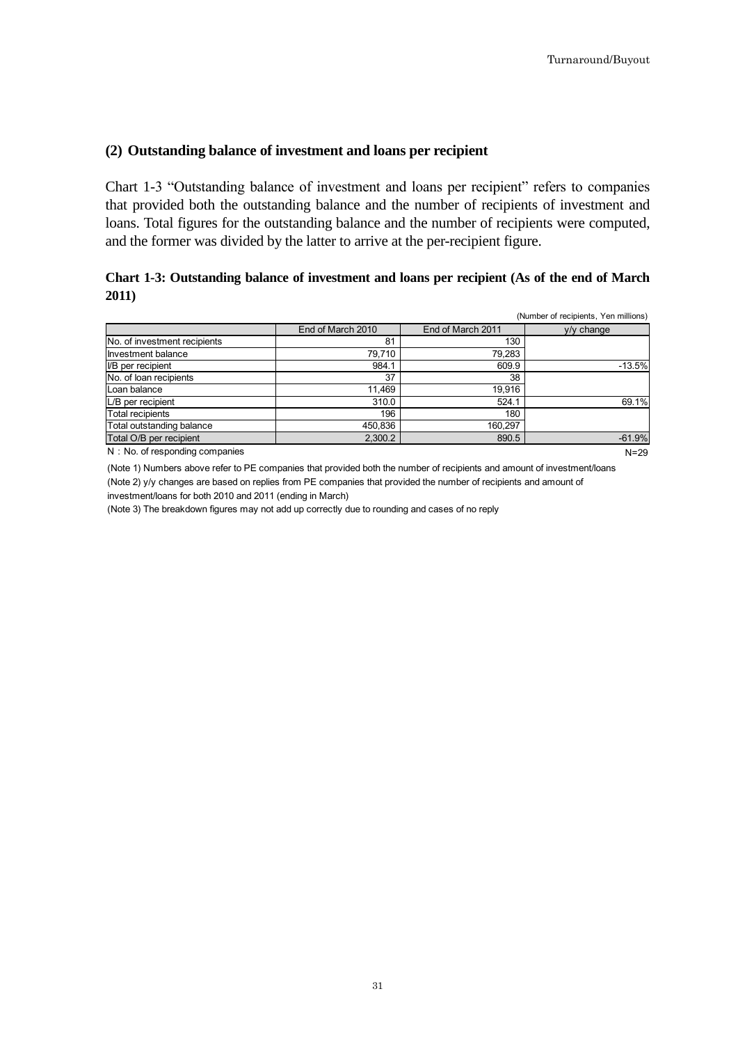## (2) Outstanding balance of investment and loans per recipient

Chart 1-3 "Outstanding balance of investment and loans per recipient" refers to companies that provided both the outstanding balance and the number of recipients of investment and loans. Total figures for the outstanding balance and the number of recipients were computed, and the former was divided by the latter to arrive at the per-recipient figure.

**Chart 1-3: Outstanding balance of investment and loans per recipient (As of the end of March 2011)**

(Number of recipients, Yen millions)

| | End of March 2010 | End of March 2011 | y/y change |
|---|---|---|---|
| No. of investment recipients | 81 | 130 | |
| Investment balance | 79,710 | 79,283 | |
| I/B per recipient | 984.1 | 609.9 | -13.5% |
| No. of loan recipients | 37 | 38 | |
| Loan balance | 11,469 | 19,916 | |
| L/B per recipient | 310.0 | 524.1 | 69.1% |
| Total recipients | 196 | 180 | |
| Total outstanding balance | 450,836 | 160,297 | |
| Total O/B per recipient | 2,300.2 | 890.5 | -61.9% |

N：No. of responding companies　N=29

(Note 1) Numbers above refer to PE companies that provided both the number of recipients and amount of investment/loans

(Note 2) y/y changes are based on replies from PE companies that provided the number of recipients and amount of investment/loans for both 2010 and 2011 (ending in March)

(Note 3) The breakdown figures may not add up correctly due to rounding and cases of no reply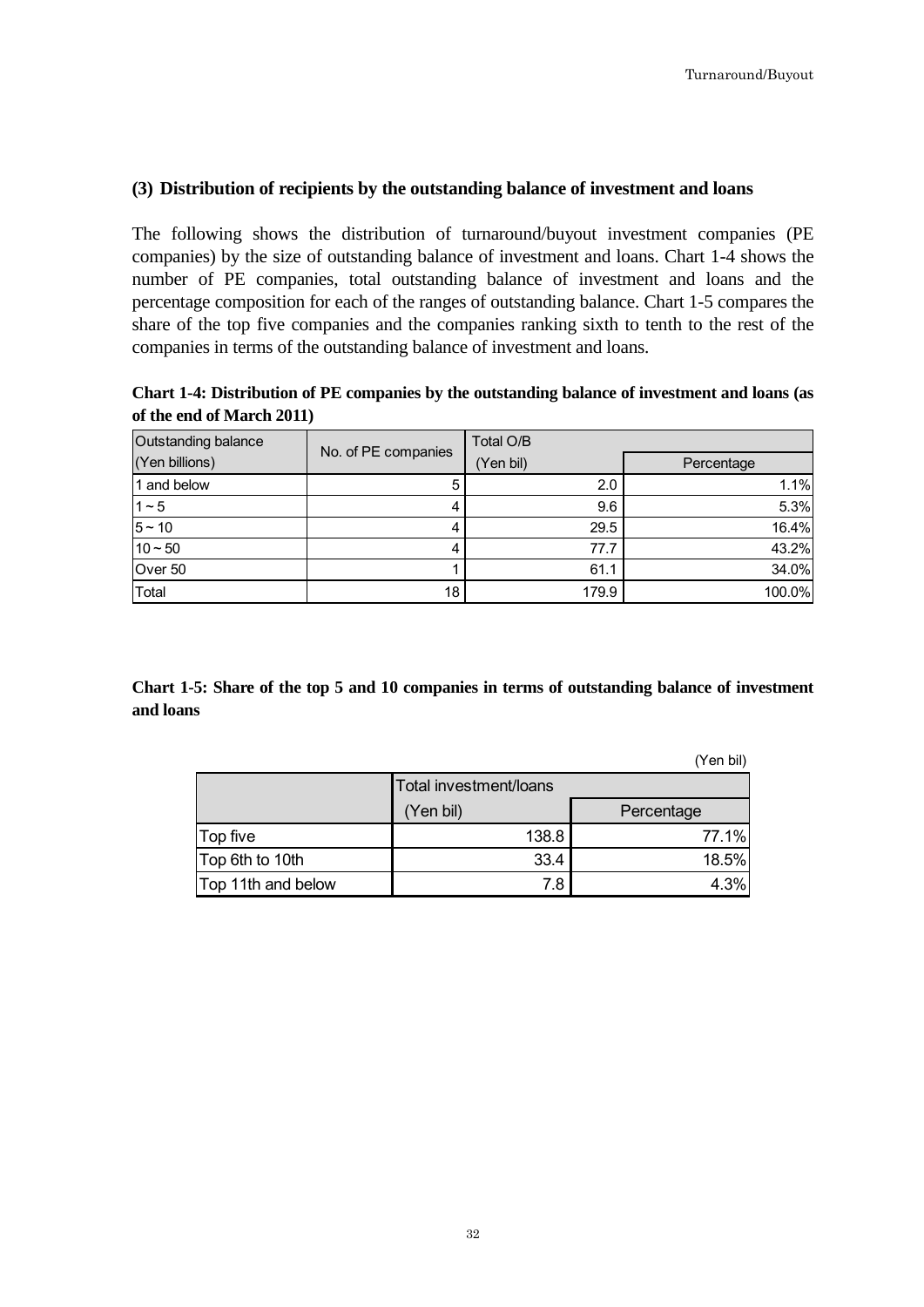### (3) Distribution of recipients by the outstanding balance of investment and loans

The following shows the distribution of turnaround/buyout investment companies (PE companies) by the size of outstanding balance of investment and loans. Chart 1-4 shows the number of PE companies, total outstanding balance of investment and loans and the percentage composition for each of the ranges of outstanding balance. Chart 1-5 compares the share of the top five companies and the companies ranking sixth to tenth to the rest of the companies in terms of the outstanding balance of investment and loans.

**Chart 1-4: Distribution of PE companies by the outstanding balance of investment and loans (as of the end of March 2011)**

| Outstanding balance (Yen billions) | No. of PE companies | Total O/B (Yen bil) | Percentage |
|---|---|---|---|
| 1 and below | 5 | 2.0 | 1.1% |
| 1 ~ 5 | 4 | 9.6 | 5.3% |
| 5 ~ 10 | 4 | 29.5 | 16.4% |
| 10 ~ 50 | 4 | 77.7 | 43.2% |
| Over 50 | 1 | 61.1 | 34.0% |
| Total | 18 | 179.9 | 100.0% |

**Chart 1-5: Share of the top 5 and 10 companies in terms of outstanding balance of investment and loans**

(Yen bil)

| | Total investment/loans (Yen bil) | Percentage |
|---|---|---|
| Top five | 138.8 | 77.1% |
| Top 6th to 10th | 33.4 | 18.5% |
| Top 11th and below | 7.8 | 4.3% |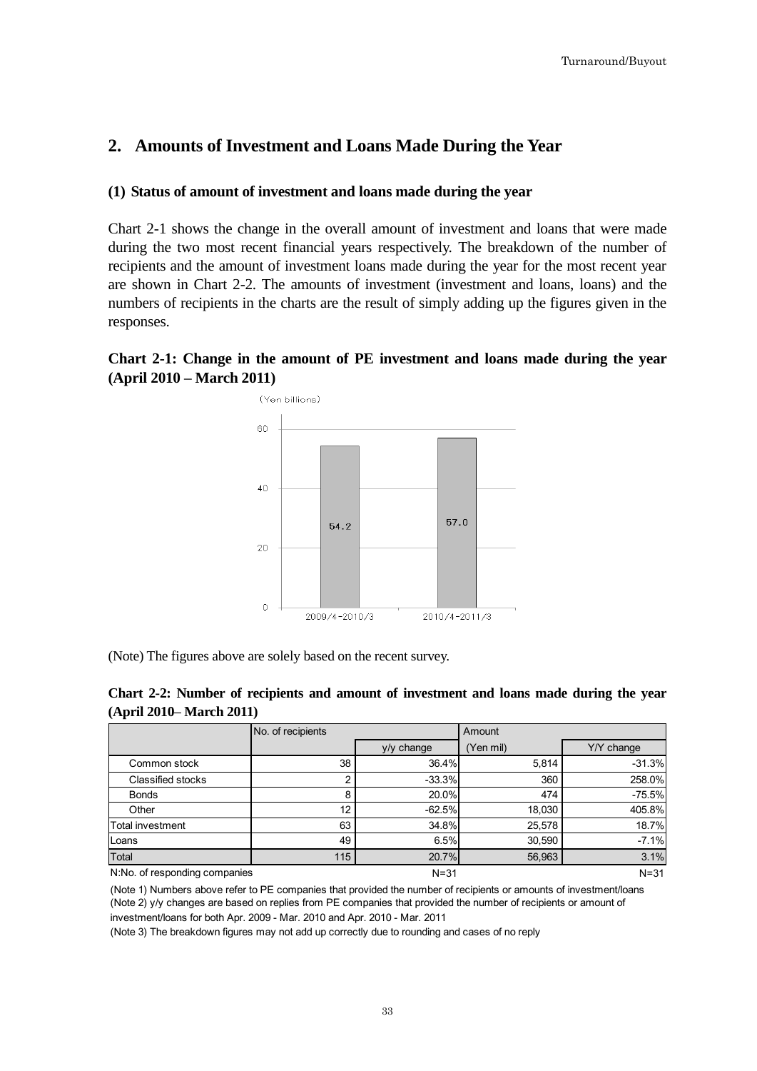## 2. Amounts of Investment and Loans Made During the Year

### (1) Status of amount of investment and loans made during the year

Chart 2-1 shows the change in the overall amount of investment and loans that were made during the two most recent financial years respectively. The breakdown of the number of recipients and the amount of investment loans made during the year for the most recent year are shown in Chart 2-2. The amounts of investment (investment and loans, loans) and the numbers of recipients in the charts are the result of simply adding up the figures given in the responses.

**Chart 2-1: Change in the amount of PE investment and loans made during the year (April 2010 – March 2011)**

(Yen billions)

| Period | Amount |
|---|---|
| 2009/4-2010/3 | 54.2 |
| 2010/4-2011/3 | 57.0 |

(Note) The figures above are solely based on the recent survey.

**Chart 2-2: Number of recipients and amount of investment and loans made during the year (April 2010– March 2011)**

| | No. of recipients | | Amount | |
|---|---|---|---|---|
| | | y/y change | (Yen mil) | Y/Y change |
| Common stock | 38 | 36.4% | 5,814 | -31.3% |
| Classified stocks | 2 | -33.3% | 360 | 258.0% |
| Bonds | 8 | 20.0% | 474 | -75.5% |
| Other | 12 | -62.5% | 18,030 | 405.8% |
| Total investment | 63 | 34.8% | 25,578 | 18.7% |
| Loans | 49 | 6.5% | 30,590 | -7.1% |
| Total | 115 | 20.7% | 56,963 | 3.1% |
| N:No. of responding companies | | N=31 | | N=31 |

(Note 1) Numbers above refer to PE companies that provided the number of recipients or amounts of investment/loans
(Note 2) y/y changes are based on replies from PE companies that provided the number of recipients or amount of investment/loans for both Apr. 2009 - Mar. 2010 and Apr. 2010 - Mar. 2011
(Note 3) The breakdown figures may not add up correctly due to rounding and cases of no reply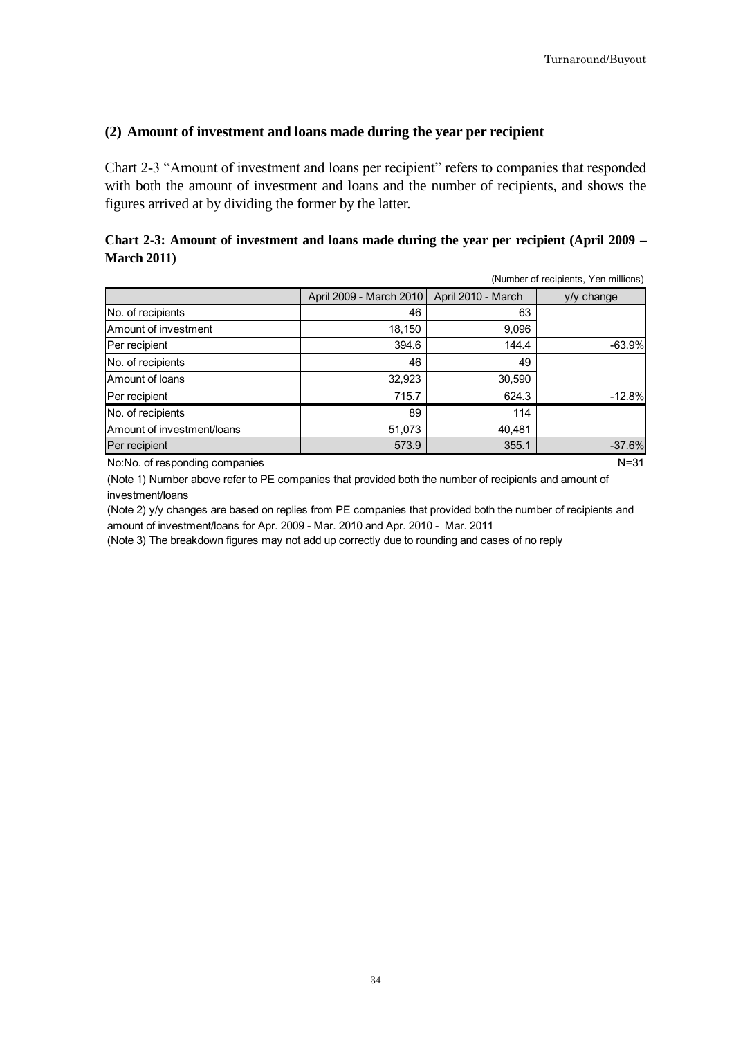### (2) Amount of investment and loans made during the year per recipient

Chart 2-3 "Amount of investment and loans per recipient" refers to companies that responded with both the amount of investment and loans and the number of recipients, and shows the figures arrived at by dividing the former by the latter.

**Chart 2-3: Amount of investment and loans made during the year per recipient (April 2009 – March 2011)**

(Number of recipients, Yen millions)

| | April 2009 - March 2010 | April 2010 - March | y/y change |
|---|---|---|---|
| No. of recipients | 46 | 63 | |
| Amount of investment | 18,150 | 9,096 | |
| Per recipient | 394.6 | 144.4 | -63.9% |
| No. of recipients | 46 | 49 | |
| Amount of loans | 32,923 | 30,590 | |
| Per recipient | 715.7 | 624.3 | -12.8% |
| No. of recipients | 89 | 114 | |
| Amount of investment/loans | 51,073 | 40,481 | |
| Per recipient | 573.9 | 355.1 | -37.6% |

No:No. of responding companies N=31

(Note 1) Number above refer to PE companies that provided both the number of recipients and amount of investment/loans

(Note 2) y/y changes are based on replies from PE companies that provided both the number of recipients and amount of investment/loans for Apr. 2009 - Mar. 2010 and Apr. 2010 - Mar. 2011

(Note 3) The breakdown figures may not add up correctly due to rounding and cases of no reply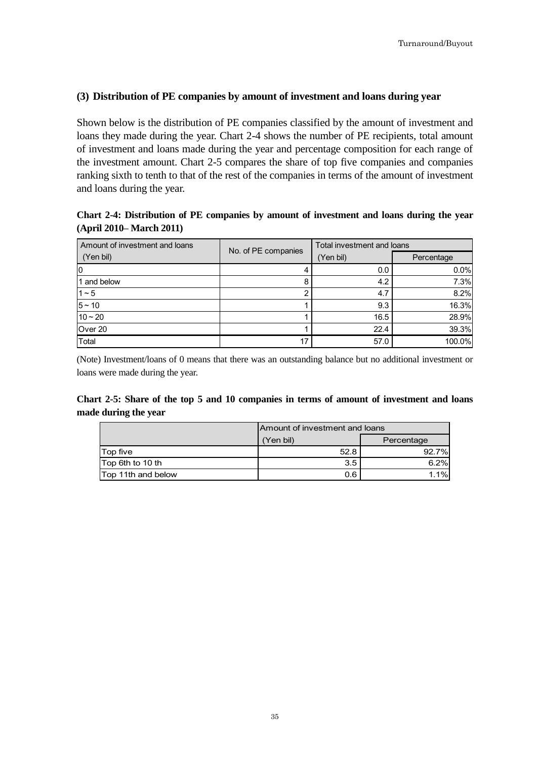### (3) Distribution of PE companies by amount of investment and loans during year

Shown below is the distribution of PE companies classified by the amount of investment and loans they made during the year. Chart 2-4 shows the number of PE recipients, total amount of investment and loans made during the year and percentage composition for each range of the investment amount. Chart 2-5 compares the share of top five companies and companies ranking sixth to tenth to that of the rest of the companies in terms of the amount of investment and loans during the year.

**Chart 2-4: Distribution of PE companies by amount of investment and loans during the year (April 2010– March 2011)**

| Amount of investment and loans (Yen bil) | No. of PE companies | Total investment and loans (Yen bil) | Percentage |
|---|---|---|---|
| 0 | 4 | 0.0 | 0.0% |
| 1 and below | 8 | 4.2 | 7.3% |
| 1 ~ 5 | 2 | 4.7 | 8.2% |
| 5 ~ 10 | 1 | 9.3 | 16.3% |
| 10 ~ 20 | 1 | 16.5 | 28.9% |
| Over 20 | 1 | 22.4 | 39.3% |
| Total | 17 | 57.0 | 100.0% |

(Note) Investment/loans of 0 means that there was an outstanding balance but no additional investment or loans were made during the year.

**Chart 2-5: Share of the top 5 and 10 companies in terms of amount of investment and loans made during the year**

| | Amount of investment and loans (Yen bil) | Percentage |
|---|---|---|
| Top five | 52.8 | 92.7% |
| Top 6th to 10 th | 3.5 | 6.2% |
| Top 11th and below | 0.6 | 1.1% |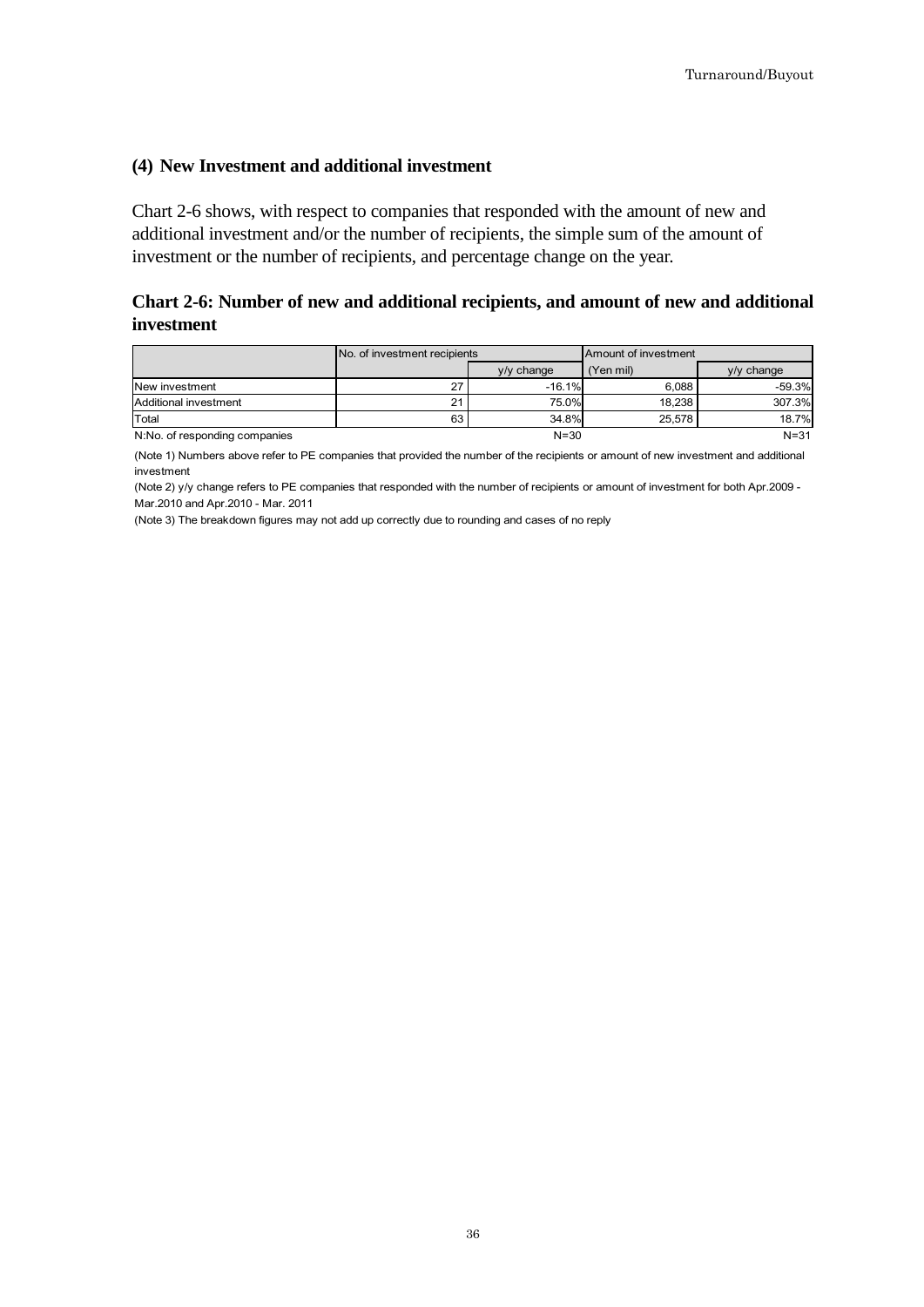### (4) New Investment and additional investment

Chart 2-6 shows, with respect to companies that responded with the amount of new and additional investment and/or the number of recipients, the simple sum of the amount of investment or the number of recipients, and percentage change on the year.

**Chart 2-6: Number of new and additional recipients, and amount of new and additional investment**

| | No. of investment recipients | | Amount of investment | |
|---|---|---|---|---|
| | | y/y change | (Yen mil) | y/y change |
| New investment | 27 | -16.1% | 6,088 | -59.3% |
| Additional investment | 21 | 75.0% | 18,238 | 307.3% |
| Total | 63 | 34.8% | 25,578 | 18.7% |
| N:No. of responding companies | | N=30 | | N=31 |

(Note 1) Numbers above refer to PE companies that provided the number of the recipients or amount of new investment and additional investment

(Note 2) y/y change refers to PE companies that responded with the number of recipients or amount of investment for both Apr.2009 - Mar.2010 and Apr.2010 - Mar. 2011

(Note 3) The breakdown figures may not add up correctly due to rounding and cases of no reply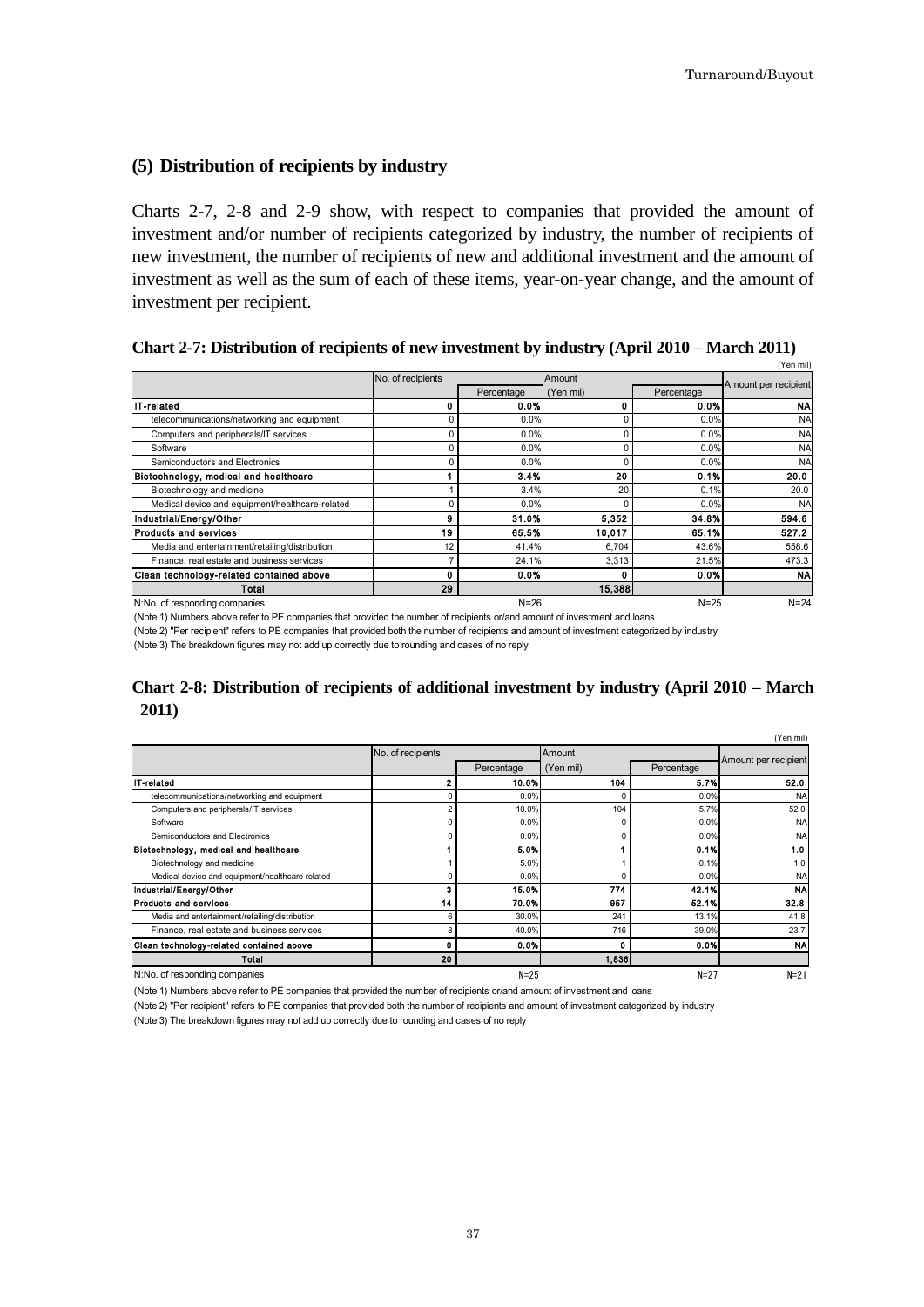## (5) Distribution of recipients by industry

Charts 2-7, 2-8 and 2-9 show, with respect to companies that provided the amount of investment and/or number of recipients categorized by industry, the number of recipients of new investment, the number of recipients of new and additional investment and the amount of investment as well as the sum of each of these items, year-on-year change, and the amount of investment per recipient.

**Chart 2-7: Distribution of recipients of new investment by industry (April 2010 – March 2011)**

(Yen mil)

| | No. of recipients | | Amount | | Amount per recipient |
|---|---|---|---|---|---|
| | | Percentage | (Yen mil) | Percentage | |
| **IT-related** | **0** | **0.0%** | **0** | **0.0%** | **NA** |
| telecommunications/networking and equipment | 0 | 0.0% | 0 | 0.0% | NA |
| Computers and peripherals/IT services | 0 | 0.0% | 0 | 0.0% | NA |
| Software | 0 | 0.0% | 0 | 0.0% | NA |
| Semiconductors and Electronics | 0 | 0.0% | 0 | 0.0% | NA |
| **Biotechnology, medical and healthcare** | **1** | **3.4%** | **20** | **0.1%** | **20.0** |
| Biotechnology and medicine | 1 | 3.4% | 20 | 0.1% | 20.0 |
| Medical device and equipment/healthcare-related | 0 | 0.0% | 0 | 0.0% | NA |
| **Industrial/Energy/Other** | **9** | **31.0%** | **5,352** | **34.8%** | **594.6** |
| **Products and services** | **19** | **65.5%** | **10,017** | **65.1%** | **527.2** |
| Media and entertainment/retailing/distribution | 12 | 41.4% | 6,704 | 43.6% | 558.6 |
| Finance, real estate and business services | 7 | 24.1% | 3,313 | 21.5% | 473.3 |
| **Clean technology-related contained above** | **0** | **0.0%** | **0** | **0.0%** | **NA** |
| **Total** | **29** | | **15,388** | | |
| N:No. of responding companies | | N=26 | | N=25 | N=24 |

(Note 1) Numbers above refer to PE companies that provided the number of recipients or/and amount of investment and loans

(Note 2) "Per recipient" refers to PE companies that provided both the number of recipients and amount of investment categorized by industry

(Note 3) The breakdown figures may not add up correctly due to rounding and cases of no reply

**Chart 2-8: Distribution of recipients of additional investment by industry (April 2010 – March 2011)**

(Yen mil)

| | No. of recipients | | Amount | | Amount per recipient |
|---|---|---|---|---|---|
| | | Percentage | (Yen mil) | Percentage | |
| **IT-related** | **2** | **10.0%** | **104** | **5.7%** | **52.0** |
| telecommunications/networking and equipment | 0 | 0.0% | 0 | 0.0% | NA |
| Computers and peripherals/IT services | 2 | 10.0% | 104 | 5.7% | 52.0 |
| Software | 0 | 0.0% | 0 | 0.0% | NA |
| Semiconductors and Electronics | 0 | 0.0% | 0 | 0.0% | NA |
| **Biotechnology, medical and healthcare** | **1** | **5.0%** | **1** | **0.1%** | **1.0** |
| Biotechnology and medicine | 1 | 5.0% | 1 | 0.1% | 1.0 |
| Medical device and equipment/healthcare-related | 0 | 0.0% | 0 | 0.0% | NA |
| **Industrial/Energy/Other** | **3** | **15.0%** | **774** | **42.1%** | **NA** |
| **Products and services** | **14** | **70.0%** | **957** | **52.1%** | **32.8** |
| Media and entertainment/retailing/distribution | 6 | 30.0% | 241 | 13.1% | 41.8 |
| Finance, real estate and business services | 8 | 40.0% | 716 | 39.0% | 23.7 |
| **Clean technology-related contained above** | **0** | **0.0%** | **0** | **0.0%** | **NA** |
| **Total** | **20** | | **1,836** | | |
| N:No. of responding companies | | N=25 | | N=27 | N=21 |

(Note 1) Numbers above refer to PE companies that provided the number of recipients or/and amount of investment and loans

(Note 2) "Per recipient" refers to PE companies that provided both the number of recipients and amount of investment categorized by industry

(Note 3) The breakdown figures may not add up correctly due to rounding and cases of no reply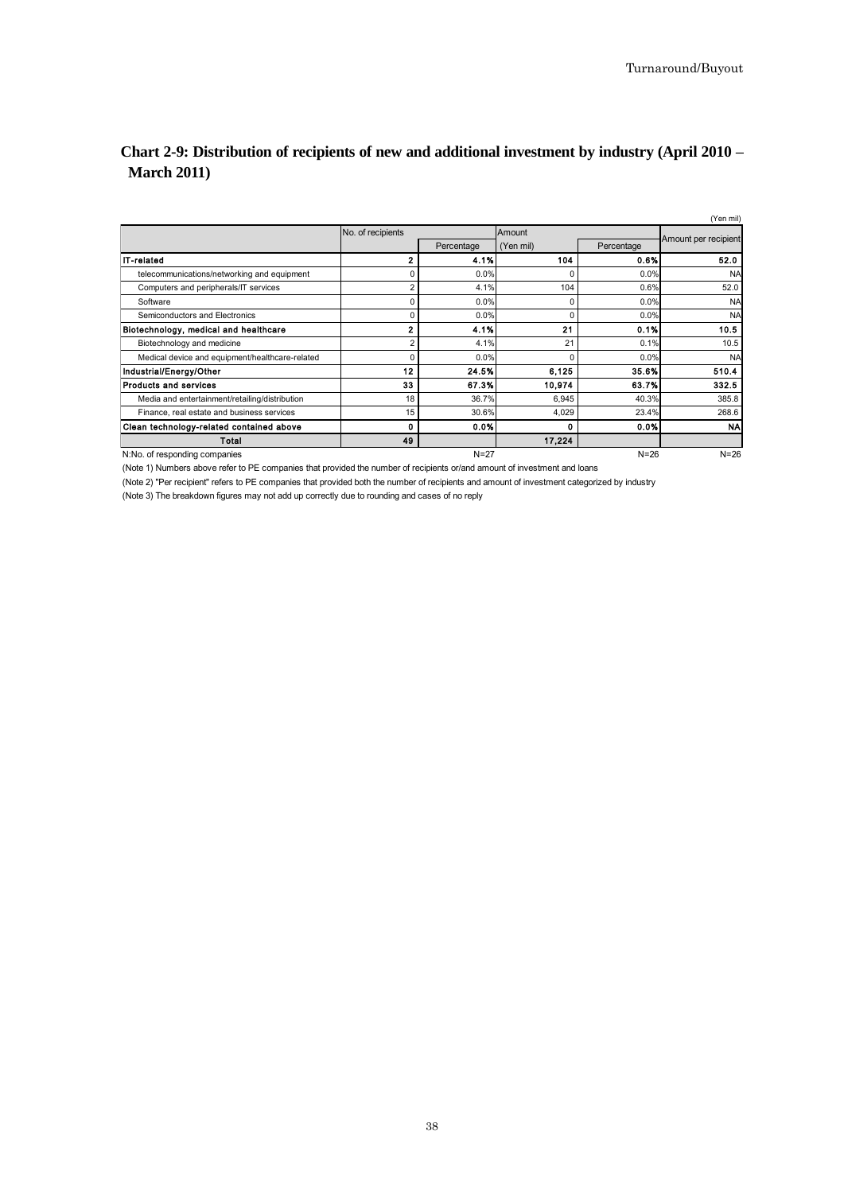## Chart 2-9: Distribution of recipients of new and additional investment by industry (April 2010 – March 2011)

(Yen mil)

| | No. of recipients | | Amount | | Amount per recipient |
|---|---|---|---|---|---|
| | | Percentage | (Yen mil) | Percentage | |
| **IT-related** | **2** | **4.1%** | **104** | **0.6%** | **52.0** |
| telecommunications/networking and equipment | 0 | 0.0% | 0 | 0.0% | NA |
| Computers and peripherals/IT services | 2 | 4.1% | 104 | 0.6% | 52.0 |
| Software | 0 | 0.0% | 0 | 0.0% | NA |
| Semiconductors and Electronics | 0 | 0.0% | 0 | 0.0% | NA |
| **Biotechnology, medical and healthcare** | **2** | **4.1%** | **21** | **0.1%** | **10.5** |
| Biotechnology and medicine | 2 | 4.1% | 21 | 0.1% | 10.5 |
| Medical device and equipment/healthcare-related | 0 | 0.0% | 0 | 0.0% | NA |
| **Industrial/Energy/Other** | **12** | **24.5%** | **6,125** | **35.6%** | **510.4** |
| **Products and services** | **33** | **67.3%** | **10,974** | **63.7%** | **332.5** |
| Media and entertainment/retailing/distribution | 18 | 36.7% | 6,945 | 40.3% | 385.8 |
| Finance, real estate and business services | 15 | 30.6% | 4,029 | 23.4% | 268.6 |
| **Clean technology-related contained above** | **0** | **0.0%** | **0** | **0.0%** | **NA** |
| **Total** | **49** | | **17,224** | | |
| N:No. of responding companies | | N=27 | | N=26 | N=26 |

(Note 1) Numbers above refer to PE companies that provided the number of recipients or/and amount of investment and loans

(Note 2) "Per recipient" refers to PE companies that provided both the number of recipients and amount of investment categorized by industry

(Note 3) The breakdown figures may not add up correctly due to rounding and cases of no reply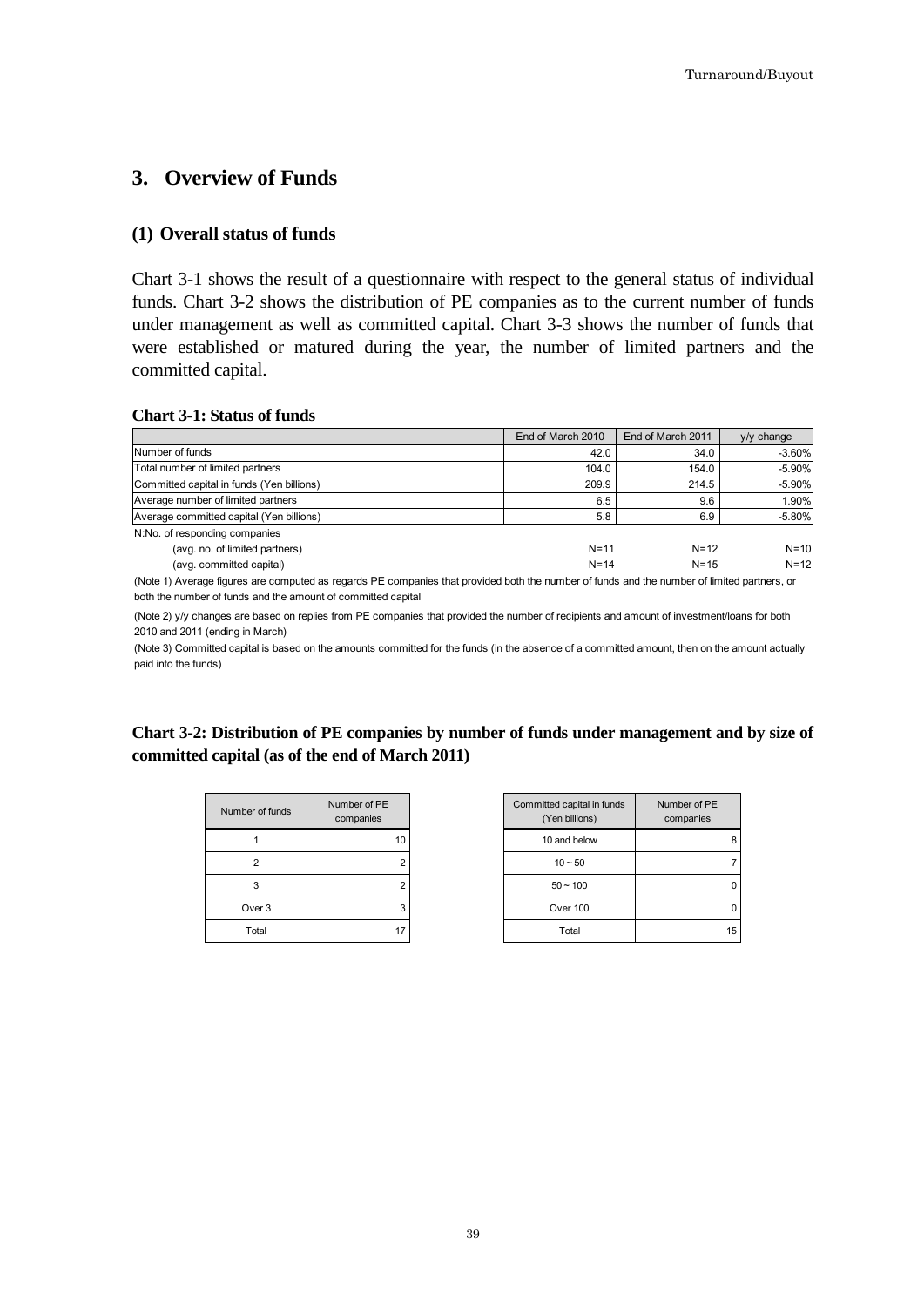## 3. Overview of Funds

### (1) Overall status of funds

Chart 3-1 shows the result of a questionnaire with respect to the general status of individual funds. Chart 3-2 shows the distribution of PE companies as to the current number of funds under management as well as committed capital. Chart 3-3 shows the number of funds that were established or matured during the year, the number of limited partners and the committed capital.

**Chart 3-1: Status of funds**

| | End of March 2010 | End of March 2011 | y/y change |
|---|---|---|---|
| Number of funds | 42.0 | 34.0 | -3.60% |
| Total number of limited partners | 104.0 | 154.0 | -5.90% |
| Committed capital in funds (Yen billions) | 209.9 | 214.5 | -5.90% |
| Average number of limited partners | 6.5 | 9.6 | 1.90% |
| Average committed capital (Yen billions) | 5.8 | 6.9 | -5.80% |
| N:No. of responding companies | | | |
| (avg. no. of limited partners) | N=11 | N=12 | N=10 |
| (avg. committed capital) | N=14 | N=15 | N=12 |

(Note 1) Average figures are computed as regards PE companies that provided both the number of funds and the number of limited partners, or both the number of funds and the amount of committed capital

(Note 2) y/y changes are based on replies from PE companies that provided the number of recipients and amount of investment/loans for both 2010 and 2011 (ending in March)

(Note 3) Committed capital is based on the amounts committed for the funds (in the absence of a committed amount, then on the amount actually paid into the funds)

**Chart 3-2: Distribution of PE companies by number of funds under management and by size of committed capital (as of the end of March 2011)**

| Number of funds | Number of PE companies |
|---|---|
| 1 | 10 |
| 2 | 2 |
| 3 | 2 |
| Over 3 | 3 |
| Total | 17 |

| Committed capital in funds (Yen billions) | Number of PE companies |
|---|---|
| 10 and below | 8 |
| 10 ~ 50 | 7 |
| 50 ~ 100 | 0 |
| Over 100 | 0 |
| Total | 15 |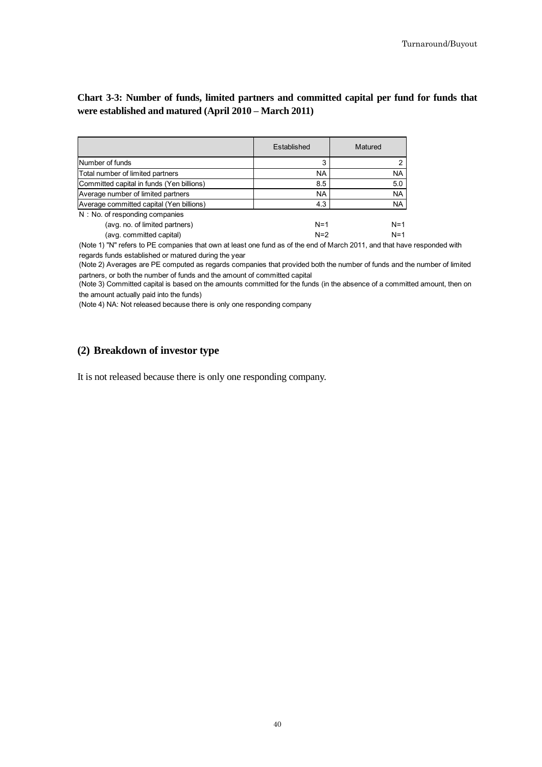**Chart 3-3: Number of funds, limited partners and committed capital per fund for funds that were established and matured (April 2010 – March 2011)**

| | Established | Matured |
|---|---|---|
| Number of funds | 3 | 2 |
| Total number of limited partners | NA | NA |
| Committed capital in funds (Yen billions) | 8.5 | 5.0 |
| Average number of limited partners | NA | NA |
| Average committed capital (Yen billions) | 4.3 | NA |
| N：No. of responding companies | | |
| (avg. no. of limited partners) | N=1 | N=1 |
| (avg. committed capital) | N=2 | N=1 |

(Note 1) "N" refers to PE companies that own at least one fund as of the end of March 2011, and that have responded with regards funds established or matured during the year

(Note 2) Averages are PE computed as regards companies that provided both the number of funds and the number of limited partners, or both the number of funds and the amount of committed capital

(Note 3) Committed capital is based on the amounts committed for the funds (in the absence of a committed amount, then on the amount actually paid into the funds)

(Note 4) NA: Not released because there is only one responding company

## (2) Breakdown of investor type

It is not released because there is only one responding company.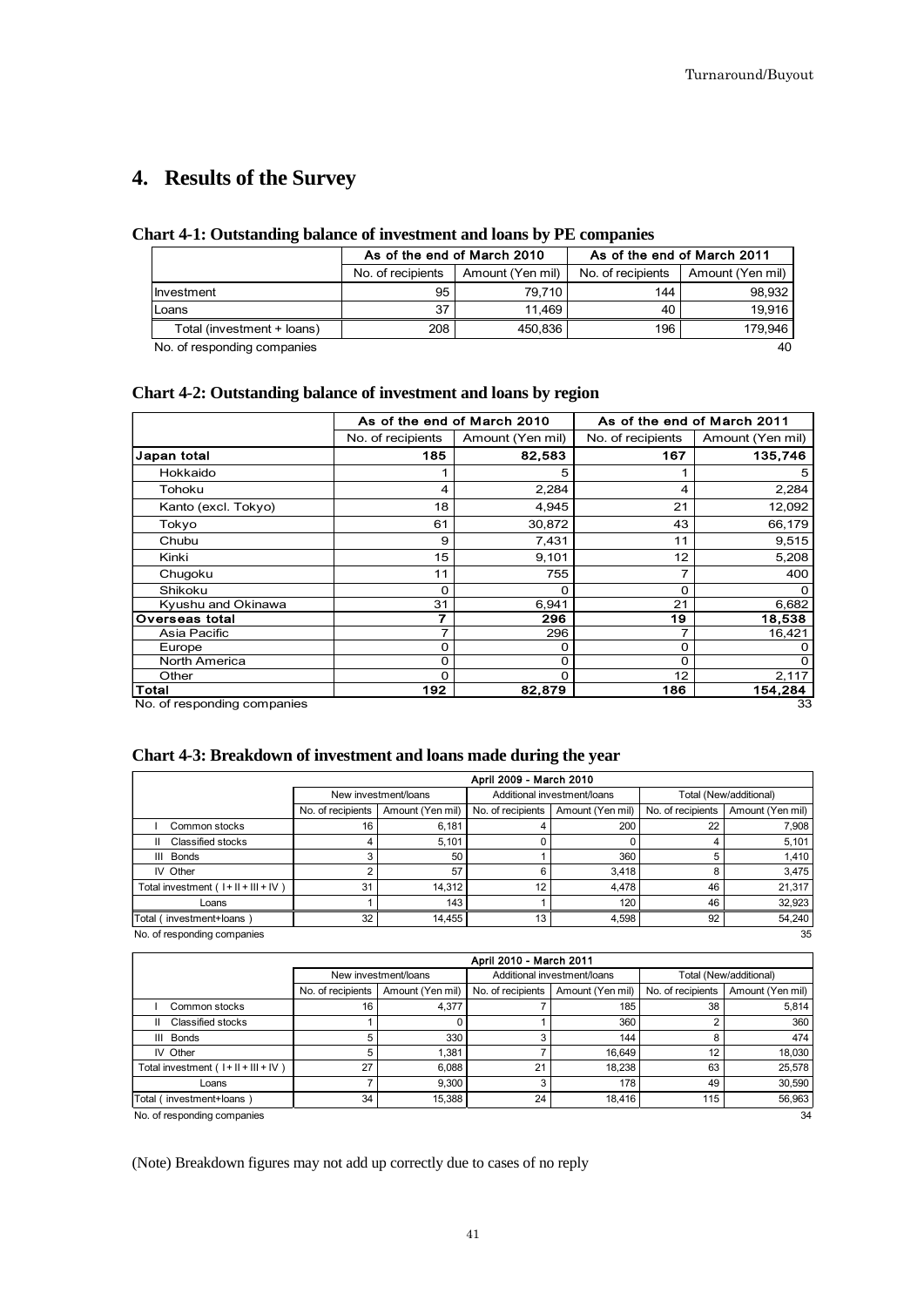# 4. Results of the Survey

### Chart 4-1: Outstanding balance of investment and loans by PE companies

| | As of the end of March 2010 | | As of the end of March 2011 | |
|---|---|---|---|---|
| | No. of recipients | Amount (Yen mil) | No. of recipients | Amount (Yen mil) |
| Investment | 95 | 79,710 | 144 | 98,932 |
| Loans | 37 | 11,469 | 40 | 19,916 |
| Total (investment + loans) | 208 | 450,836 | 196 | 179,946 |
| No. of responding companies | | | | 40 |

### Chart 4-2: Outstanding balance of investment and loans by region

| | As of the end of March 2010 | | As of the end of March 2011 | |
|---|---|---|---|---|
| | No. of recipients | Amount (Yen mil) | No. of recipients | Amount (Yen mil) |
| **Japan total** | **185** | **82,583** | **167** | **135,746** |
| Hokkaido | 1 | 5 | 1 | 5 |
| Tohoku | 4 | 2,284 | 4 | 2,284 |
| Kanto (excl. Tokyo) | 18 | 4,945 | 21 | 12,092 |
| Tokyo | 61 | 30,872 | 43 | 66,179 |
| Chubu | 9 | 7,431 | 11 | 9,515 |
| Kinki | 15 | 9,101 | 12 | 5,208 |
| Chugoku | 11 | 755 | 7 | 400 |
| Shikoku | 0 | 0 | 0 | 0 |
| Kyushu and Okinawa | 31 | 6,941 | 21 | 6,682 |
| **Overseas total** | **7** | **296** | **19** | **18,538** |
| Asia Pacific | 7 | 296 | 7 | 16,421 |
| Europe | 0 | 0 | 0 | 0 |
| North America | 0 | 0 | 0 | 0 |
| Other | 0 | 0 | 12 | 2,117 |
| **Total** | **192** | **82,879** | **186** | **154,284** |
| No. of responding companies | | | | 33 |

### Chart 4-3: Breakdown of investment and loans made during the year

| | April 2009 - March 2010 | | | | | |
|---|---|---|---|---|---|---|
| | New investment/loans | | Additional investment/loans | | Total (New/additional) | |
| | No. of recipients | Amount (Yen mil) | No. of recipients | Amount (Yen mil) | No. of recipients | Amount (Yen mil) |
| I Common stocks | 16 | 6,181 | 4 | 200 | 22 | 7,908 |
| II Classified stocks | 4 | 5,101 | 0 | 0 | 4 | 5,101 |
| III Bonds | 3 | 50 | 1 | 360 | 5 | 1,410 |
| IV Other | 2 | 57 | 6 | 3,418 | 8 | 3,475 |
| Total investment ( I + II + III + IV ) | 31 | 14,312 | 12 | 4,478 | 46 | 21,317 |
| Loans | 1 | 143 | 1 | 120 | 46 | 32,923 |
| Total ( investment+loans ) | 32 | 14,455 | 13 | 4,598 | 92 | 54,240 |
| No. of responding companies | | | | | | 35 |

| | April 2010 - March 2011 | | | | | |
|---|---|---|---|---|---|---|
| | New investment/loans | | Additional investment/loans | | Total (New/additional) | |
| | No. of recipients | Amount (Yen mil) | No. of recipients | Amount (Yen mil) | No. of recipients | Amount (Yen mil) |
| I Common stocks | 16 | 4,377 | 7 | 185 | 38 | 5,814 |
| II Classified stocks | 1 | 0 | 1 | 360 | 2 | 360 |
| III Bonds | 5 | 330 | 3 | 144 | 8 | 474 |
| IV Other | 5 | 1,381 | 7 | 16,649 | 12 | 18,030 |
| Total investment ( I + II + III + IV ) | 27 | 6,088 | 21 | 18,238 | 63 | 25,578 |
| Loans | 7 | 9,300 | 3 | 178 | 49 | 30,590 |
| Total ( investment+loans ) | 34 | 15,388 | 24 | 18,416 | 115 | 56,963 |
| No. of responding companies | | | | | | 34 |

(Note) Breakdown figures may not add up correctly due to cases of no reply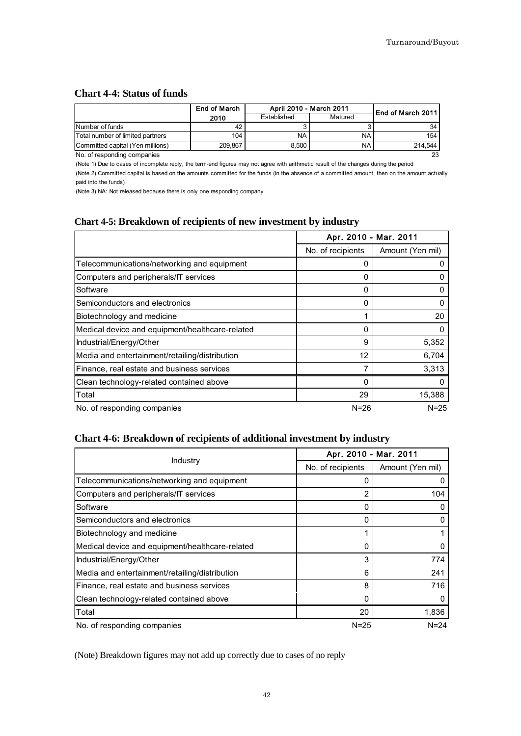## Chart 4-4: Status of funds

| | End of March 2010 | April 2010 - March 2011 | | End of March 2011 |
|---|---|---|---|---|
| | | Established | Matured | |
| Number of funds | 42 | 3 | 3 | 34 |
| Total number of limited partners | 104 | NA | NA | 154 |
| Committed capital (Yen millions) | 209,867 | 8,500 | NA | 214,544 |
| No. of responding companies | | | | 23 |

(Note 1) Due to cases of incomplete reply, the term-end figures may not agree with arithmetic result of the changes during the period

(Note 2) Committed capital is based on the amounts committed for the funds (in the absence of a committed amount, then on the amount actually paid into the funds)

(Note 3) NA: Not released because there is only one responding company

## Chart 4-5: Breakdown of recipients of new investment by industry

| | Apr. 2010 - Mar. 2011 | |
|---|---|---|
| | No. of recipients | Amount (Yen mil) |
| Telecommunications/networking and equipment | 0 | 0 |
| Computers and peripherals/IT services | 0 | 0 |
| Software | 0 | 0 |
| Semiconductors and electronics | 0 | 0 |
| Biotechnology and medicine | 1 | 20 |
| Medical device and equipment/healthcare-related | 0 | 0 |
| Industrial/Energy/Other | 9 | 5,352 |
| Media and entertainment/retailing/distribution | 12 | 6,704 |
| Finance, real estate and business services | 7 | 3,313 |
| Clean technology-related contained above | 0 | 0 |
| Total | 29 | 15,388 |
| No. of responding companies | N=26 | N=25 |

## Chart 4-6: Breakdown of recipients of additional investment by industry

| Industry | Apr. 2010 - Mar. 2011 | |
|---|---|---|
| | No. of recipients | Amount (Yen mil) |
| Telecommunications/networking and equipment | 0 | 0 |
| Computers and peripherals/IT services | 2 | 104 |
| Software | 0 | 0 |
| Semiconductors and electronics | 0 | 0 |
| Biotechnology and medicine | 1 | 1 |
| Medical device and equipment/healthcare-related | 0 | 0 |
| Industrial/Energy/Other | 3 | 774 |
| Media and entertainment/retailing/distribution | 6 | 241 |
| Finance, real estate and business services | 8 | 716 |
| Clean technology-related contained above | 0 | 0 |
| Total | 20 | 1,836 |
| No. of responding companies | N=25 | N=24 |

(Note) Breakdown figures may not add up correctly due to cases of no reply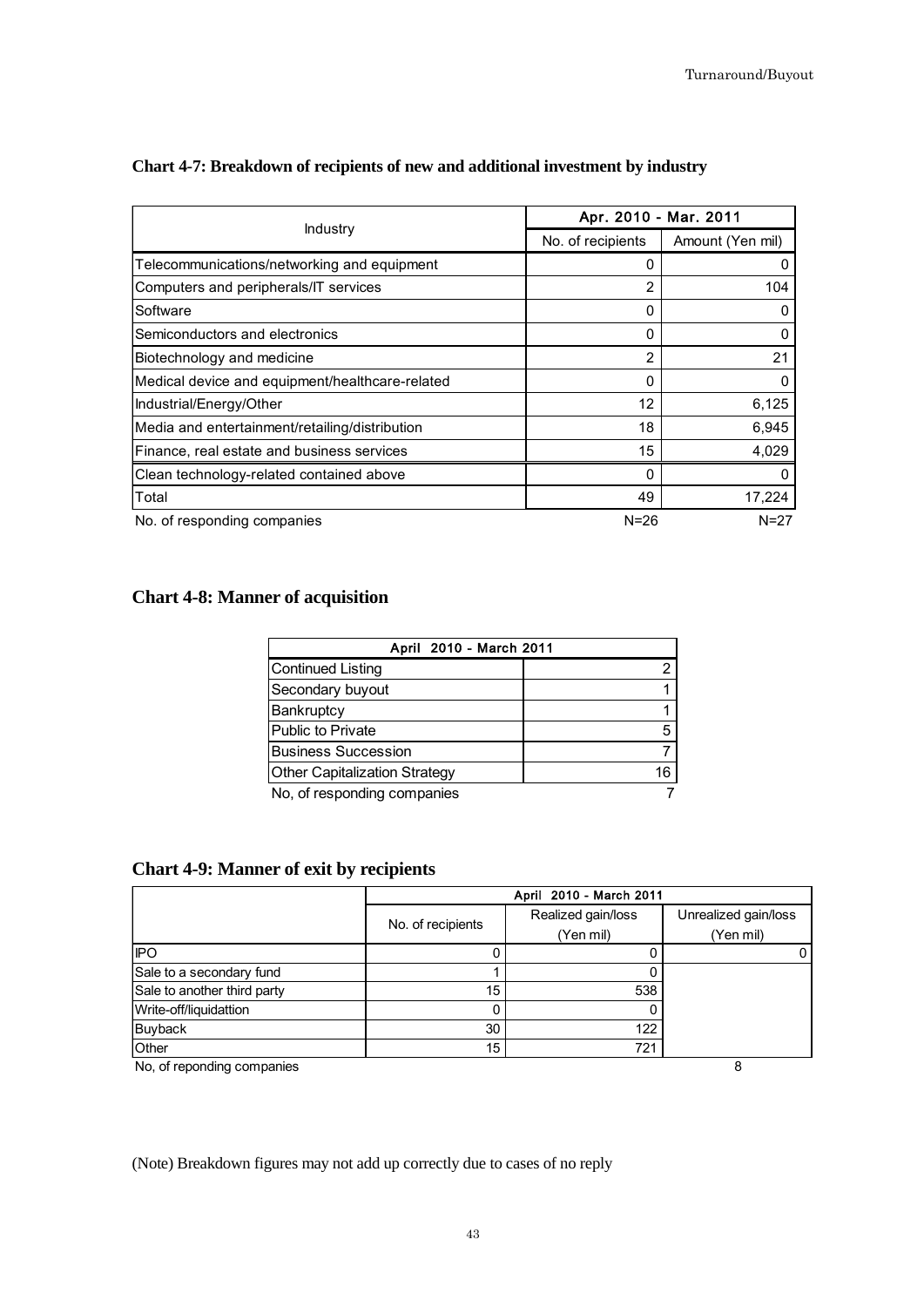## Chart 4-7: Breakdown of recipients of new and additional investment by industry

| Industry | Apr. 2010 - Mar. 2011 | |
|---|---|---|
| | No. of recipients | Amount (Yen mil) |
| Telecommunications/networking and equipment | 0 | 0 |
| Computers and peripherals/IT services | 2 | 104 |
| Software | 0 | 0 |
| Semiconductors and electronics | 0 | 0 |
| Biotechnology and medicine | 2 | 21 |
| Medical device and equipment/healthcare-related | 0 | 0 |
| Industrial/Energy/Other | 12 | 6,125 |
| Media and entertainment/retailing/distribution | 18 | 6,945 |
| Finance, real estate and business services | 15 | 4,029 |
| Clean technology-related contained above | 0 | 0 |
| Total | 49 | 17,224 |
| No. of responding companies | N=26 | N=27 |

## Chart 4-8: Manner of acquisition

| April 2010 - March 2011 | |
|---|---|
| Continued Listing | 2 |
| Secondary buyout | 1 |
| Bankruptcy | 1 |
| Public to Private | 5 |
| Business Succession | 7 |
| Other Capitalization Strategy | 16 |
| No, of responding companies | 7 |

## Chart 4-9: Manner of exit by recipients

| | April 2010 - March 2011 | | |
|---|---|---|---|
| | No. of recipients | Realized gain/loss (Yen mil) | Unrealized gain/loss (Yen mil) |
| IPO | 0 | 0 | 0 |
| Sale to a secondary fund | 1 | 0 | |
| Sale to another third party | 15 | 538 | |
| Write-off/liquidattion | 0 | 0 | |
| Buyback | 30 | 122 | |
| Other | 15 | 721 | |
| No, of reponding companies | | | 8 |

(Note) Breakdown figures may not add up correctly due to cases of no reply